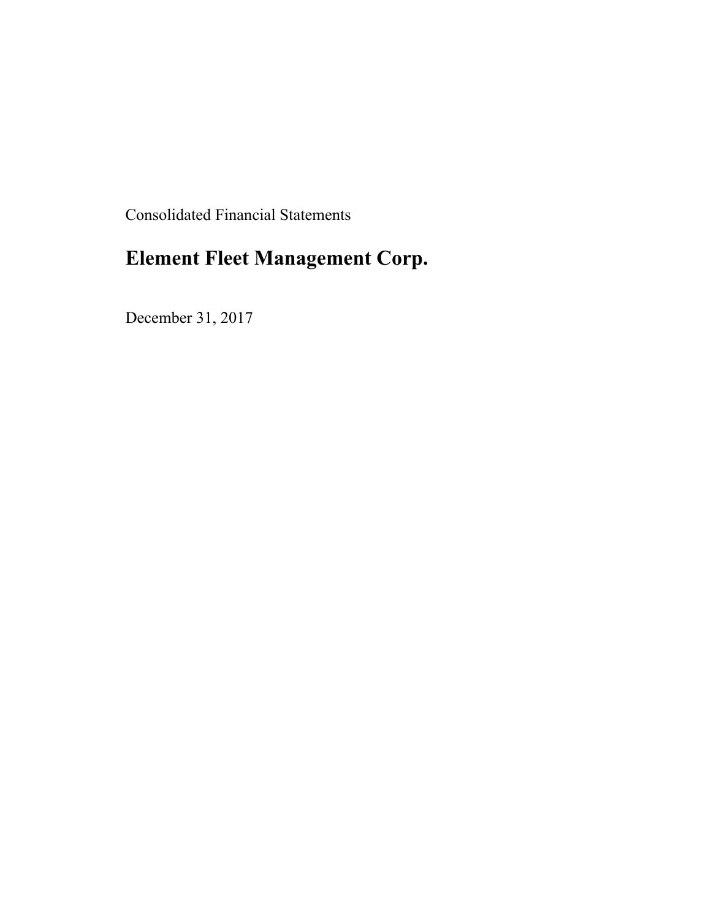Consolidated Financial Statements

# Element Fleet Management Corp.

December 31, 2017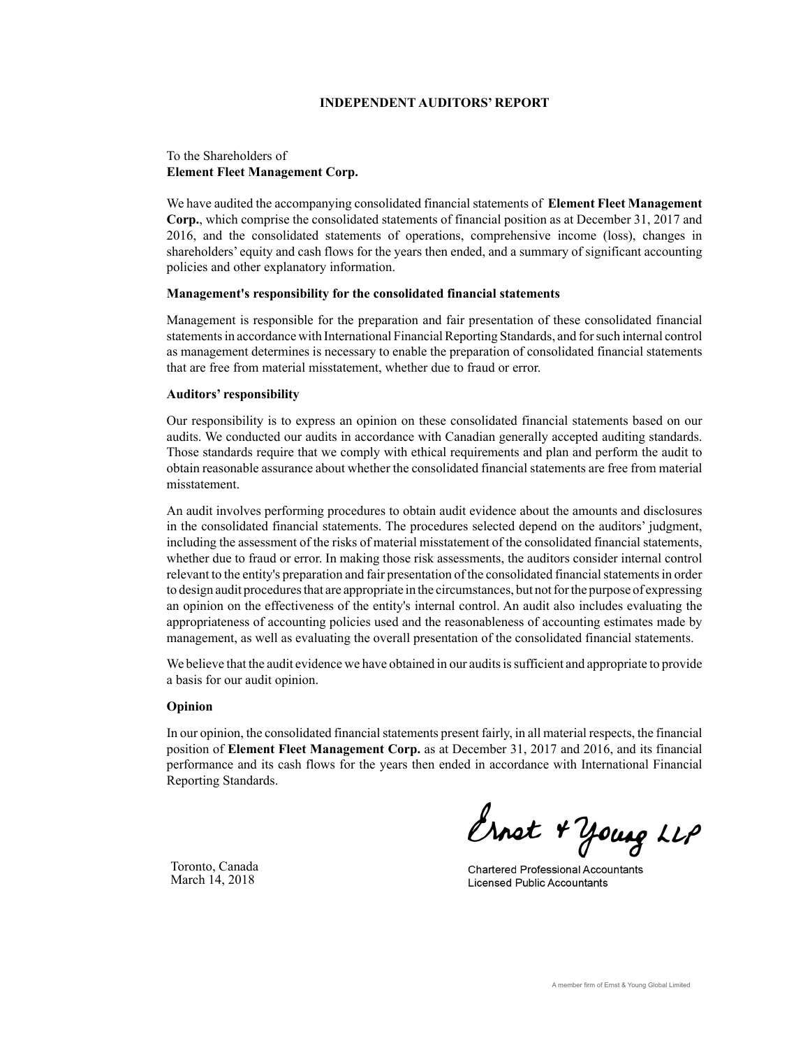# INDEPENDENT AUDITORS' REPORT

To the Shareholders of
**Element Fleet Management Corp.**

We have audited the accompanying consolidated financial statements of **Element Fleet Management Corp.**, which comprise the consolidated statements of financial position as at December 31, 2017 and 2016, and the consolidated statements of operations, comprehensive income (loss), changes in shareholders' equity and cash flows for the years then ended, and a summary of significant accounting policies and other explanatory information.

**Management's responsibility for the consolidated financial statements**

Management is responsible for the preparation and fair presentation of these consolidated financial statements in accordance with International Financial Reporting Standards, and for such internal control as management determines is necessary to enable the preparation of consolidated financial statements that are free from material misstatement, whether due to fraud or error.

**Auditors' responsibility**

Our responsibility is to express an opinion on these consolidated financial statements based on our audits. We conducted our audits in accordance with Canadian generally accepted auditing standards. Those standards require that we comply with ethical requirements and plan and perform the audit to obtain reasonable assurance about whether the consolidated financial statements are free from material misstatement.

An audit involves performing procedures to obtain audit evidence about the amounts and disclosures in the consolidated financial statements. The procedures selected depend on the auditors' judgment, including the assessment of the risks of material misstatement of the consolidated financial statements, whether due to fraud or error. In making those risk assessments, the auditors consider internal control relevant to the entity's preparation and fair presentation of the consolidated financial statements in order to design audit procedures that are appropriate in the circumstances, but not for the purpose of expressing an opinion on the effectiveness of the entity's internal control. An audit also includes evaluating the appropriateness of accounting policies used and the reasonableness of accounting estimates made by management, as well as evaluating the overall presentation of the consolidated financial statements.

We believe that the audit evidence we have obtained in our audits is sufficient and appropriate to provide a basis for our audit opinion.

**Opinion**

In our opinion, the consolidated financial statements present fairly, in all material respects, the financial position of **Element Fleet Management Corp.** as at December 31, 2017 and 2016, and its financial performance and its cash flows for the years then ended in accordance with International Financial Reporting Standards.

Ernst & Young LLP

Chartered Professional Accountants
Licensed Public Accountants

Toronto, Canada
March 14, 2018

A member firm of Ernst & Young Global Limited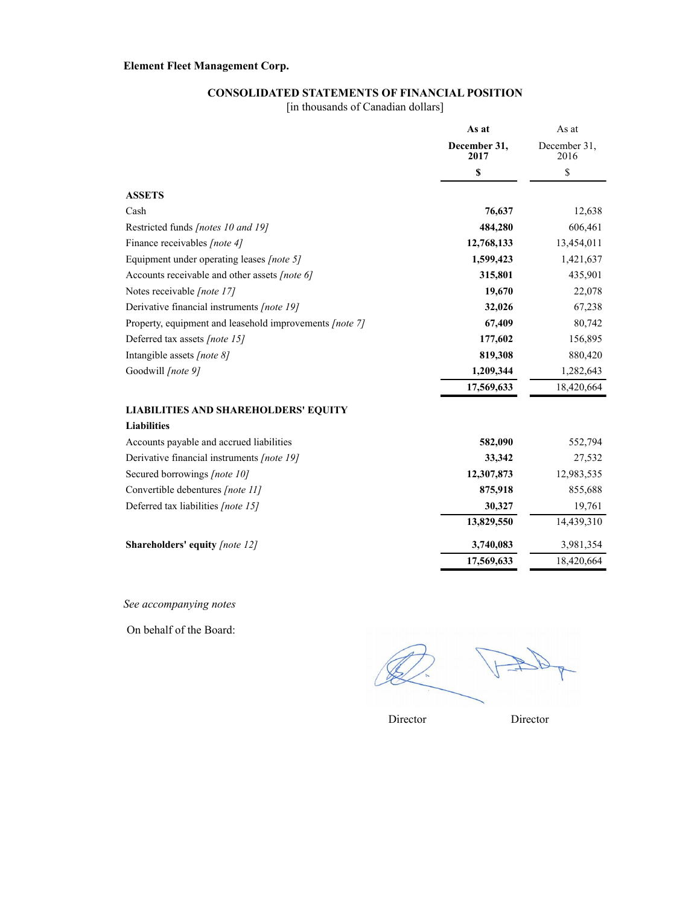**Element Fleet Management Corp.**

## CONSOLIDATED STATEMENTS OF FINANCIAL POSITION

[in thousands of Canadian dollars]

| | **As at December 31, 2017** | As at December 31, 2016 |
|---|---|---|
| | **$** | $ |
| **ASSETS** | | |
| Cash | **76,637** | 12,638 |
| Restricted funds *[notes 10 and 19]* | **484,280** | 606,461 |
| Finance receivables *[note 4]* | **12,768,133** | 13,454,011 |
| Equipment under operating leases *[note 5]* | **1,599,423** | 1,421,637 |
| Accounts receivable and other assets *[note 6]* | **315,801** | 435,901 |
| Notes receivable *[note 17]* | **19,670** | 22,078 |
| Derivative financial instruments *[note 19]* | **32,026** | 67,238 |
| Property, equipment and leasehold improvements *[note 7]* | **67,409** | 80,742 |
| Deferred tax assets *[note 15]* | **177,602** | 156,895 |
| Intangible assets *[note 8]* | **819,308** | 880,420 |
| Goodwill *[note 9]* | **1,209,344** | 1,282,643 |
| | **17,569,633** | 18,420,664 |
| **LIABILITIES AND SHAREHOLDERS' EQUITY** | | |
| **Liabilities** | | |
| Accounts payable and accrued liabilities | **582,090** | 552,794 |
| Derivative financial instruments *[note 19]* | **33,342** | 27,532 |
| Secured borrowings *[note 10]* | **12,307,873** | 12,983,535 |
| Convertible debentures *[note 11]* | **875,918** | 855,688 |
| Deferred tax liabilities *[note 15]* | **30,327** | 19,761 |
| | **13,829,550** | 14,439,310 |
| **Shareholders' equity** *[note 12]* | **3,740,083** | 3,981,354 |
| | **17,569,633** | 18,420,664 |

*See accompanying notes*

On behalf of the Board:

Director &nbsp;&nbsp;&nbsp;&nbsp;&nbsp;&nbsp;&nbsp;&nbsp; Director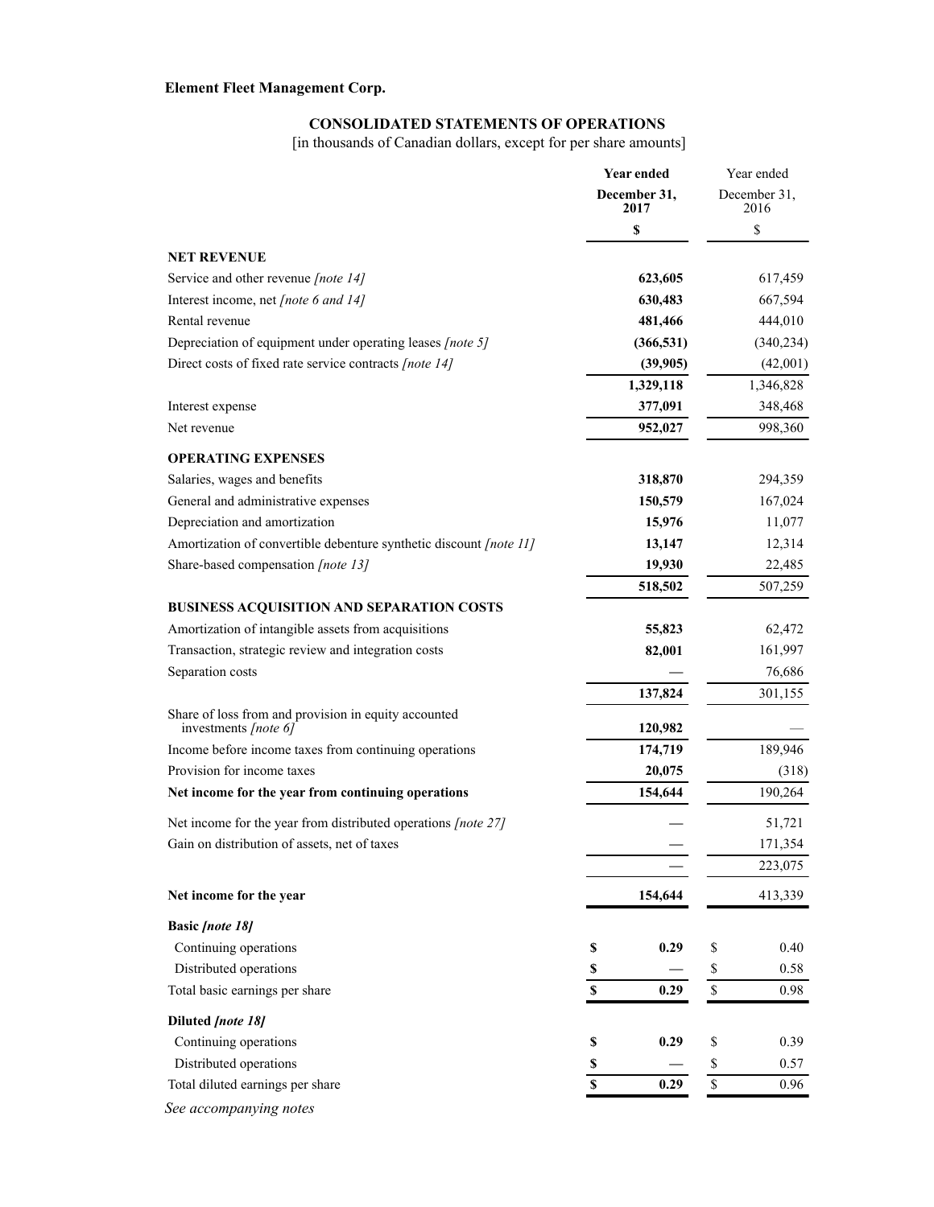**Element Fleet Management Corp.**

## CONSOLIDATED STATEMENTS OF OPERATIONS

[in thousands of Canadian dollars, except for per share amounts]

| | Year ended December 31, 2017 | Year ended December 31, 2016 |
|---|---|---|
| | **$** | $ |
| **NET REVENUE** | | |
| Service and other revenue *[note 14]* | **623,605** | 617,459 |
| Interest income, net *[note 6 and 14]* | **630,483** | 667,594 |
| Rental revenue | **481,466** | 444,010 |
| Depreciation of equipment under operating leases *[note 5]* | **(366,531)** | (340,234) |
| Direct costs of fixed rate service contracts *[note 14]* | **(39,905)** | (42,001) |
| | **1,329,118** | 1,346,828 |
| Interest expense | **377,091** | 348,468 |
| Net revenue | **952,027** | 998,360 |
| **OPERATING EXPENSES** | | |
| Salaries, wages and benefits | **318,870** | 294,359 |
| General and administrative expenses | **150,579** | 167,024 |
| Depreciation and amortization | **15,976** | 11,077 |
| Amortization of convertible debenture synthetic discount *[note 11]* | **13,147** | 12,314 |
| Share-based compensation *[note 13]* | **19,930** | 22,485 |
| | **518,502** | 507,259 |
| **BUSINESS ACQUISITION AND SEPARATION COSTS** | | |
| Amortization of intangible assets from acquisitions | **55,823** | 62,472 |
| Transaction, strategic review and integration costs | **82,001** | 161,997 |
| Separation costs | **—** | 76,686 |
| | **137,824** | 301,155 |
| Share of loss from and provision in equity accounted investments *[note 6]* | **120,982** | — |
| Income before income taxes from continuing operations | **174,719** | 189,946 |
| Provision for income taxes | **20,075** | (318) |
| **Net income for the year from continuing operations** | **154,644** | 190,264 |
| Net income for the year from distributed operations *[note 27]* | **—** | 51,721 |
| Gain on distribution of assets, net of taxes | **—** | 171,354 |
| | **—** | 223,075 |
| **Net income for the year** | **154,644** | 413,339 |
| ***Basic [note 18]*** | | |
| Continuing operations | **$ 0.29** | $ 0.40 |
| Distributed operations | **$ —** | $ 0.58 |
| Total basic earnings per share | **$ 0.29** | $ 0.98 |
| ***Diluted [note 18]*** | | |
| Continuing operations | **$ 0.29** | $ 0.39 |
| Distributed operations | **$ —** | $ 0.57 |
| Total diluted earnings per share | **$ 0.29** | $ 0.96 |

*See accompanying notes*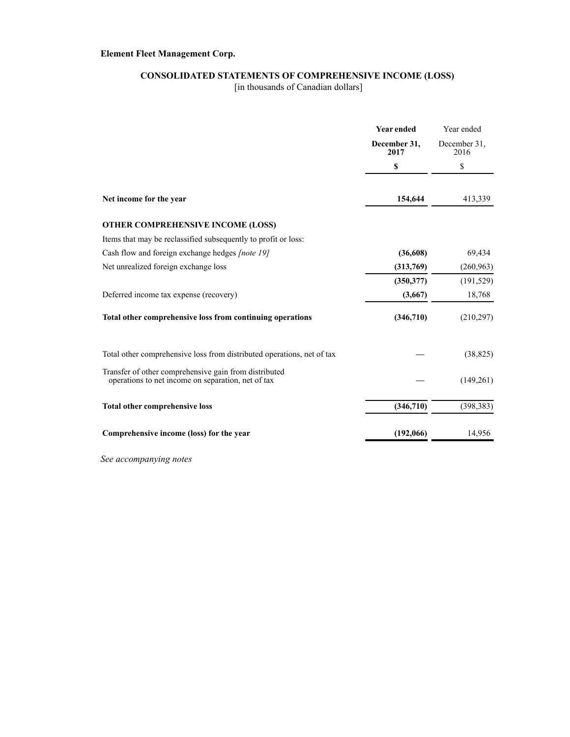**Element Fleet Management Corp.**

## CONSOLIDATED STATEMENTS OF COMPREHENSIVE INCOME (LOSS)

[in thousands of Canadian dollars]

| | **Year ended December 31, 2017** | Year ended December 31, 2016 |
|---|---|---|
| | **$** | $ |
| **Net income for the year** | **154,644** | 413,339 |
| **OTHER COMPREHENSIVE INCOME (LOSS)** | | |
| Items that may be reclassified subsequently to profit or loss: | | |
| Cash flow and foreign exchange hedges *[note 19]* | **(36,608)** | 69,434 |
| Net unrealized foreign exchange loss | **(313,769)** | (260,963) |
| | **(350,377)** | (191,529) |
| Deferred income tax expense (recovery) | **(3,667)** | 18,768 |
| **Total other comprehensive loss from continuing operations** | **(346,710)** | (210,297) |
| Total other comprehensive loss from distributed operations, net of tax | **—** | (38,825) |
| Transfer of other comprehensive gain from distributed operations to net income on separation, net of tax | **—** | (149,261) |
| **Total other comprehensive loss** | **(346,710)** | (398,383) |
| **Comprehensive income (loss) for the year** | **(192,066)** | 14,956 |

*See accompanying notes*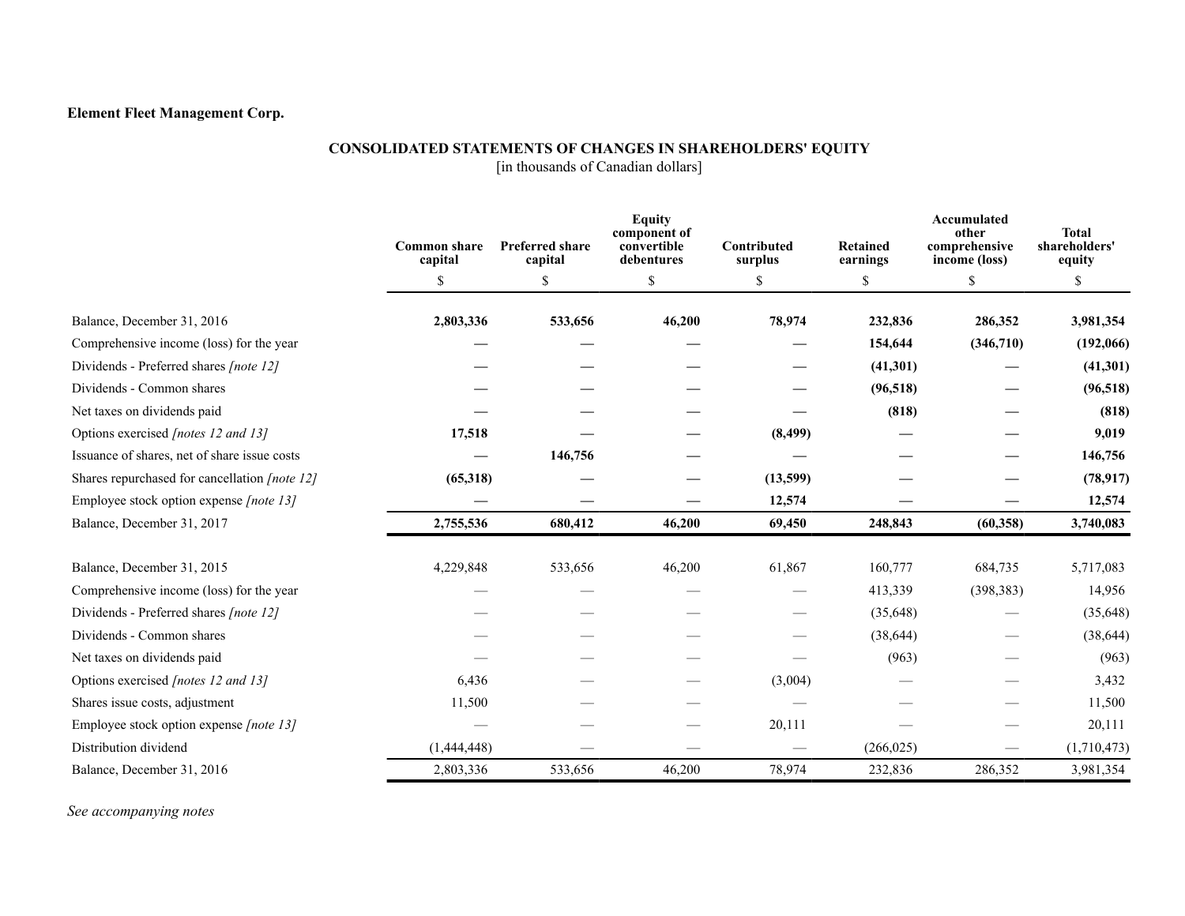**Element Fleet Management Corp.**

## CONSOLIDATED STATEMENTS OF CHANGES IN SHAREHOLDERS' EQUITY

[in thousands of Canadian dollars]

| | Common share capital | Preferred share capital | Equity component of convertible debentures | Contributed surplus | Retained earnings | Accumulated other comprehensive income (loss) | Total shareholders' equity |
|---|---|---|---|---|---|---|---|
| | $ | $ | $ | $ | $ | $ | $ |
| Balance, December 31, 2016 | **2,803,336** | **533,656** | **46,200** | **78,974** | **232,836** | **286,352** | **3,981,354** |
| Comprehensive income (loss) for the year | **—** | **—** | **—** | **—** | **154,644** | **(346,710)** | **(192,066)** |
| Dividends - Preferred shares *[note 12]* | **—** | **—** | **—** | **—** | **(41,301)** | **—** | **(41,301)** |
| Dividends - Common shares | **—** | **—** | **—** | **—** | **(96,518)** | **—** | **(96,518)** |
| Net taxes on dividends paid | **—** | **—** | **—** | **—** | **(818)** | **—** | **(818)** |
| Options exercised *[notes 12 and 13]* | **17,518** | **—** | **—** | **(8,499)** | **—** | **—** | **9,019** |
| Issuance of shares, net of share issue costs | **—** | **146,756** | **—** | **—** | **—** | **—** | **146,756** |
| Shares repurchased for cancellation *[note 12]* | **(65,318)** | **—** | **—** | **(13,599)** | **—** | **—** | **(78,917)** |
| Employee stock option expense *[note 13]* | **—** | **—** | **—** | **12,574** | **—** | **—** | **12,574** |
| Balance, December 31, 2017 | **2,755,536** | **680,412** | **46,200** | **69,450** | **248,843** | **(60,358)** | **3,740,083** |
| | | | | | | | |
| Balance, December 31, 2015 | 4,229,848 | 533,656 | 46,200 | 61,867 | 160,777 | 684,735 | 5,717,083 |
| Comprehensive income (loss) for the year | — | — | — | — | 413,339 | (398,383) | 14,956 |
| Dividends - Preferred shares *[note 12]* | — | — | — | — | (35,648) | — | (35,648) |
| Dividends - Common shares | — | — | — | — | (38,644) | — | (38,644) |
| Net taxes on dividends paid | — | — | — | — | (963) | — | (963) |
| Options exercised *[notes 12 and 13]* | 6,436 | — | — | (3,004) | — | — | 3,432 |
| Shares issue costs, adjustment | 11,500 | — | — | — | — | — | 11,500 |
| Employee stock option expense *[note 13]* | — | — | — | 20,111 | — | — | 20,111 |
| Distribution dividend | (1,444,448) | — | — | — | (266,025) | — | (1,710,473) |
| Balance, December 31, 2016 | 2,803,336 | 533,656 | 46,200 | 78,974 | 232,836 | 286,352 | 3,981,354 |

*See accompanying notes*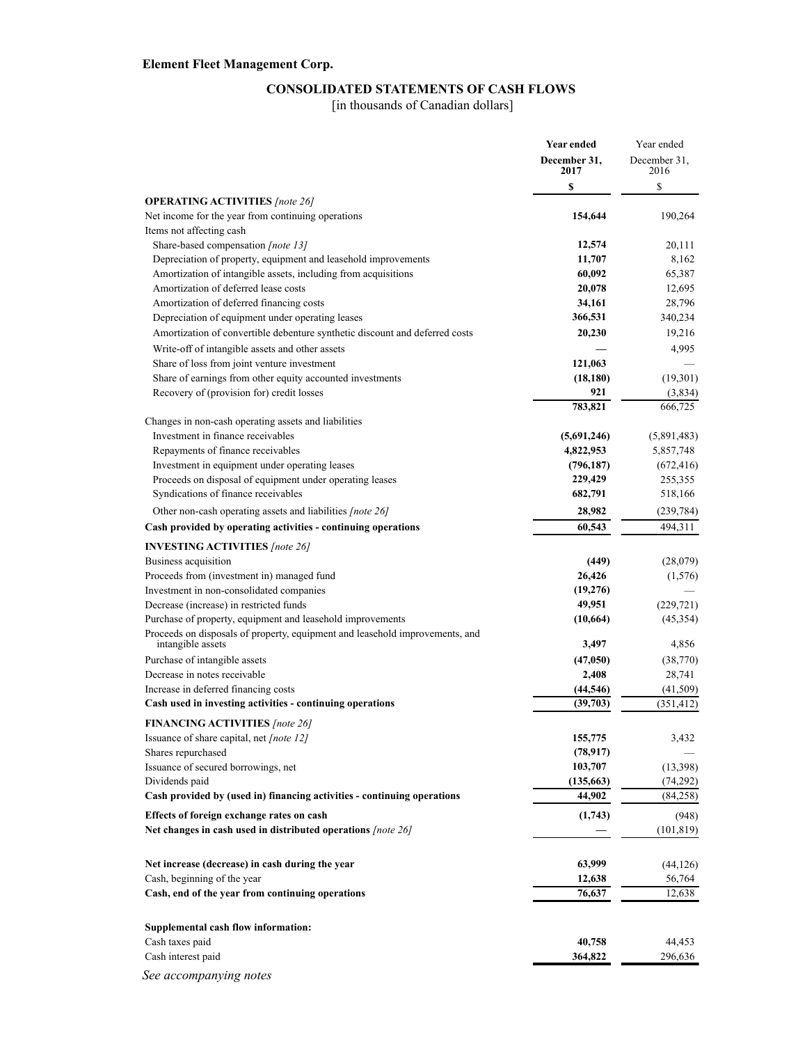**Element Fleet Management Corp.**

## CONSOLIDATED STATEMENTS OF CASH FLOWS

[in thousands of Canadian dollars]

| | **Year ended December 31, 2017** | Year ended December 31, 2016 |
|---|---|---|
| | **$** | $ |
| **OPERATING ACTIVITIES** *[note 26]* | | |
| Net income for the year from continuing operations | **154,644** | 190,264 |
| Items not affecting cash | | |
| Share-based compensation *[note 13]* | **12,574** | 20,111 |
| Depreciation of property, equipment and leasehold improvements | **11,707** | 8,162 |
| Amortization of intangible assets, including from acquisitions | **60,092** | 65,387 |
| Amortization of deferred lease costs | **20,078** | 12,695 |
| Amortization of deferred financing costs | **34,161** | 28,796 |
| Depreciation of equipment under operating leases | **366,531** | 340,234 |
| Amortization of convertible debenture synthetic discount and deferred costs | **20,230** | 19,216 |
| Write-off of intangible assets and other assets | **—** | 4,995 |
| Share of loss from joint venture investment | **121,063** | — |
| Share of earnings from other equity accounted investments | **(18,180)** | (19,301) |
| Recovery of (provision for) credit losses | **921** | (3,834) |
| | **783,821** | 666,725 |
| Changes in non-cash operating assets and liabilities | | |
| Investment in finance receivables | **(5,691,246)** | (5,891,483) |
| Repayments of finance receivables | **4,822,953** | 5,857,748 |
| Investment in equipment under operating leases | **(796,187)** | (672,416) |
| Proceeds on disposal of equipment under operating leases | **229,429** | 255,355 |
| Syndications of finance receivables | **682,791** | 518,166 |
| Other non-cash operating assets and liabilities *[note 26]* | **28,982** | (239,784) |
| **Cash provided by operating activities - continuing operations** | **60,543** | 494,311 |
| **INVESTING ACTIVITIES** *[note 26]* | | |
| Business acquisition | **(449)** | (28,079) |
| Proceeds from (investment in) managed fund | **26,426** | (1,576) |
| Investment in non-consolidated companies | **(19,276)** | — |
| Decrease (increase) in restricted funds | **49,951** | (229,721) |
| Purchase of property, equipment and leasehold improvements | **(10,664)** | (45,354) |
| Proceeds on disposals of property, equipment and leasehold improvements, and intangible assets | **3,497** | 4,856 |
| Purchase of intangible assets | **(47,050)** | (38,770) |
| Decrease in notes receivable | **2,408** | 28,741 |
| Increase in deferred financing costs | **(44,546)** | (41,509) |
| **Cash used in investing activities - continuing operations** | **(39,703)** | (351,412) |
| **FINANCING ACTIVITIES** *[note 26]* | | |
| Issuance of share capital, net *[note 12]* | **155,775** | 3,432 |
| Shares repurchased | **(78,917)** | — |
| Issuance of secured borrowings, net | **103,707** | (13,398) |
| Dividends paid | **(135,663)** | (74,292) |
| **Cash provided by (used in) financing activities - continuing operations** | **44,902** | (84,258) |
| **Effects of foreign exchange rates on cash** | **(1,743)** | (948) |
| **Net changes in cash used in distributed operations** *[note 26]* | **—** | (101,819) |
| | | |
| **Net increase (decrease) in cash during the year** | **63,999** | (44,126) |
| Cash, beginning of the year | **12,638** | 56,764 |
| **Cash, end of the year from continuing operations** | **76,637** | 12,638 |
| | | |
| **Supplemental cash flow information:** | | |
| Cash taxes paid | **40,758** | 44,453 |
| Cash interest paid | **364,822** | 296,636 |

*See accompanying notes*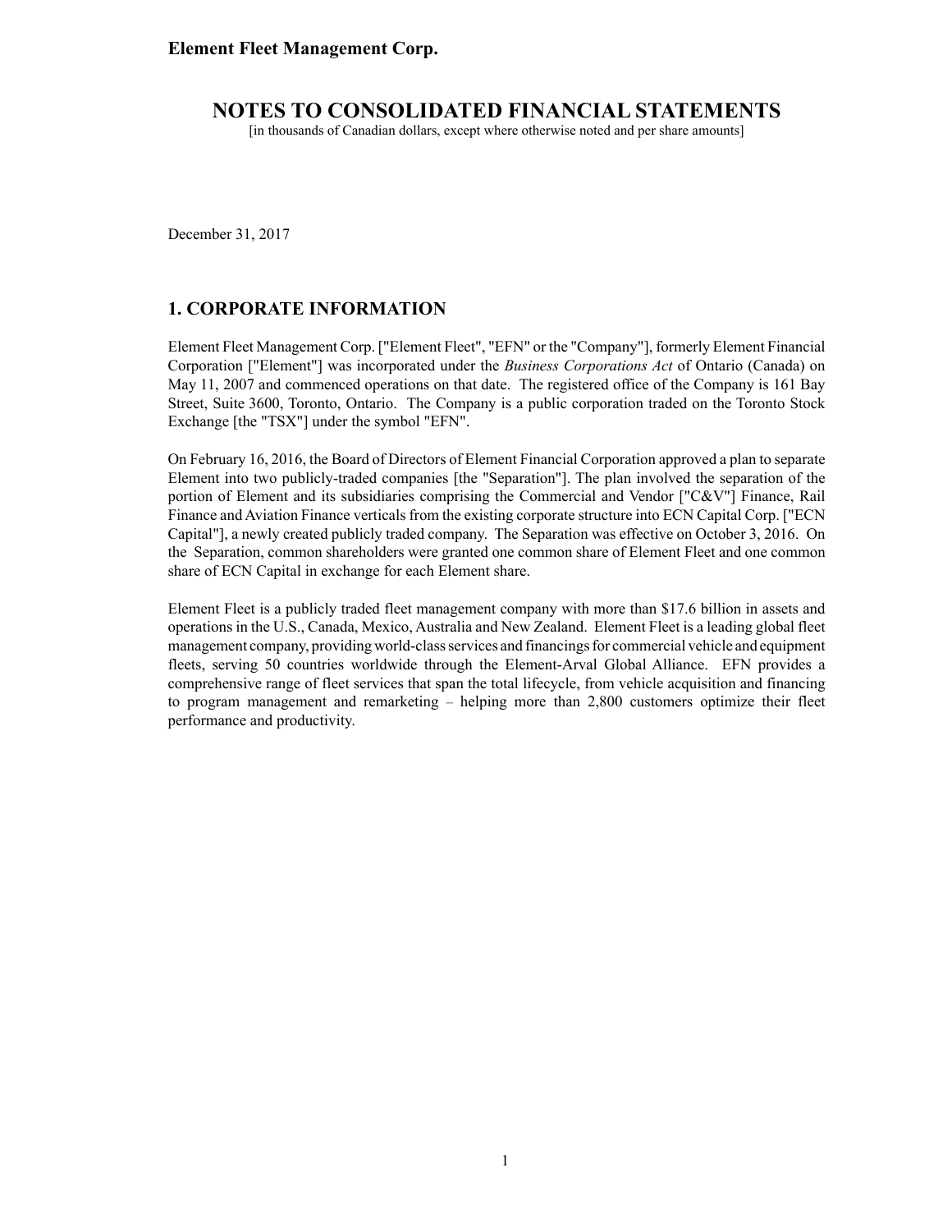Element Fleet Management Corp.

# NOTES TO CONSOLIDATED FINANCIAL STATEMENTS

[in thousands of Canadian dollars, except where otherwise noted and per share amounts]

December 31, 2017

## 1. CORPORATE INFORMATION

Element Fleet Management Corp. ["Element Fleet", "EFN" or the "Company"], formerly Element Financial Corporation ["Element"] was incorporated under the *Business Corporations Act* of Ontario (Canada) on May 11, 2007 and commenced operations on that date. The registered office of the Company is 161 Bay Street, Suite 3600, Toronto, Ontario. The Company is a public corporation traded on the Toronto Stock Exchange [the "TSX"] under the symbol "EFN".

On February 16, 2016, the Board of Directors of Element Financial Corporation approved a plan to separate Element into two publicly-traded companies [the "Separation"]. The plan involved the separation of the portion of Element and its subsidiaries comprising the Commercial and Vendor ["C&V"] Finance, Rail Finance and Aviation Finance verticals from the existing corporate structure into ECN Capital Corp. ["ECN Capital"], a newly created publicly traded company. The Separation was effective on October 3, 2016. On the Separation, common shareholders were granted one common share of Element Fleet and one common share of ECN Capital in exchange for each Element share.

Element Fleet is a publicly traded fleet management company with more than $17.6 billion in assets and operations in the U.S., Canada, Mexico, Australia and New Zealand. Element Fleet is a leading global fleet management company, providing world-class services and financings for commercial vehicle and equipment fleets, serving 50 countries worldwide through the Element-Arval Global Alliance. EFN provides a comprehensive range of fleet services that span the total lifecycle, from vehicle acquisition and financing to program management and remarketing – helping more than 2,800 customers optimize their fleet performance and productivity.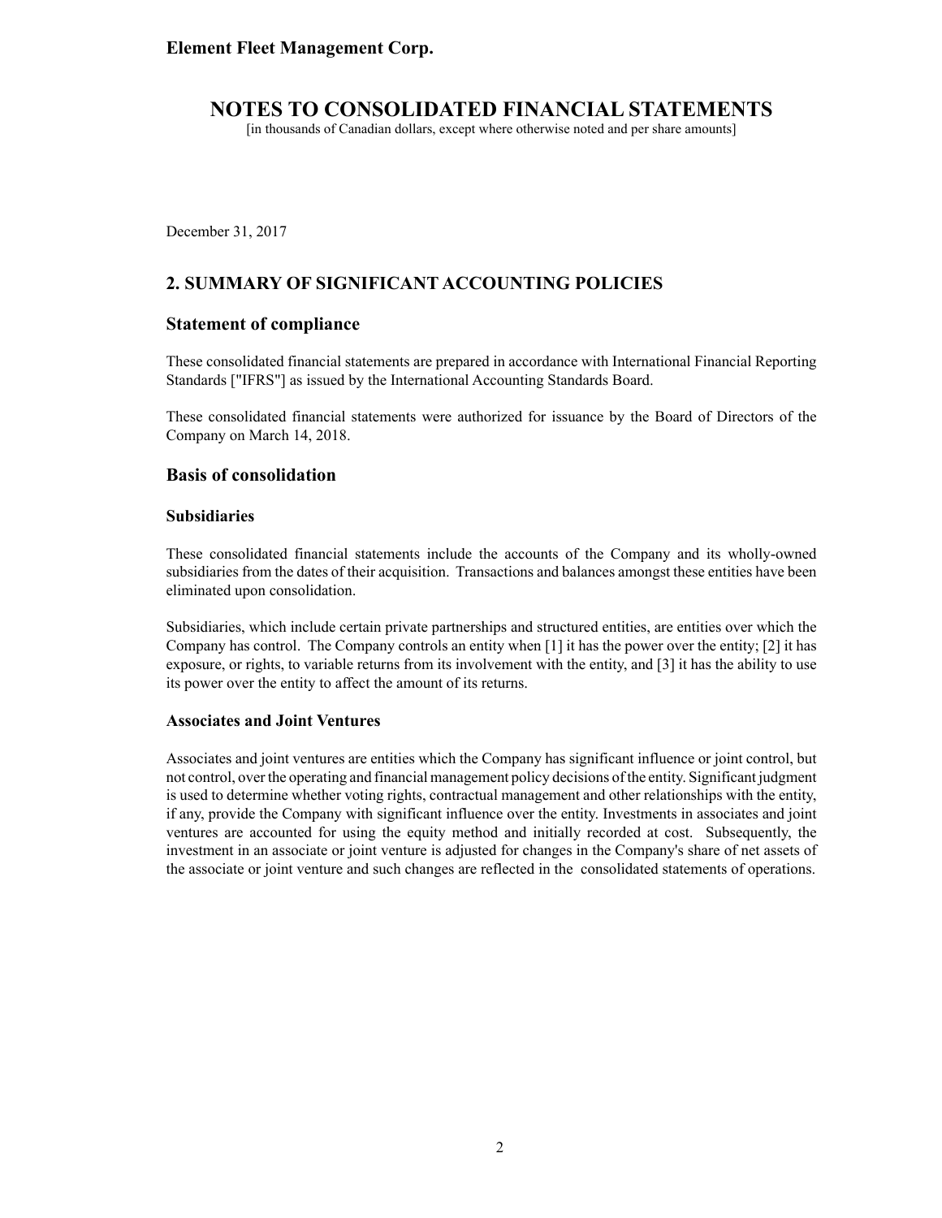December 31, 2017

## 2. SUMMARY OF SIGNIFICANT ACCOUNTING POLICIES

### Statement of compliance

These consolidated financial statements are prepared in accordance with International Financial Reporting Standards ["IFRS"] as issued by the International Accounting Standards Board.

These consolidated financial statements were authorized for issuance by the Board of Directors of the Company on March 14, 2018.

### Basis of consolidation

#### Subsidiaries

These consolidated financial statements include the accounts of the Company and its wholly-owned subsidiaries from the dates of their acquisition. Transactions and balances amongst these entities have been eliminated upon consolidation.

Subsidiaries, which include certain private partnerships and structured entities, are entities over which the Company has control. The Company controls an entity when [1] it has the power over the entity; [2] it has exposure, or rights, to variable returns from its involvement with the entity, and [3] it has the ability to use its power over the entity to affect the amount of its returns.

#### Associates and Joint Ventures

Associates and joint ventures are entities which the Company has significant influence or joint control, but not control, over the operating and financial management policy decisions of the entity. Significant judgment is used to determine whether voting rights, contractual management and other relationships with the entity, if any, provide the Company with significant influence over the entity. Investments in associates and joint ventures are accounted for using the equity method and initially recorded at cost. Subsequently, the investment in an associate or joint venture is adjusted for changes in the Company's share of net assets of the associate or joint venture and such changes are reflected in the consolidated statements of operations.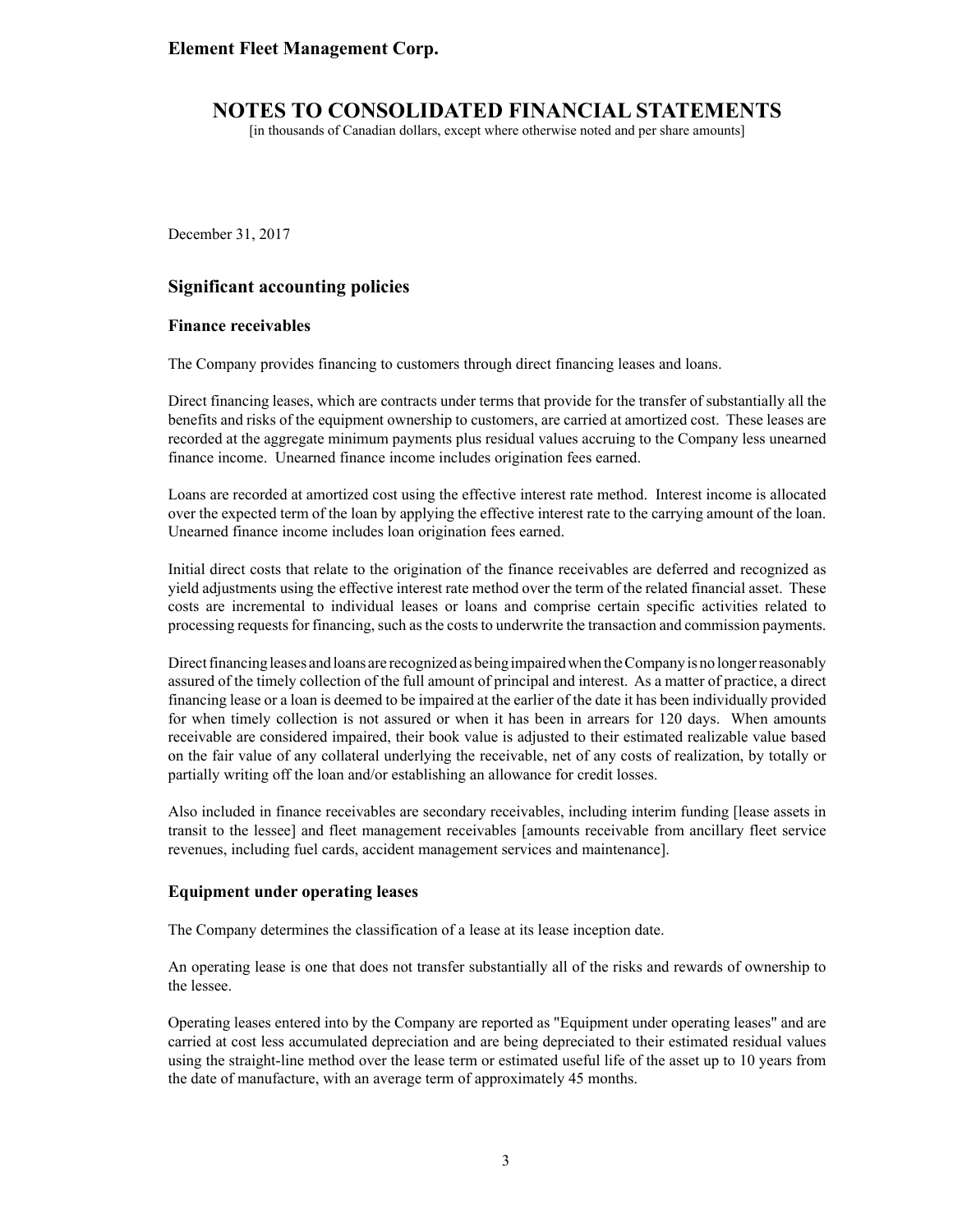December 31, 2017

## Significant accounting policies

### Finance receivables

The Company provides financing to customers through direct financing leases and loans.

Direct financing leases, which are contracts under terms that provide for the transfer of substantially all the benefits and risks of the equipment ownership to customers, are carried at amortized cost. These leases are recorded at the aggregate minimum payments plus residual values accruing to the Company less unearned finance income. Unearned finance income includes origination fees earned.

Loans are recorded at amortized cost using the effective interest rate method. Interest income is allocated over the expected term of the loan by applying the effective interest rate to the carrying amount of the loan. Unearned finance income includes loan origination fees earned.

Initial direct costs that relate to the origination of the finance receivables are deferred and recognized as yield adjustments using the effective interest rate method over the term of the related financial asset. These costs are incremental to individual leases or loans and comprise certain specific activities related to processing requests for financing, such as the costs to underwrite the transaction and commission payments.

Direct financing leases and loans are recognized as being impaired when the Company is no longer reasonably assured of the timely collection of the full amount of principal and interest. As a matter of practice, a direct financing lease or a loan is deemed to be impaired at the earlier of the date it has been individually provided for when timely collection is not assured or when it has been in arrears for 120 days. When amounts receivable are considered impaired, their book value is adjusted to their estimated realizable value based on the fair value of any collateral underlying the receivable, net of any costs of realization, by totally or partially writing off the loan and/or establishing an allowance for credit losses.

Also included in finance receivables are secondary receivables, including interim funding [lease assets in transit to the lessee] and fleet management receivables [amounts receivable from ancillary fleet service revenues, including fuel cards, accident management services and maintenance].

### Equipment under operating leases

The Company determines the classification of a lease at its lease inception date.

An operating lease is one that does not transfer substantially all of the risks and rewards of ownership to the lessee.

Operating leases entered into by the Company are reported as "Equipment under operating leases" and are carried at cost less accumulated depreciation and are being depreciated to their estimated residual values using the straight-line method over the lease term or estimated useful life of the asset up to 10 years from the date of manufacture, with an average term of approximately 45 months.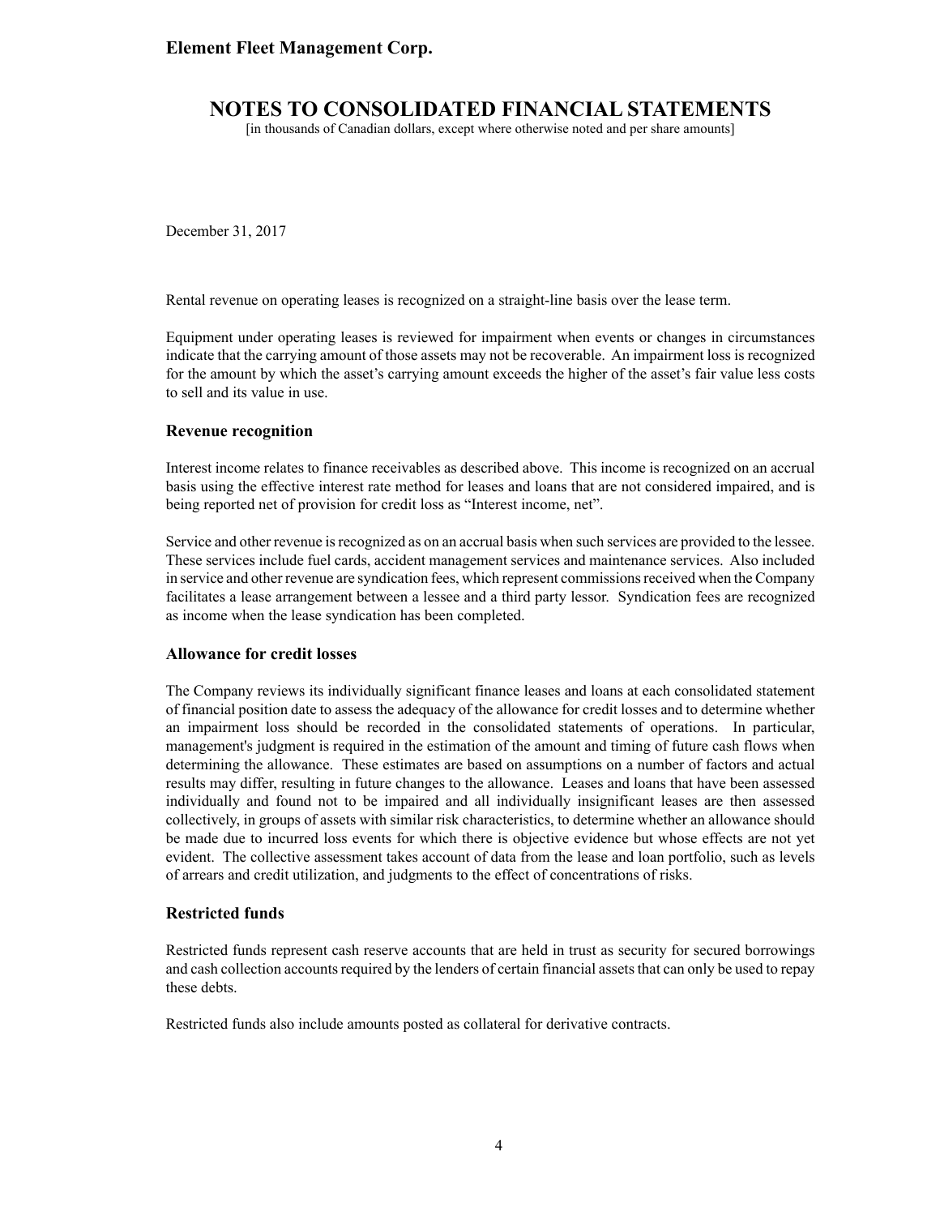December 31, 2017

Rental revenue on operating leases is recognized on a straight-line basis over the lease term.

Equipment under operating leases is reviewed for impairment when events or changes in circumstances indicate that the carrying amount of those assets may not be recoverable. An impairment loss is recognized for the amount by which the asset's carrying amount exceeds the higher of the asset's fair value less costs to sell and its value in use.

### Revenue recognition

Interest income relates to finance receivables as described above. This income is recognized on an accrual basis using the effective interest rate method for leases and loans that are not considered impaired, and is being reported net of provision for credit loss as "Interest income, net".

Service and other revenue is recognized as on an accrual basis when such services are provided to the lessee. These services include fuel cards, accident management services and maintenance services. Also included in service and other revenue are syndication fees, which represent commissions received when the Company facilitates a lease arrangement between a lessee and a third party lessor. Syndication fees are recognized as income when the lease syndication has been completed.

### Allowance for credit losses

The Company reviews its individually significant finance leases and loans at each consolidated statement of financial position date to assess the adequacy of the allowance for credit losses and to determine whether an impairment loss should be recorded in the consolidated statements of operations. In particular, management's judgment is required in the estimation of the amount and timing of future cash flows when determining the allowance. These estimates are based on assumptions on a number of factors and actual results may differ, resulting in future changes to the allowance. Leases and loans that have been assessed individually and found not to be impaired and all individually insignificant leases are then assessed collectively, in groups of assets with similar risk characteristics, to determine whether an allowance should be made due to incurred loss events for which there is objective evidence but whose effects are not yet evident. The collective assessment takes account of data from the lease and loan portfolio, such as levels of arrears and credit utilization, and judgments to the effect of concentrations of risks.

### Restricted funds

Restricted funds represent cash reserve accounts that are held in trust as security for secured borrowings and cash collection accounts required by the lenders of certain financial assets that can only be used to repay these debts.

Restricted funds also include amounts posted as collateral for derivative contracts.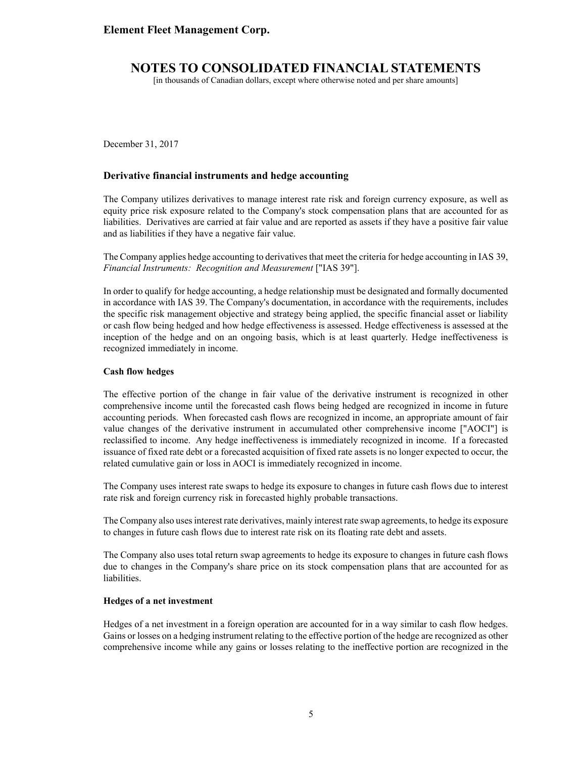December 31, 2017

### Derivative financial instruments and hedge accounting

The Company utilizes derivatives to manage interest rate risk and foreign currency exposure, as well as equity price risk exposure related to the Company's stock compensation plans that are accounted for as liabilities. Derivatives are carried at fair value and are reported as assets if they have a positive fair value and as liabilities if they have a negative fair value.

The Company applies hedge accounting to derivatives that meet the criteria for hedge accounting in IAS 39, *Financial Instruments: Recognition and Measurement* ["IAS 39"].

In order to qualify for hedge accounting, a hedge relationship must be designated and formally documented in accordance with IAS 39. The Company's documentation, in accordance with the requirements, includes the specific risk management objective and strategy being applied, the specific financial asset or liability or cash flow being hedged and how hedge effectiveness is assessed. Hedge effectiveness is assessed at the inception of the hedge and on an ongoing basis, which is at least quarterly. Hedge ineffectiveness is recognized immediately in income.

**Cash flow hedges**

The effective portion of the change in fair value of the derivative instrument is recognized in other comprehensive income until the forecasted cash flows being hedged are recognized in income in future accounting periods. When forecasted cash flows are recognized in income, an appropriate amount of fair value changes of the derivative instrument in accumulated other comprehensive income ["AOCI"] is reclassified to income. Any hedge ineffectiveness is immediately recognized in income. If a forecasted issuance of fixed rate debt or a forecasted acquisition of fixed rate assets is no longer expected to occur, the related cumulative gain or loss in AOCI is immediately recognized in income.

The Company uses interest rate swaps to hedge its exposure to changes in future cash flows due to interest rate risk and foreign currency risk in forecasted highly probable transactions.

The Company also uses interest rate derivatives, mainly interest rate swap agreements, to hedge its exposure to changes in future cash flows due to interest rate risk on its floating rate debt and assets.

The Company also uses total return swap agreements to hedge its exposure to changes in future cash flows due to changes in the Company's share price on its stock compensation plans that are accounted for as liabilities.

**Hedges of a net investment**

Hedges of a net investment in a foreign operation are accounted for in a way similar to cash flow hedges. Gains or losses on a hedging instrument relating to the effective portion of the hedge are recognized as other comprehensive income while any gains or losses relating to the ineffective portion are recognized in the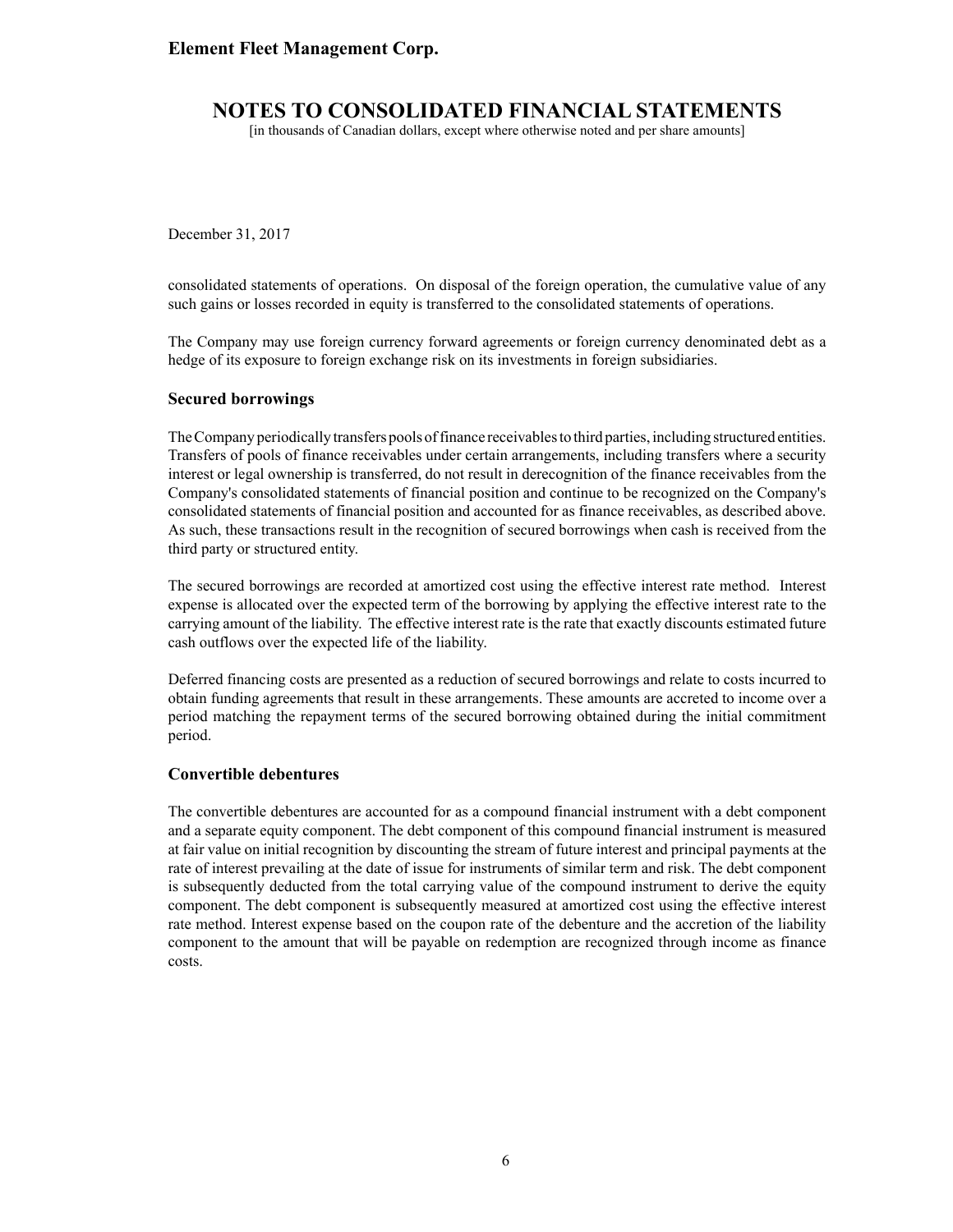December 31, 2017

consolidated statements of operations. On disposal of the foreign operation, the cumulative value of any such gains or losses recorded in equity is transferred to the consolidated statements of operations.

The Company may use foreign currency forward agreements or foreign currency denominated debt as a hedge of its exposure to foreign exchange risk on its investments in foreign subsidiaries.

### Secured borrowings

The Company periodically transfers pools of finance receivables to third parties, including structured entities. Transfers of pools of finance receivables under certain arrangements, including transfers where a security interest or legal ownership is transferred, do not result in derecognition of the finance receivables from the Company's consolidated statements of financial position and continue to be recognized on the Company's consolidated statements of financial position and accounted for as finance receivables, as described above. As such, these transactions result in the recognition of secured borrowings when cash is received from the third party or structured entity.

The secured borrowings are recorded at amortized cost using the effective interest rate method. Interest expense is allocated over the expected term of the borrowing by applying the effective interest rate to the carrying amount of the liability. The effective interest rate is the rate that exactly discounts estimated future cash outflows over the expected life of the liability.

Deferred financing costs are presented as a reduction of secured borrowings and relate to costs incurred to obtain funding agreements that result in these arrangements. These amounts are accreted to income over a period matching the repayment terms of the secured borrowing obtained during the initial commitment period.

### Convertible debentures

The convertible debentures are accounted for as a compound financial instrument with a debt component and a separate equity component. The debt component of this compound financial instrument is measured at fair value on initial recognition by discounting the stream of future interest and principal payments at the rate of interest prevailing at the date of issue for instruments of similar term and risk. The debt component is subsequently deducted from the total carrying value of the compound instrument to derive the equity component. The debt component is subsequently measured at amortized cost using the effective interest rate method. Interest expense based on the coupon rate of the debenture and the accretion of the liability component to the amount that will be payable on redemption are recognized through income as finance costs.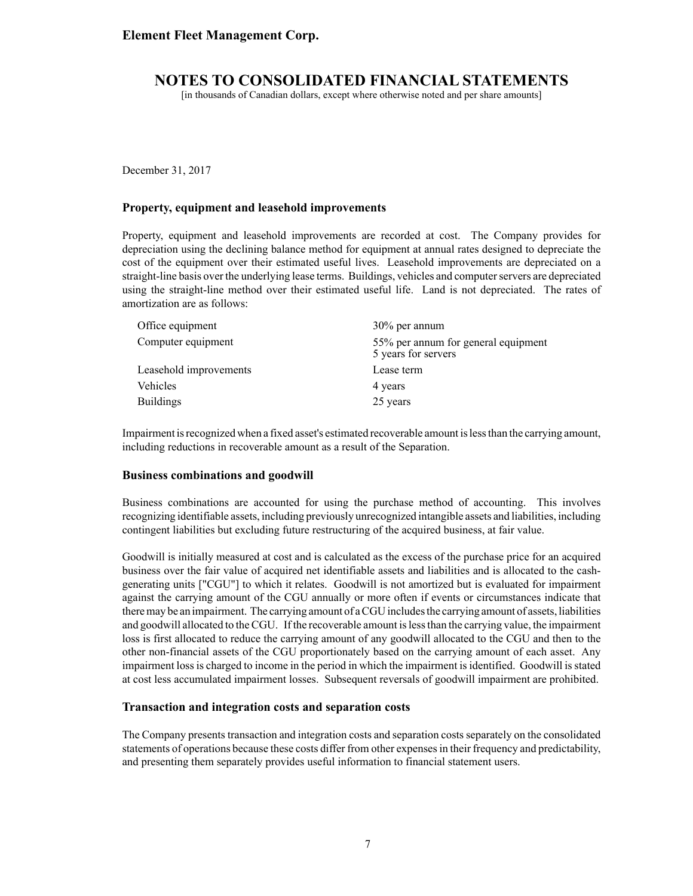December 31, 2017

### Property, equipment and leasehold improvements

Property, equipment and leasehold improvements are recorded at cost. The Company provides for depreciation using the declining balance method for equipment at annual rates designed to depreciate the cost of the equipment over their estimated useful lives. Leasehold improvements are depreciated on a straight-line basis over the underlying lease terms. Buildings, vehicles and computer servers are depreciated using the straight-line method over their estimated useful life. Land is not depreciated. The rates of amortization are as follows:

| | |
|---|---|
| Office equipment | 30% per annum |
| Computer equipment | 55% per annum for general equipment<br>5 years for servers |
| Leasehold improvements | Lease term |
| Vehicles | 4 years |
| Buildings | 25 years |

Impairment is recognized when a fixed asset's estimated recoverable amount is less than the carrying amount, including reductions in recoverable amount as a result of the Separation.

### Business combinations and goodwill

Business combinations are accounted for using the purchase method of accounting. This involves recognizing identifiable assets, including previously unrecognized intangible assets and liabilities, including contingent liabilities but excluding future restructuring of the acquired business, at fair value.

Goodwill is initially measured at cost and is calculated as the excess of the purchase price for an acquired business over the fair value of acquired net identifiable assets and liabilities and is allocated to the cash-generating units ["CGU"] to which it relates. Goodwill is not amortized but is evaluated for impairment against the carrying amount of the CGU annually or more often if events or circumstances indicate that there may be an impairment. The carrying amount of a CGU includes the carrying amount of assets, liabilities and goodwill allocated to the CGU. If the recoverable amount is less than the carrying value, the impairment loss is first allocated to reduce the carrying amount of any goodwill allocated to the CGU and then to the other non-financial assets of the CGU proportionately based on the carrying amount of each asset. Any impairment loss is charged to income in the period in which the impairment is identified. Goodwill is stated at cost less accumulated impairment losses. Subsequent reversals of goodwill impairment are prohibited.

### Transaction and integration costs and separation costs

The Company presents transaction and integration costs and separation costs separately on the consolidated statements of operations because these costs differ from other expenses in their frequency and predictability, and presenting them separately provides useful information to financial statement users.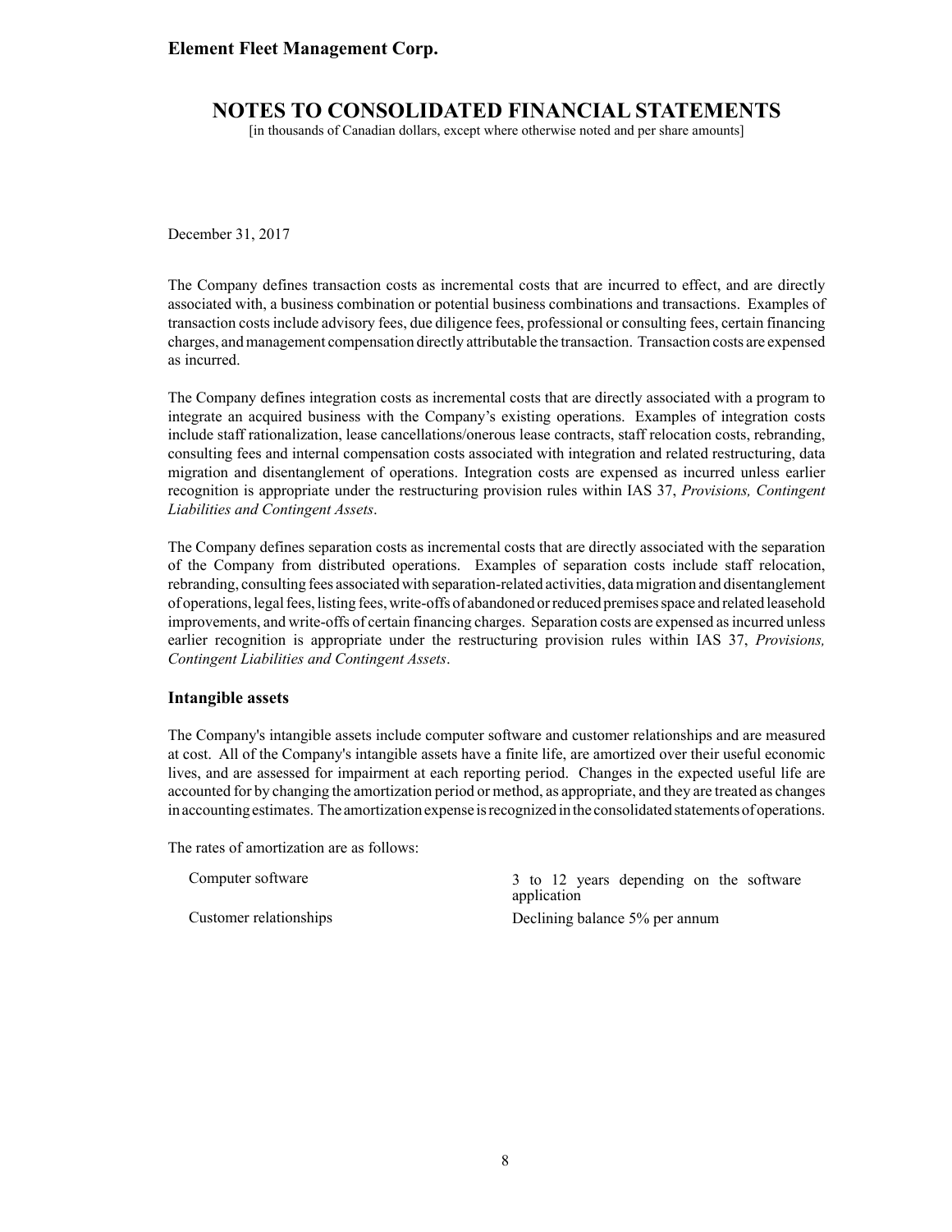December 31, 2017

The Company defines transaction costs as incremental costs that are incurred to effect, and are directly associated with, a business combination or potential business combinations and transactions. Examples of transaction costs include advisory fees, due diligence fees, professional or consulting fees, certain financing charges, and management compensation directly attributable the transaction. Transaction costs are expensed as incurred.

The Company defines integration costs as incremental costs that are directly associated with a program to integrate an acquired business with the Company's existing operations. Examples of integration costs include staff rationalization, lease cancellations/onerous lease contracts, staff relocation costs, rebranding, consulting fees and internal compensation costs associated with integration and related restructuring, data migration and disentanglement of operations. Integration costs are expensed as incurred unless earlier recognition is appropriate under the restructuring provision rules within IAS 37, *Provisions, Contingent Liabilities and Contingent Assets*.

The Company defines separation costs as incremental costs that are directly associated with the separation of the Company from distributed operations. Examples of separation costs include staff relocation, rebranding, consulting fees associated with separation-related activities, data migration and disentanglement of operations, legal fees, listing fees, write-offs of abandoned or reduced premises space and related leasehold improvements, and write-offs of certain financing charges. Separation costs are expensed as incurred unless earlier recognition is appropriate under the restructuring provision rules within IAS 37, *Provisions, Contingent Liabilities and Contingent Assets*.

### Intangible assets

The Company's intangible assets include computer software and customer relationships and are measured at cost. All of the Company's intangible assets have a finite life, are amortized over their useful economic lives, and are assessed for impairment at each reporting period. Changes in the expected useful life are accounted for by changing the amortization period or method, as appropriate, and they are treated as changes in accounting estimates. The amortization expense is recognized in the consolidated statements of operations.

The rates of amortization are as follows:

| | |
|---|---|
| Computer software | 3 to 12 years depending on the software application |
| Customer relationships | Declining balance 5% per annum |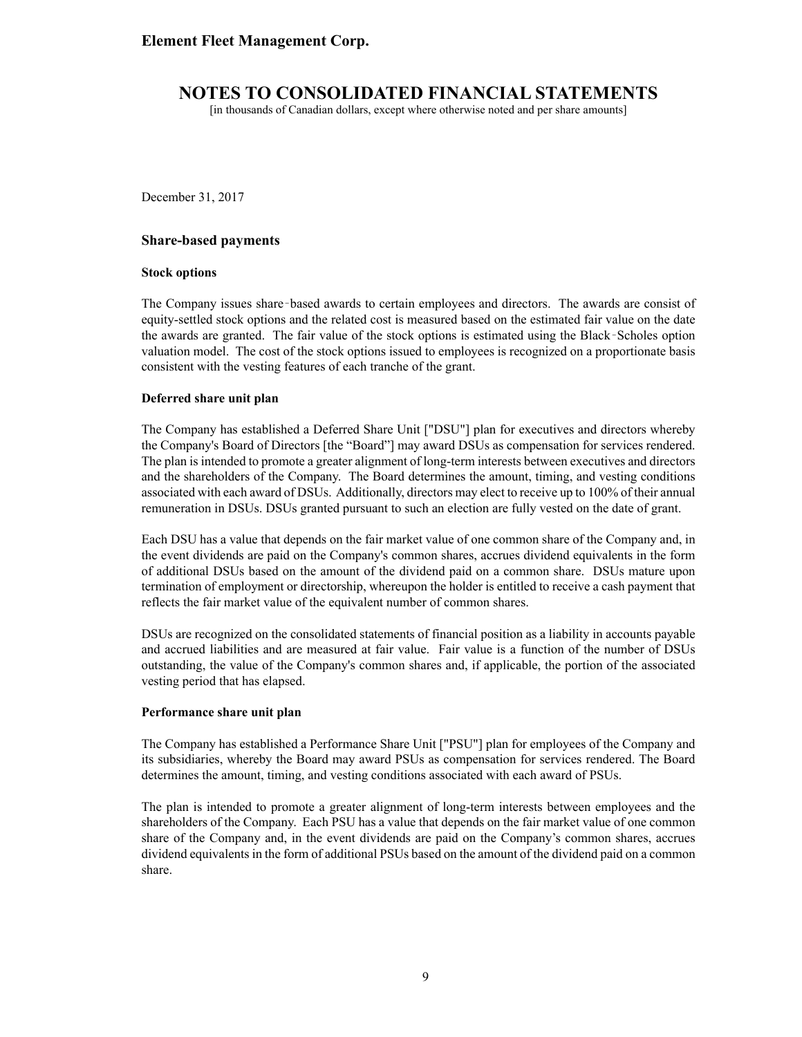December 31, 2017

### Share-based payments

#### Stock options

The Company issues share‑based awards to certain employees and directors. The awards are consist of equity-settled stock options and the related cost is measured based on the estimated fair value on the date the awards are granted. The fair value of the stock options is estimated using the Black‑Scholes option valuation model. The cost of the stock options issued to employees is recognized on a proportionate basis consistent with the vesting features of each tranche of the grant.

#### Deferred share unit plan

The Company has established a Deferred Share Unit ["DSU"] plan for executives and directors whereby the Company's Board of Directors [the "Board"] may award DSUs as compensation for services rendered. The plan is intended to promote a greater alignment of long-term interests between executives and directors and the shareholders of the Company. The Board determines the amount, timing, and vesting conditions associated with each award of DSUs. Additionally, directors may elect to receive up to 100% of their annual remuneration in DSUs. DSUs granted pursuant to such an election are fully vested on the date of grant.

Each DSU has a value that depends on the fair market value of one common share of the Company and, in the event dividends are paid on the Company's common shares, accrues dividend equivalents in the form of additional DSUs based on the amount of the dividend paid on a common share. DSUs mature upon termination of employment or directorship, whereupon the holder is entitled to receive a cash payment that reflects the fair market value of the equivalent number of common shares.

DSUs are recognized on the consolidated statements of financial position as a liability in accounts payable and accrued liabilities and are measured at fair value. Fair value is a function of the number of DSUs outstanding, the value of the Company's common shares and, if applicable, the portion of the associated vesting period that has elapsed.

#### Performance share unit plan

The Company has established a Performance Share Unit ["PSU"] plan for employees of the Company and its subsidiaries, whereby the Board may award PSUs as compensation for services rendered. The Board determines the amount, timing, and vesting conditions associated with each award of PSUs.

The plan is intended to promote a greater alignment of long-term interests between employees and the shareholders of the Company. Each PSU has a value that depends on the fair market value of one common share of the Company and, in the event dividends are paid on the Company's common shares, accrues dividend equivalents in the form of additional PSUs based on the amount of the dividend paid on a common share.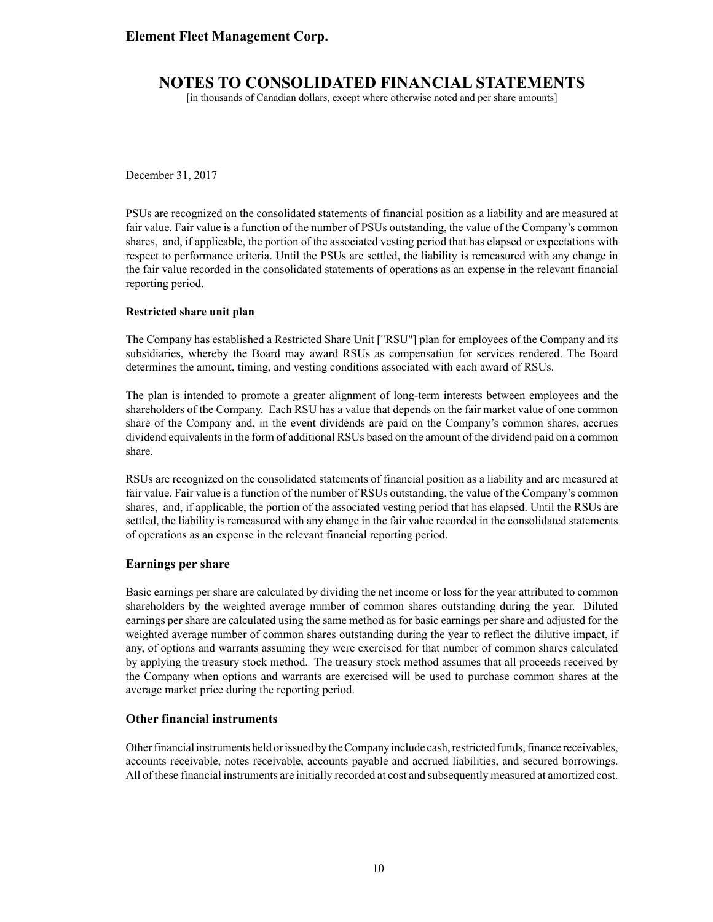December 31, 2017

PSUs are recognized on the consolidated statements of financial position as a liability and are measured at fair value. Fair value is a function of the number of PSUs outstanding, the value of the Company's common shares, and, if applicable, the portion of the associated vesting period that has elapsed or expectations with respect to performance criteria. Until the PSUs are settled, the liability is remeasured with any change in the fair value recorded in the consolidated statements of operations as an expense in the relevant financial reporting period.

**Restricted share unit plan**

The Company has established a Restricted Share Unit ["RSU"] plan for employees of the Company and its subsidiaries, whereby the Board may award RSUs as compensation for services rendered. The Board determines the amount, timing, and vesting conditions associated with each award of RSUs.

The plan is intended to promote a greater alignment of long-term interests between employees and the shareholders of the Company. Each RSU has a value that depends on the fair market value of one common share of the Company and, in the event dividends are paid on the Company's common shares, accrues dividend equivalents in the form of additional RSUs based on the amount of the dividend paid on a common share.

RSUs are recognized on the consolidated statements of financial position as a liability and are measured at fair value. Fair value is a function of the number of RSUs outstanding, the value of the Company's common shares, and, if applicable, the portion of the associated vesting period that has elapsed. Until the RSUs are settled, the liability is remeasured with any change in the fair value recorded in the consolidated statements of operations as an expense in the relevant financial reporting period.

### Earnings per share

Basic earnings per share are calculated by dividing the net income or loss for the year attributed to common shareholders by the weighted average number of common shares outstanding during the year. Diluted earnings per share are calculated using the same method as for basic earnings per share and adjusted for the weighted average number of common shares outstanding during the year to reflect the dilutive impact, if any, of options and warrants assuming they were exercised for that number of common shares calculated by applying the treasury stock method. The treasury stock method assumes that all proceeds received by the Company when options and warrants are exercised will be used to purchase common shares at the average market price during the reporting period.

### Other financial instruments

Other financial instruments held or issued by the Company include cash, restricted funds, finance receivables, accounts receivable, notes receivable, accounts payable and accrued liabilities, and secured borrowings. All of these financial instruments are initially recorded at cost and subsequently measured at amortized cost.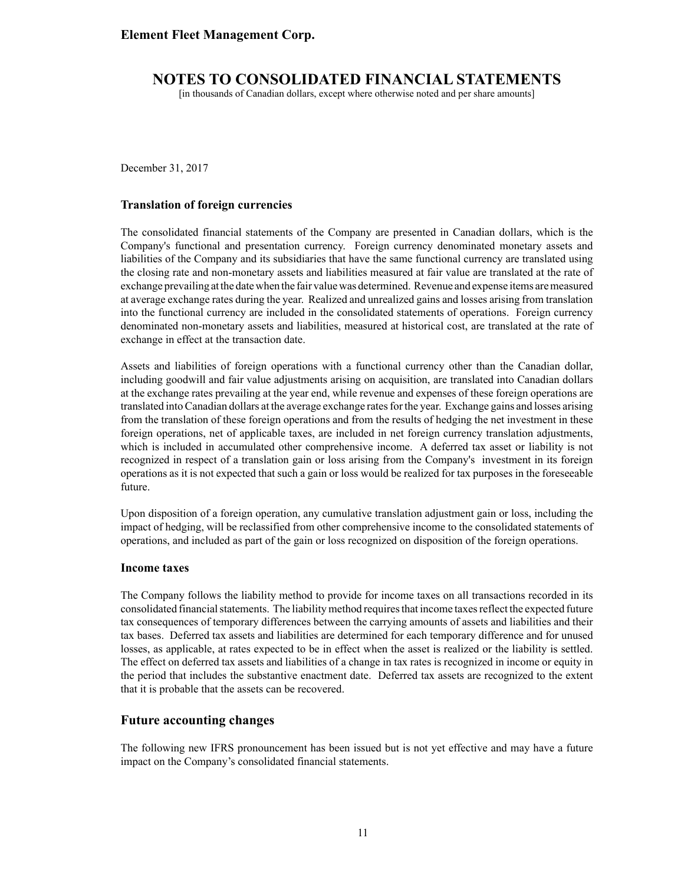December 31, 2017

### Translation of foreign currencies

The consolidated financial statements of the Company are presented in Canadian dollars, which is the Company's functional and presentation currency. Foreign currency denominated monetary assets and liabilities of the Company and its subsidiaries that have the same functional currency are translated using the closing rate and non-monetary assets and liabilities measured at fair value are translated at the rate of exchange prevailing at the date when the fair value was determined. Revenue and expense items are measured at average exchange rates during the year. Realized and unrealized gains and losses arising from translation into the functional currency are included in the consolidated statements of operations. Foreign currency denominated non-monetary assets and liabilities, measured at historical cost, are translated at the rate of exchange in effect at the transaction date.

Assets and liabilities of foreign operations with a functional currency other than the Canadian dollar, including goodwill and fair value adjustments arising on acquisition, are translated into Canadian dollars at the exchange rates prevailing at the year end, while revenue and expenses of these foreign operations are translated into Canadian dollars at the average exchange rates for the year. Exchange gains and losses arising from the translation of these foreign operations and from the results of hedging the net investment in these foreign operations, net of applicable taxes, are included in net foreign currency translation adjustments, which is included in accumulated other comprehensive income. A deferred tax asset or liability is not recognized in respect of a translation gain or loss arising from the Company's investment in its foreign operations as it is not expected that such a gain or loss would be realized for tax purposes in the foreseeable future.

Upon disposition of a foreign operation, any cumulative translation adjustment gain or loss, including the impact of hedging, will be reclassified from other comprehensive income to the consolidated statements of operations, and included as part of the gain or loss recognized on disposition of the foreign operations.

### Income taxes

The Company follows the liability method to provide for income taxes on all transactions recorded in its consolidated financial statements. The liability method requires that income taxes reflect the expected future tax consequences of temporary differences between the carrying amounts of assets and liabilities and their tax bases. Deferred tax assets and liabilities are determined for each temporary difference and for unused losses, as applicable, at rates expected to be in effect when the asset is realized or the liability is settled. The effect on deferred tax assets and liabilities of a change in tax rates is recognized in income or equity in the period that includes the substantive enactment date. Deferred tax assets are recognized to the extent that it is probable that the assets can be recovered.

## Future accounting changes

The following new IFRS pronouncement has been issued but is not yet effective and may have a future impact on the Company's consolidated financial statements.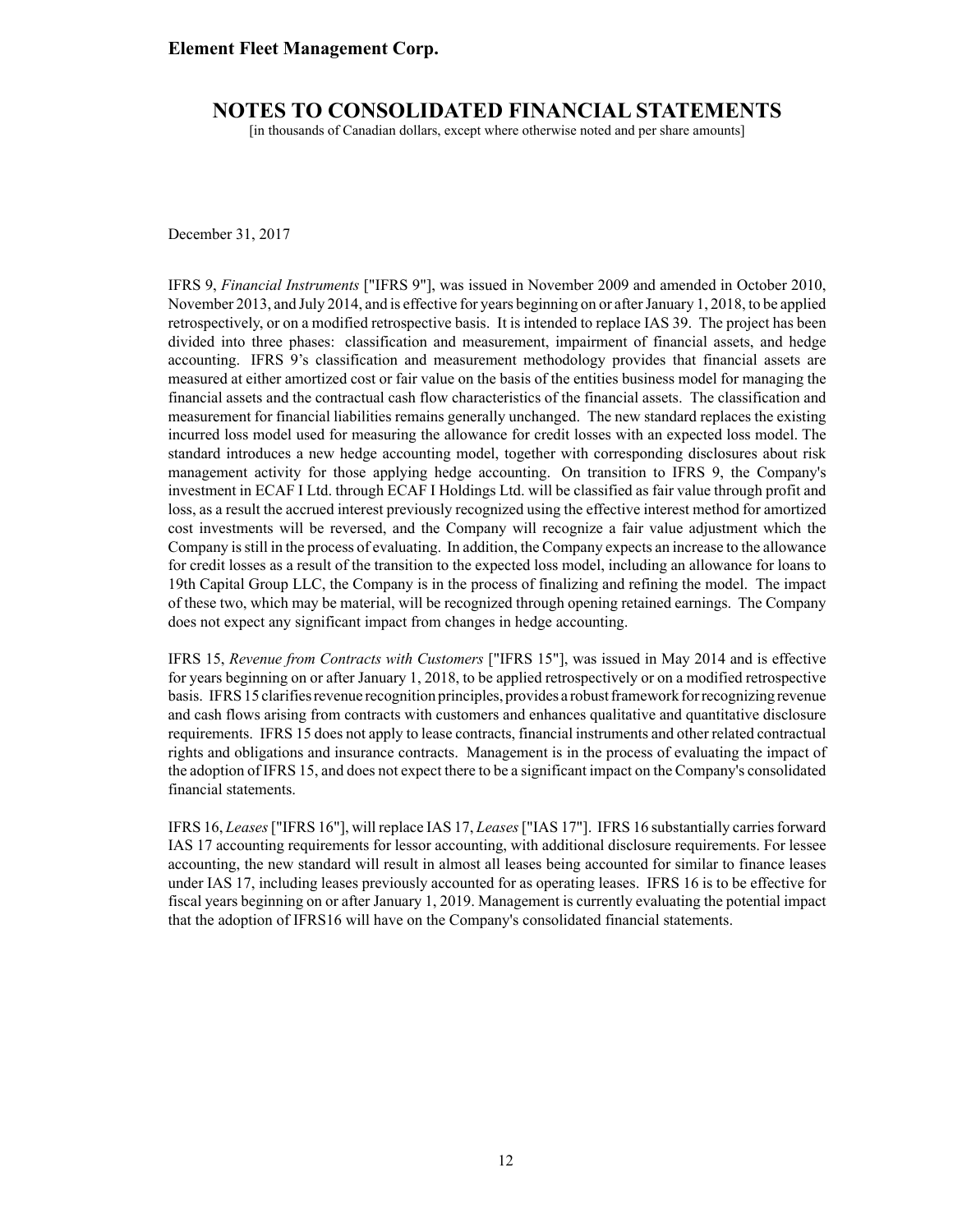December 31, 2017

IFRS 9, *Financial Instruments* ["IFRS 9"], was issued in November 2009 and amended in October 2010, November 2013, and July 2014, and is effective for years beginning on or after January 1, 2018, to be applied retrospectively, or on a modified retrospective basis. It is intended to replace IAS 39. The project has been divided into three phases: classification and measurement, impairment of financial assets, and hedge accounting. IFRS 9's classification and measurement methodology provides that financial assets are measured at either amortized cost or fair value on the basis of the entities business model for managing the financial assets and the contractual cash flow characteristics of the financial assets. The classification and measurement for financial liabilities remains generally unchanged. The new standard replaces the existing incurred loss model used for measuring the allowance for credit losses with an expected loss model. The standard introduces a new hedge accounting model, together with corresponding disclosures about risk management activity for those applying hedge accounting. On transition to IFRS 9, the Company's investment in ECAF I Ltd. through ECAF I Holdings Ltd. will be classified as fair value through profit and loss, as a result the accrued interest previously recognized using the effective interest method for amortized cost investments will be reversed, and the Company will recognize a fair value adjustment which the Company is still in the process of evaluating. In addition, the Company expects an increase to the allowance for credit losses as a result of the transition to the expected loss model, including an allowance for loans to 19th Capital Group LLC, the Company is in the process of finalizing and refining the model. The impact of these two, which may be material, will be recognized through opening retained earnings. The Company does not expect any significant impact from changes in hedge accounting.

IFRS 15, *Revenue from Contracts with Customers* ["IFRS 15"], was issued in May 2014 and is effective for years beginning on or after January 1, 2018, to be applied retrospectively or on a modified retrospective basis. IFRS 15 clarifies revenue recognition principles, provides a robust framework for recognizing revenue and cash flows arising from contracts with customers and enhances qualitative and quantitative disclosure requirements. IFRS 15 does not apply to lease contracts, financial instruments and other related contractual rights and obligations and insurance contracts. Management is in the process of evaluating the impact of the adoption of IFRS 15, and does not expect there to be a significant impact on the Company's consolidated financial statements.

IFRS 16, *Leases* ["IFRS 16"], will replace IAS 17, *Leases* ["IAS 17"]. IFRS 16 substantially carries forward IAS 17 accounting requirements for lessor accounting, with additional disclosure requirements. For lessee accounting, the new standard will result in almost all leases being accounted for similar to finance leases under IAS 17, including leases previously accounted for as operating leases. IFRS 16 is to be effective for fiscal years beginning on or after January 1, 2019. Management is currently evaluating the potential impact that the adoption of IFRS16 will have on the Company's consolidated financial statements.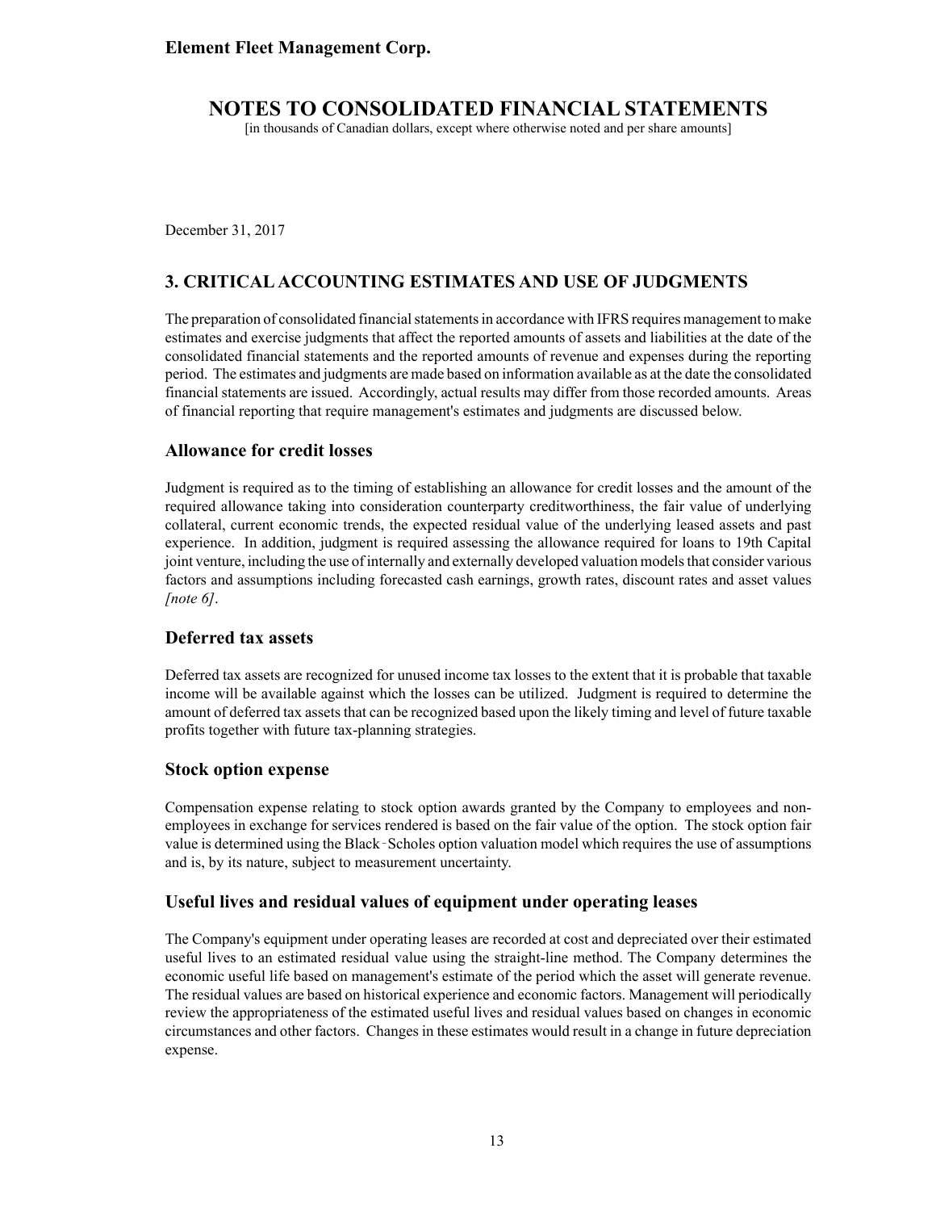December 31, 2017

## 3. CRITICAL ACCOUNTING ESTIMATES AND USE OF JUDGMENTS

The preparation of consolidated financial statements in accordance with IFRS requires management to make estimates and exercise judgments that affect the reported amounts of assets and liabilities at the date of the consolidated financial statements and the reported amounts of revenue and expenses during the reporting period. The estimates and judgments are made based on information available as at the date the consolidated financial statements are issued. Accordingly, actual results may differ from those recorded amounts. Areas of financial reporting that require management's estimates and judgments are discussed below.

### Allowance for credit losses

Judgment is required as to the timing of establishing an allowance for credit losses and the amount of the required allowance taking into consideration counterparty creditworthiness, the fair value of underlying collateral, current economic trends, the expected residual value of the underlying leased assets and past experience. In addition, judgment is required assessing the allowance required for loans to 19th Capital joint venture, including the use of internally and externally developed valuation models that consider various factors and assumptions including forecasted cash earnings, growth rates, discount rates and asset values *[note 6]*.

### Deferred tax assets

Deferred tax assets are recognized for unused income tax losses to the extent that it is probable that taxable income will be available against which the losses can be utilized. Judgment is required to determine the amount of deferred tax assets that can be recognized based upon the likely timing and level of future taxable profits together with future tax-planning strategies.

### Stock option expense

Compensation expense relating to stock option awards granted by the Company to employees and non-employees in exchange for services rendered is based on the fair value of the option. The stock option fair value is determined using the Black-Scholes option valuation model which requires the use of assumptions and is, by its nature, subject to measurement uncertainty.

### Useful lives and residual values of equipment under operating leases

The Company's equipment under operating leases are recorded at cost and depreciated over their estimated useful lives to an estimated residual value using the straight-line method. The Company determines the economic useful life based on management's estimate of the period which the asset will generate revenue. The residual values are based on historical experience and economic factors. Management will periodically review the appropriateness of the estimated useful lives and residual values based on changes in economic circumstances and other factors. Changes in these estimates would result in a change in future depreciation expense.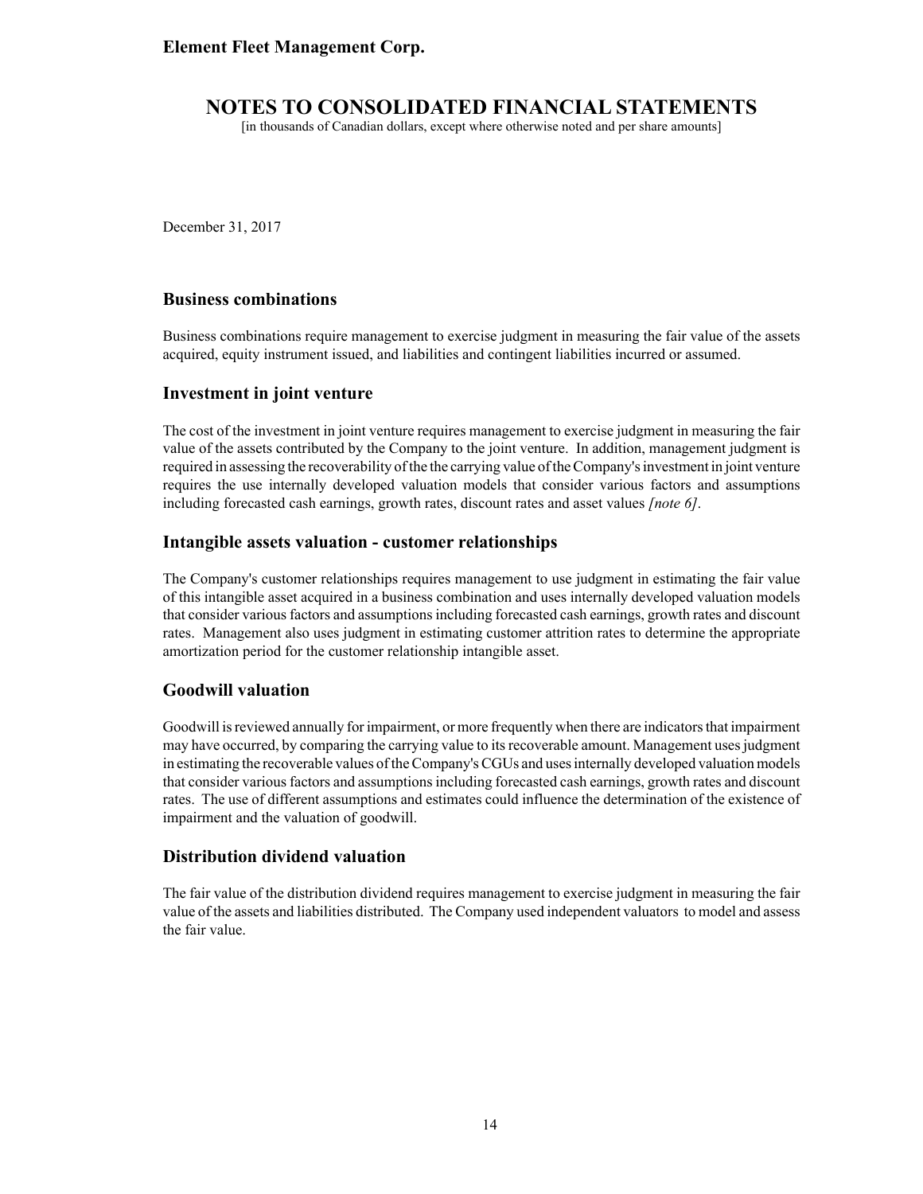December 31, 2017

### Business combinations

Business combinations require management to exercise judgment in measuring the fair value of the assets acquired, equity instrument issued, and liabilities and contingent liabilities incurred or assumed.

### Investment in joint venture

The cost of the investment in joint venture requires management to exercise judgment in measuring the fair value of the assets contributed by the Company to the joint venture. In addition, management judgment is required in assessing the recoverability of the the carrying value of the Company's investment in joint venture requires the use internally developed valuation models that consider various factors and assumptions including forecasted cash earnings, growth rates, discount rates and asset values *[note 6]*.

### Intangible assets valuation - customer relationships

The Company's customer relationships requires management to use judgment in estimating the fair value of this intangible asset acquired in a business combination and uses internally developed valuation models that consider various factors and assumptions including forecasted cash earnings, growth rates and discount rates. Management also uses judgment in estimating customer attrition rates to determine the appropriate amortization period for the customer relationship intangible asset.

### Goodwill valuation

Goodwill is reviewed annually for impairment, or more frequently when there are indicators that impairment may have occurred, by comparing the carrying value to its recoverable amount. Management uses judgment in estimating the recoverable values of the Company's CGUs and uses internally developed valuation models that consider various factors and assumptions including forecasted cash earnings, growth rates and discount rates. The use of different assumptions and estimates could influence the determination of the existence of impairment and the valuation of goodwill.

### Distribution dividend valuation

The fair value of the distribution dividend requires management to exercise judgment in measuring the fair value of the assets and liabilities distributed. The Company used independent valuators to model and assess the fair value.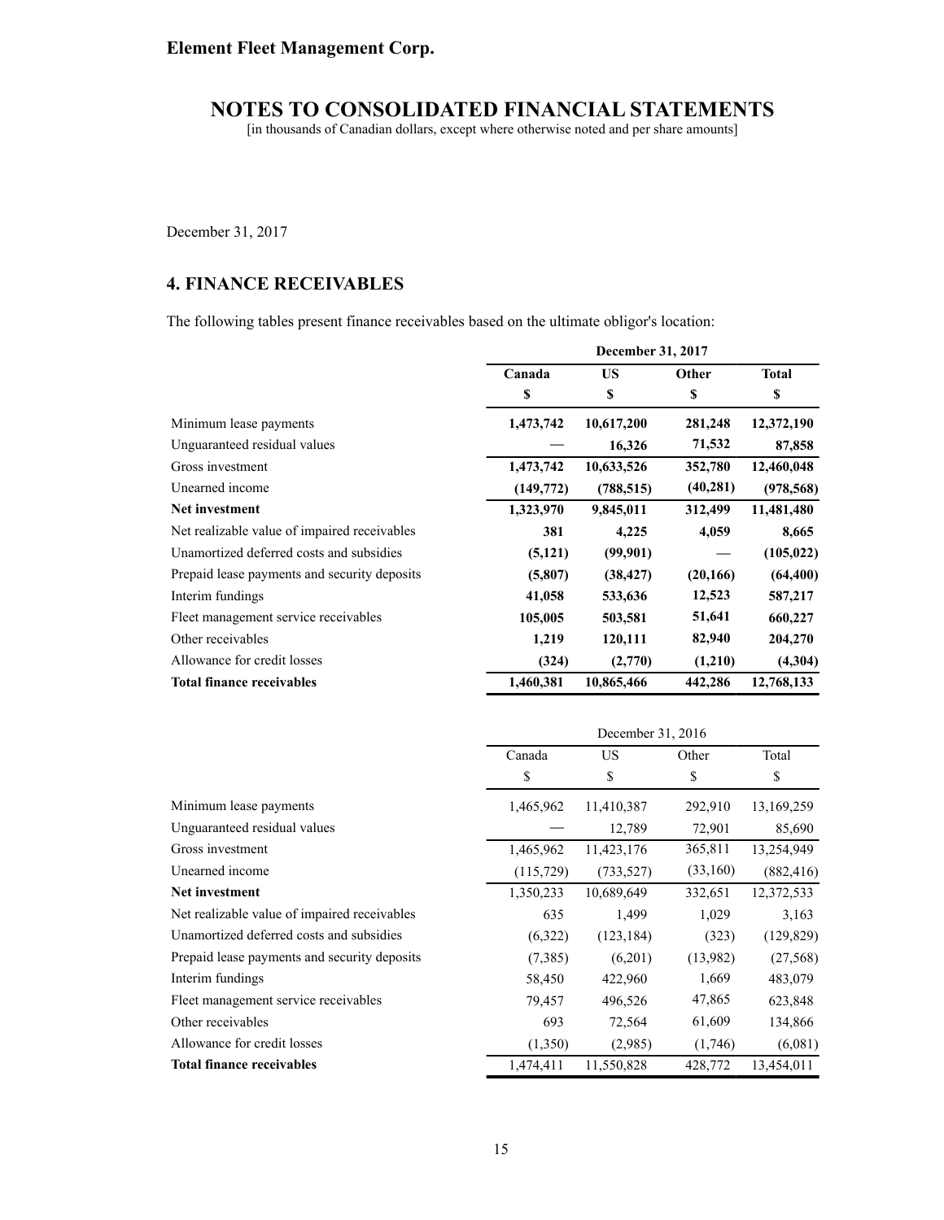# Element Fleet Management Corp.

## NOTES TO CONSOLIDATED FINANCIAL STATEMENTS

[in thousands of Canadian dollars, except where otherwise noted and per share amounts]

December 31, 2017

## 4. FINANCE RECEIVABLES

The following tables present finance receivables based on the ultimate obligor's location:

| | December 31, 2017 | | | |
|---|---|---|---|---|
| | **Canada** | **US** | **Other** | **Total** |
| | **$** | **$** | **$** | **$** |
| Minimum lease payments | **1,473,742** | **10,617,200** | **281,248** | **12,372,190** |
| Unguaranteed residual values | **—** | **16,326** | **71,532** | **87,858** |
| Gross investment | **1,473,742** | **10,633,526** | **352,780** | **12,460,048** |
| Unearned income | **(149,772)** | **(788,515)** | **(40,281)** | **(978,568)** |
| **Net investment** | **1,323,970** | **9,845,011** | **312,499** | **11,481,480** |
| Net realizable value of impaired receivables | **381** | **4,225** | **4,059** | **8,665** |
| Unamortized deferred costs and subsidies | **(5,121)** | **(99,901)** | **—** | **(105,022)** |
| Prepaid lease payments and security deposits | **(5,807)** | **(38,427)** | **(20,166)** | **(64,400)** |
| Interim fundings | **41,058** | **533,636** | **12,523** | **587,217** |
| Fleet management service receivables | **105,005** | **503,581** | **51,641** | **660,227** |
| Other receivables | **1,219** | **120,111** | **82,940** | **204,270** |
| Allowance for credit losses | **(324)** | **(2,770)** | **(1,210)** | **(4,304)** |
| **Total finance receivables** | **1,460,381** | **10,865,466** | **442,286** | **12,768,133** |

| | December 31, 2016 | | | |
|---|---|---|---|---|
| | Canada | US | Other | Total |
| | $ | $ | $ | $ |
| Minimum lease payments | 1,465,962 | 11,410,387 | 292,910 | 13,169,259 |
| Unguaranteed residual values | — | 12,789 | 72,901 | 85,690 |
| Gross investment | 1,465,962 | 11,423,176 | 365,811 | 13,254,949 |
| Unearned income | (115,729) | (733,527) | (33,160) | (882,416) |
| **Net investment** | 1,350,233 | 10,689,649 | 332,651 | 12,372,533 |
| Net realizable value of impaired receivables | 635 | 1,499 | 1,029 | 3,163 |
| Unamortized deferred costs and subsidies | (6,322) | (123,184) | (323) | (129,829) |
| Prepaid lease payments and security deposits | (7,385) | (6,201) | (13,982) | (27,568) |
| Interim fundings | 58,450 | 422,960 | 1,669 | 483,079 |
| Fleet management service receivables | 79,457 | 496,526 | 47,865 | 623,848 |
| Other receivables | 693 | 72,564 | 61,609 | 134,866 |
| Allowance for credit losses | (1,350) | (2,985) | (1,746) | (6,081) |
| **Total finance receivables** | 1,474,411 | 11,550,828 | 428,772 | 13,454,011 |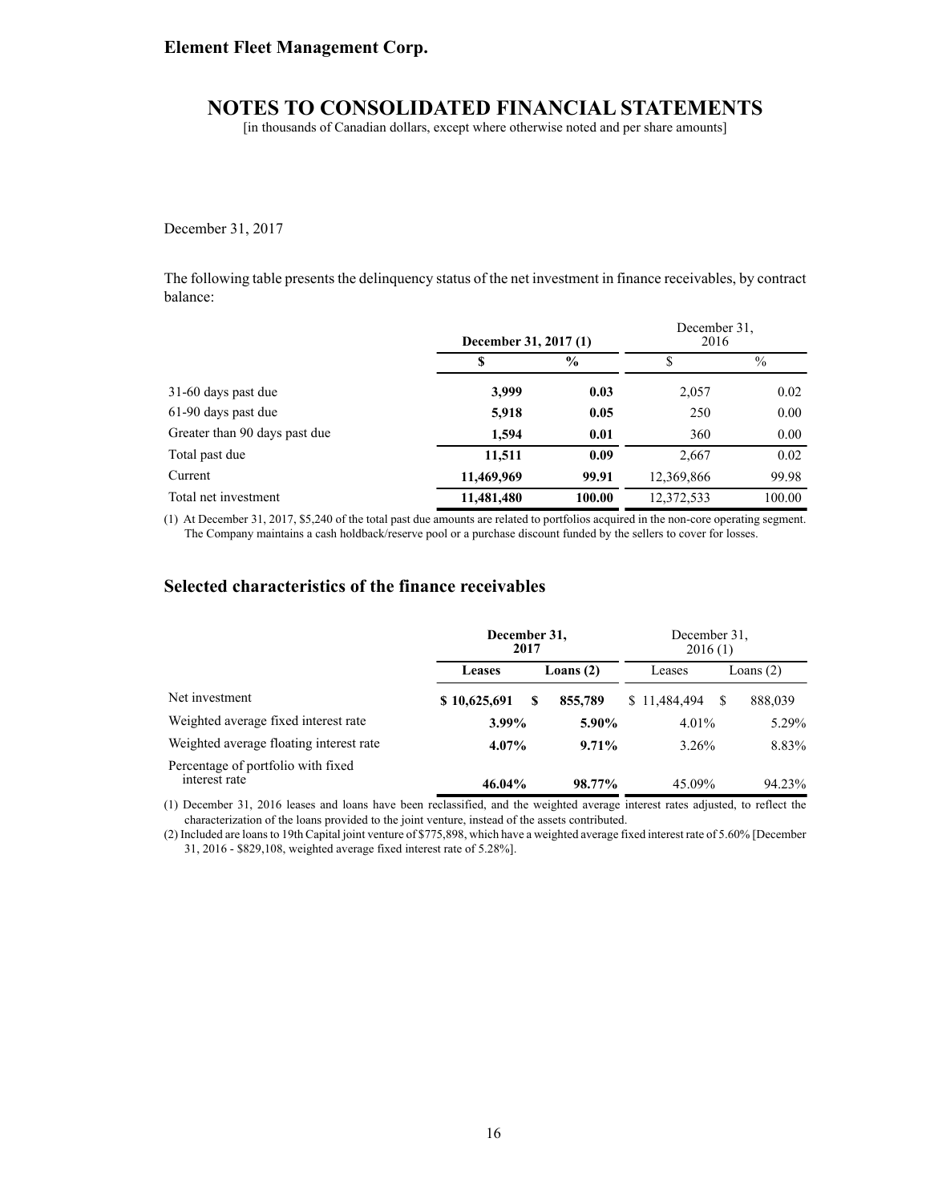December 31, 2017

The following table presents the delinquency status of the net investment in finance receivables, by contract balance:

| | December 31, 2017 (1) | | December 31, 2016 | |
|---|---|---|---|---|
| | **$** | **%** | $ | % |
| 31-60 days past due | **3,999** | **0.03** | 2,057 | 0.02 |
| 61-90 days past due | **5,918** | **0.05** | 250 | 0.00 |
| Greater than 90 days past due | **1,594** | **0.01** | 360 | 0.00 |
| Total past due | **11,511** | **0.09** | 2,667 | 0.02 |
| Current | **11,469,969** | **99.91** | 12,369,866 | 99.98 |
| Total net investment | **11,481,480** | **100.00** | 12,372,533 | 100.00 |

(1) At December 31, 2017, $5,240 of the total past due amounts are related to portfolios acquired in the non-core operating segment. The Company maintains a cash holdback/reserve pool or a purchase discount funded by the sellers to cover for losses.

## Selected characteristics of the finance receivables

| | December 31, 2017 | | December 31, 2016 (1) | |
|---|---|---|---|---|
| | **Leases** | **Loans (2)** | Leases | Loans (2) |
| Net investment | **$ 10,625,691** | **$ 855,789** | $ 11,484,494 | $ 888,039 |
| Weighted average fixed interest rate | **3.99%** | **5.90%** | 4.01% | 5.29% |
| Weighted average floating interest rate | **4.07%** | **9.71%** | 3.26% | 8.83% |
| Percentage of portfolio with fixed interest rate | **46.04%** | **98.77%** | 45.09% | 94.23% |

(1) December 31, 2016 leases and loans have been reclassified, and the weighted average interest rates adjusted, to reflect the characterization of the loans provided to the joint venture, instead of the assets contributed.

(2) Included are loans to 19th Capital joint venture of $775,898, which have a weighted average fixed interest rate of 5.60% [December 31, 2016 - $829,108, weighted average fixed interest rate of 5.28%].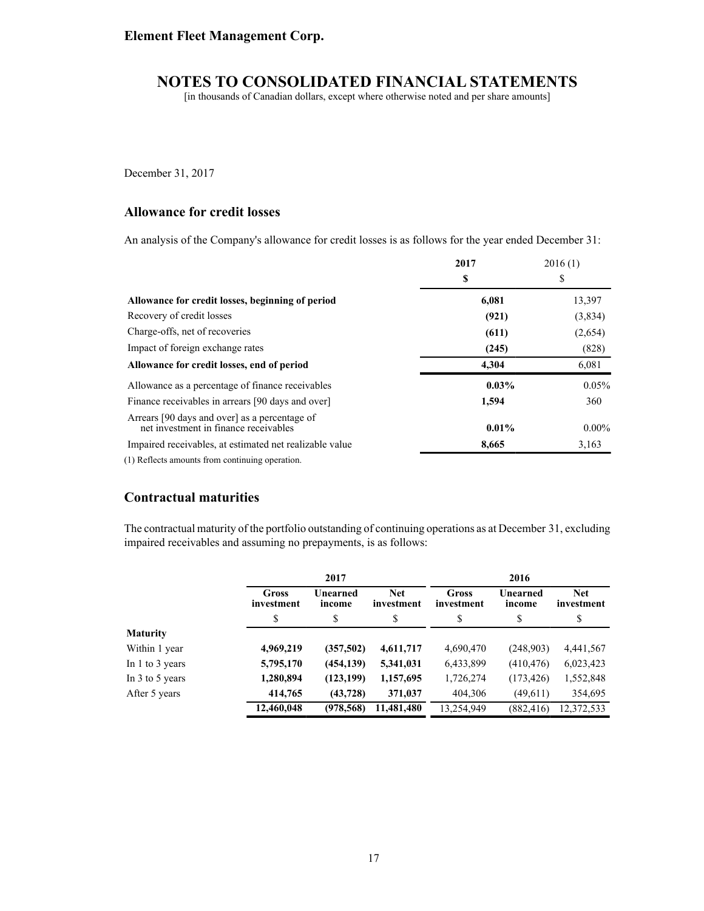December 31, 2017

## Allowance for credit losses

An analysis of the Company's allowance for credit losses is as follows for the year ended December 31:

| | **2017** | 2016 (1) |
|---|---|---|
| | **$** | $ |
| **Allowance for credit losses, beginning of period** | **6,081** | 13,397 |
| Recovery of credit losses | **(921)** | (3,834) |
| Charge-offs, net of recoveries | **(611)** | (2,654) |
| Impact of foreign exchange rates | **(245)** | (828) |
| **Allowance for credit losses, end of period** | **4,304** | 6,081 |
| Allowance as a percentage of finance receivables | **0.03%** | 0.05% |
| Finance receivables in arrears [90 days and over] | **1,594** | 360 |
| Arrears [90 days and over] as a percentage of net investment in finance receivables | **0.01%** | 0.00% |
| Impaired receivables, at estimated net realizable value | **8,665** | 3,163 |

(1) Reflects amounts from continuing operation.

## Contractual maturities

The contractual maturity of the portfolio outstanding of continuing operations as at December 31, excluding impaired receivables and assuming no prepayments, is as follows:

| | **2017** | | | **2016** | | |
|---|---|---|---|---|---|---|
| | **Gross investment** | **Unearned income** | **Net investment** | **Gross investment** | **Unearned income** | **Net investment** |
| | $ | $ | $ | $ | $ | $ |
| **Maturity** | | | | | | |
| Within 1 year | **4,969,219** | **(357,502)** | **4,611,717** | 4,690,470 | (248,903) | 4,441,567 |
| In 1 to 3 years | **5,795,170** | **(454,139)** | **5,341,031** | 6,433,899 | (410,476) | 6,023,423 |
| In 3 to 5 years | **1,280,894** | **(123,199)** | **1,157,695** | 1,726,274 | (173,426) | 1,552,848 |
| After 5 years | **414,765** | **(43,728)** | **371,037** | 404,306 | (49,611) | 354,695 |
| | **12,460,048** | **(978,568)** | **11,481,480** | 13,254,949 | (882,416) | 12,372,533 |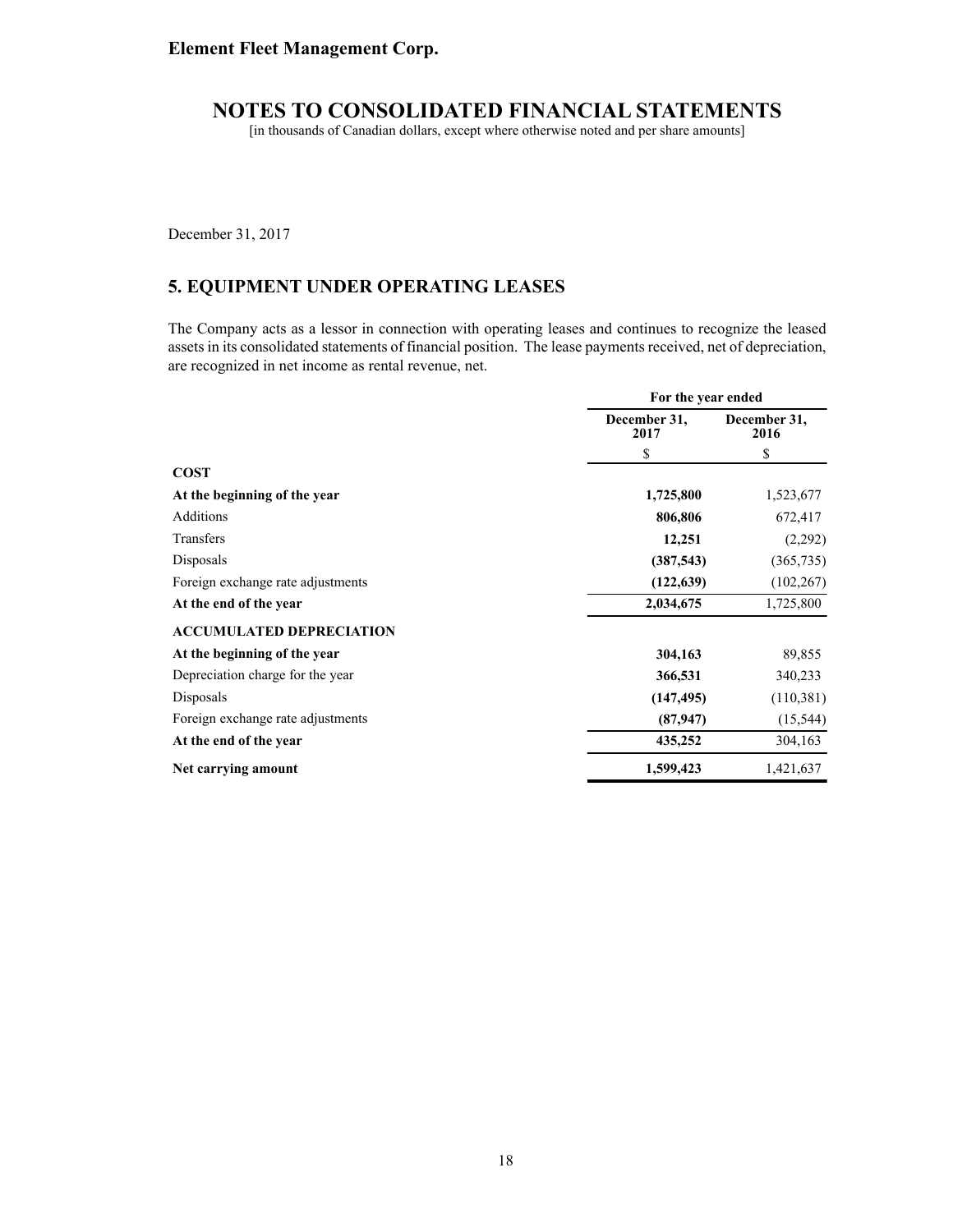December 31, 2017

## 5. EQUIPMENT UNDER OPERATING LEASES

The Company acts as a lessor in connection with operating leases and continues to recognize the leased assets in its consolidated statements of financial position. The lease payments received, net of depreciation, are recognized in net income as rental revenue, net.

| | For the year ended | |
|---|---|---|
| | December 31, 2017 | December 31, 2016 |
| | $ | $ |
| **COST** | | |
| **At the beginning of the year** | **1,725,800** | 1,523,677 |
| Additions | **806,806** | 672,417 |
| Transfers | **12,251** | (2,292) |
| Disposals | **(387,543)** | (365,735) |
| Foreign exchange rate adjustments | **(122,639)** | (102,267) |
| **At the end of the year** | **2,034,675** | 1,725,800 |
| **ACCUMULATED DEPRECIATION** | | |
| **At the beginning of the year** | **304,163** | 89,855 |
| Depreciation charge for the year | **366,531** | 340,233 |
| Disposals | **(147,495)** | (110,381) |
| Foreign exchange rate adjustments | **(87,947)** | (15,544) |
| **At the end of the year** | **435,252** | 304,163 |
| **Net carrying amount** | **1,599,423** | 1,421,637 |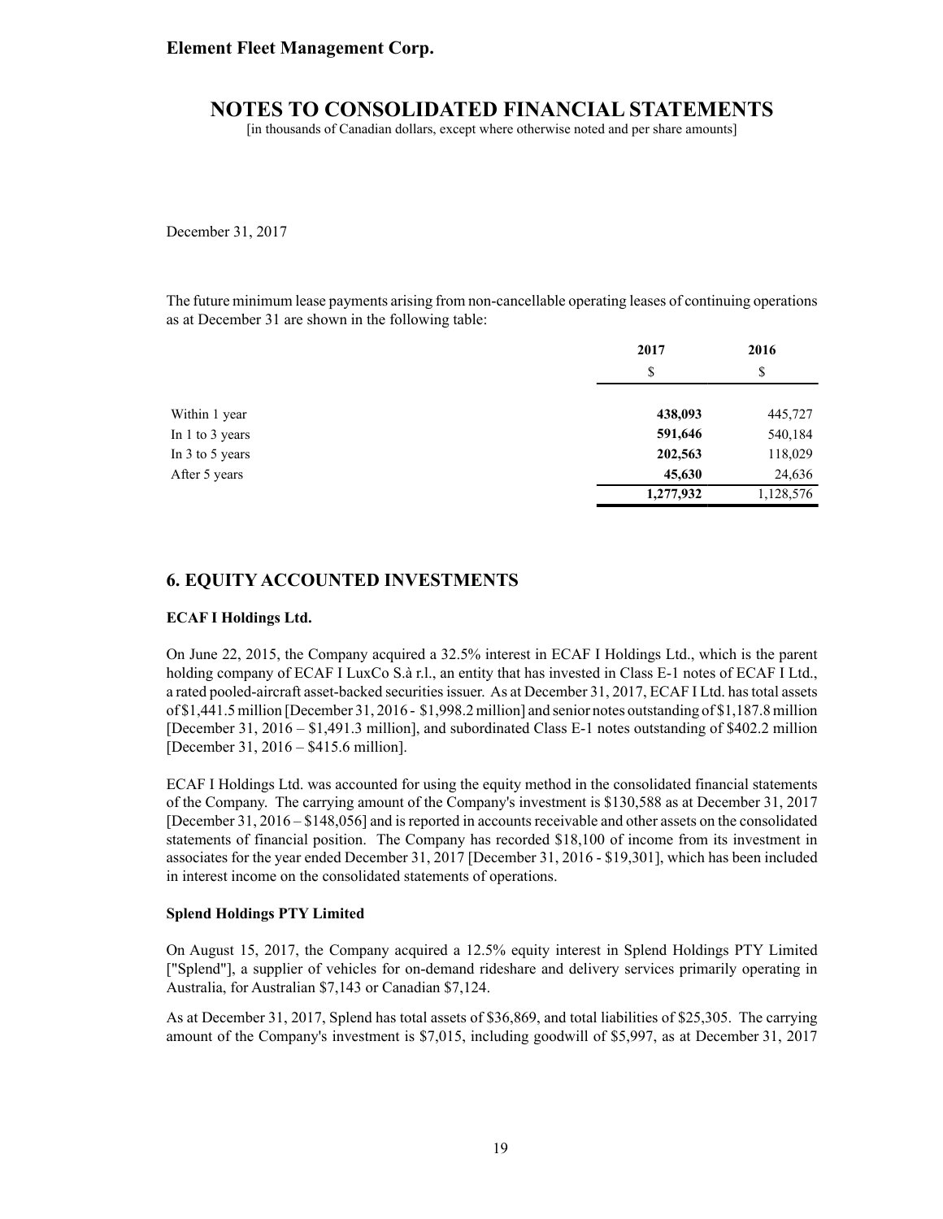December 31, 2017

The future minimum lease payments arising from non-cancellable operating leases of continuing operations as at December 31 are shown in the following table:

| | 2017 | 2016 |
|---|---|---|
| | $ | $ |
| Within 1 year | **438,093** | 445,727 |
| In 1 to 3 years | **591,646** | 540,184 |
| In 3 to 5 years | **202,563** | 118,029 |
| After 5 years | **45,630** | 24,636 |
| | **1,277,932** | 1,128,576 |

## 6. EQUITY ACCOUNTED INVESTMENTS

### ECAF I Holdings Ltd.

On June 22, 2015, the Company acquired a 32.5% interest in ECAF I Holdings Ltd., which is the parent holding company of ECAF I LuxCo S.à r.l., an entity that has invested in Class E-1 notes of ECAF I Ltd., a rated pooled-aircraft asset-backed securities issuer. As at December 31, 2017, ECAF I Ltd. has total assets of $1,441.5 million [December 31, 2016 - $1,998.2 million] and senior notes outstanding of $1,187.8 million [December 31, 2016 – $1,491.3 million], and subordinated Class E-1 notes outstanding of $402.2 million [December 31, 2016 – $415.6 million].

ECAF I Holdings Ltd. was accounted for using the equity method in the consolidated financial statements of the Company. The carrying amount of the Company's investment is $130,588 as at December 31, 2017 [December 31, 2016 – $148,056] and is reported in accounts receivable and other assets on the consolidated statements of financial position. The Company has recorded $18,100 of income from its investment in associates for the year ended December 31, 2017 [December 31, 2016 - $19,301], which has been included in interest income on the consolidated statements of operations.

### Splend Holdings PTY Limited

On August 15, 2017, the Company acquired a 12.5% equity interest in Splend Holdings PTY Limited ["Splend"], a supplier of vehicles for on-demand rideshare and delivery services primarily operating in Australia, for Australian $7,143 or Canadian $7,124.

As at December 31, 2017, Splend has total assets of $36,869, and total liabilities of $25,305. The carrying amount of the Company's investment is $7,015, including goodwill of $5,997, as at December 31, 2017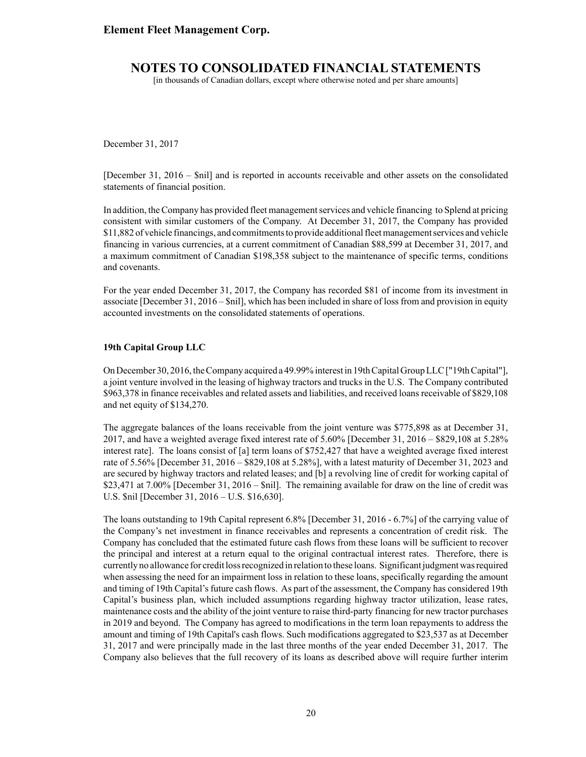December 31, 2017

[December 31, 2016 – $nil] and is reported in accounts receivable and other assets on the consolidated statements of financial position.

In addition, the Company has provided fleet management services and vehicle financing to Splend at pricing consistent with similar customers of the Company. At December 31, 2017, the Company has provided $11,882 of vehicle financings, and commitments to provide additional fleet management services and vehicle financing in various currencies, at a current commitment of Canadian $88,599 at December 31, 2017, and a maximum commitment of Canadian $198,358 subject to the maintenance of specific terms, conditions and covenants.

For the year ended December 31, 2017, the Company has recorded $81 of income from its investment in associate [December 31, 2016 – $nil], which has been included in share of loss from and provision in equity accounted investments on the consolidated statements of operations.

**19th Capital Group LLC**

On December 30, 2016, the Company acquired a 49.99% interest in 19th Capital Group LLC ["19th Capital"], a joint venture involved in the leasing of highway tractors and trucks in the U.S. The Company contributed $963,378 in finance receivables and related assets and liabilities, and received loans receivable of $829,108 and net equity of $134,270.

The aggregate balances of the loans receivable from the joint venture was $775,898 as at December 31, 2017, and have a weighted average fixed interest rate of 5.60% [December 31, 2016 – $829,108 at 5.28% interest rate]. The loans consist of [a] term loans of $752,427 that have a weighted average fixed interest rate of 5.56% [December 31, 2016 – $829,108 at 5.28%], with a latest maturity of December 31, 2023 and are secured by highway tractors and related leases; and [b] a revolving line of credit for working capital of $23,471 at 7.00% [December 31, 2016 – $nil]. The remaining available for draw on the line of credit was U.S. $nil [December 31, 2016 – U.S. $16,630].

The loans outstanding to 19th Capital represent 6.8% [December 31, 2016 - 6.7%] of the carrying value of the Company's net investment in finance receivables and represents a concentration of credit risk. The Company has concluded that the estimated future cash flows from these loans will be sufficient to recover the principal and interest at a return equal to the original contractual interest rates. Therefore, there is currently no allowance for credit loss recognized in relation to these loans. Significant judgment was required when assessing the need for an impairment loss in relation to these loans, specifically regarding the amount and timing of 19th Capital's future cash flows. As part of the assessment, the Company has considered 19th Capital's business plan, which included assumptions regarding highway tractor utilization, lease rates, maintenance costs and the ability of the joint venture to raise third-party financing for new tractor purchases in 2019 and beyond. The Company has agreed to modifications in the term loan repayments to address the amount and timing of 19th Capital's cash flows. Such modifications aggregated to $23,537 as at December 31, 2017 and were principally made in the last three months of the year ended December 31, 2017. The Company also believes that the full recovery of its loans as described above will require further interim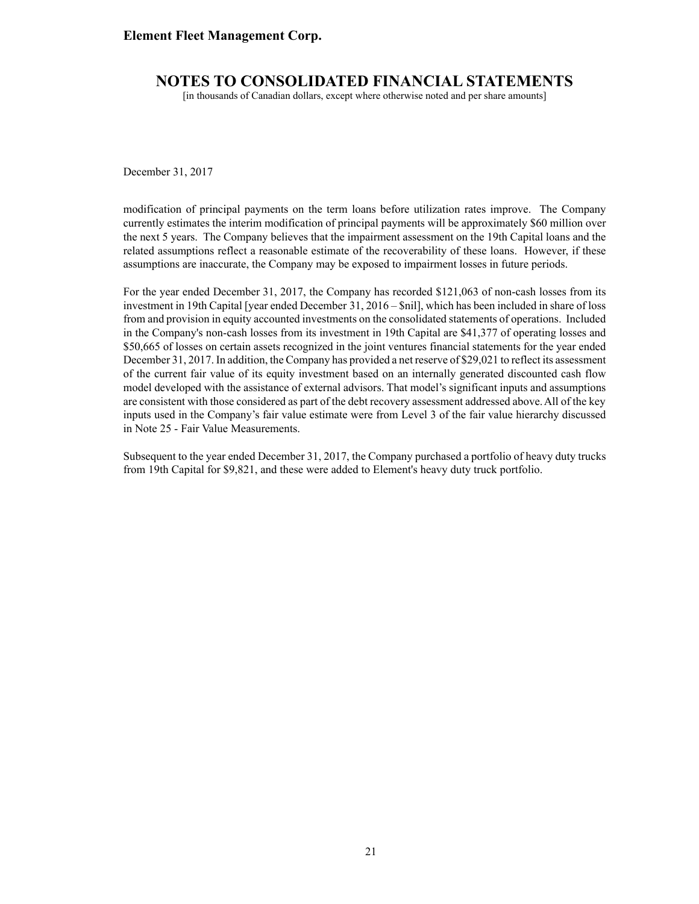modification of principal payments on the term loans before utilization rates improve. The Company currently estimates the interim modification of principal payments will be approximately $60 million over the next 5 years. The Company believes that the impairment assessment on the 19th Capital loans and the related assumptions reflect a reasonable estimate of the recoverability of these loans. However, if these assumptions are inaccurate, the Company may be exposed to impairment losses in future periods.

For the year ended December 31, 2017, the Company has recorded $121,063 of non-cash losses from its investment in 19th Capital [year ended December 31, 2016 – $nil], which has been included in share of loss from and provision in equity accounted investments on the consolidated statements of operations. Included in the Company's non-cash losses from its investment in 19th Capital are $41,377 of operating losses and $50,665 of losses on certain assets recognized in the joint ventures financial statements for the year ended December 31, 2017. In addition, the Company has provided a net reserve of $29,021 to reflect its assessment of the current fair value of its equity investment based on an internally generated discounted cash flow model developed with the assistance of external advisors. That model's significant inputs and assumptions are consistent with those considered as part of the debt recovery assessment addressed above. All of the key inputs used in the Company's fair value estimate were from Level 3 of the fair value hierarchy discussed in Note 25 - Fair Value Measurements.

Subsequent to the year ended December 31, 2017, the Company purchased a portfolio of heavy duty trucks from 19th Capital for $9,821, and these were added to Element's heavy duty truck portfolio.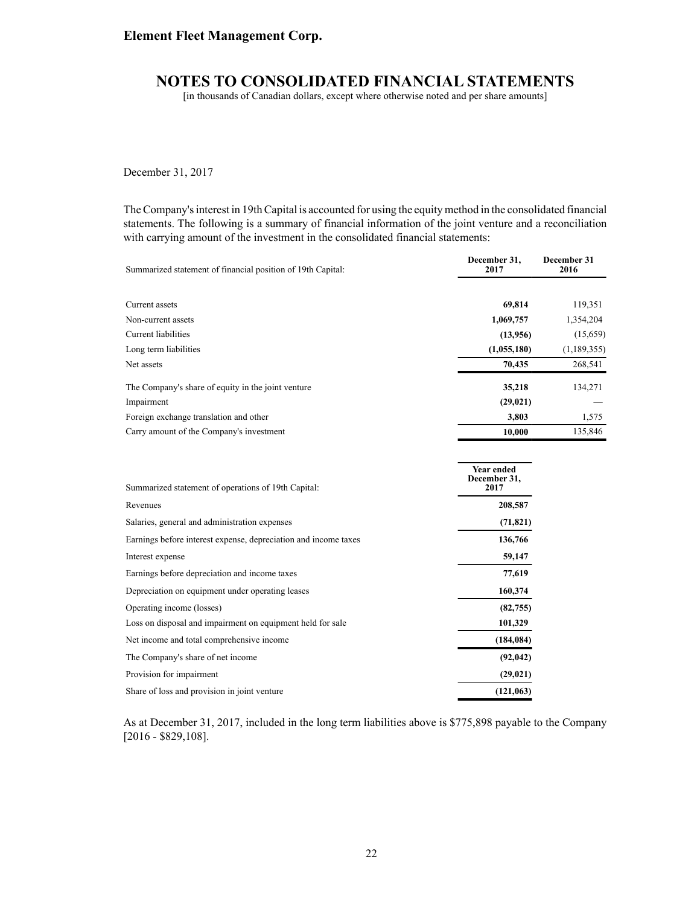December 31, 2017

The Company's interest in 19th Capital is accounted for using the equity method in the consolidated financial statements. The following is a summary of financial information of the joint venture and a reconciliation with carrying amount of the investment in the consolidated financial statements:

| Summarized statement of financial position of 19th Capital: | December 31, 2017 | December 31 2016 |
|---|---|---|
| Current assets | **69,814** | 119,351 |
| Non-current assets | **1,069,757** | 1,354,204 |
| Current liabilities | **(13,956)** | (15,659) |
| Long term liabilities | **(1,055,180)** | (1,189,355) |
| Net assets | **70,435** | 268,541 |
| The Company's share of equity in the joint venture | **35,218** | 134,271 |
| Impairment | **(29,021)** | — |
| Foreign exchange translation and other | **3,803** | 1,575 |
| Carry amount of the Company's investment | **10,000** | 135,846 |

| Summarized statement of operations of 19th Capital: | Year ended December 31, 2017 |
|---|---|
| Revenues | **208,587** |
| Salaries, general and administration expenses | **(71,821)** |
| Earnings before interest expense, depreciation and income taxes | **136,766** |
| Interest expense | **59,147** |
| Earnings before depreciation and income taxes | **77,619** |
| Depreciation on equipment under operating leases | **160,374** |
| Operating income (losses) | **(82,755)** |
| Loss on disposal and impairment on equipment held for sale | **101,329** |
| Net income and total comprehensive income | **(184,084)** |
| The Company's share of net income | **(92,042)** |
| Provision for impairment | **(29,021)** |
| Share of loss and provision in joint venture | **(121,063)** |

As at December 31, 2017, included in the long term liabilities above is $775,898 payable to the Company [2016 - $829,108].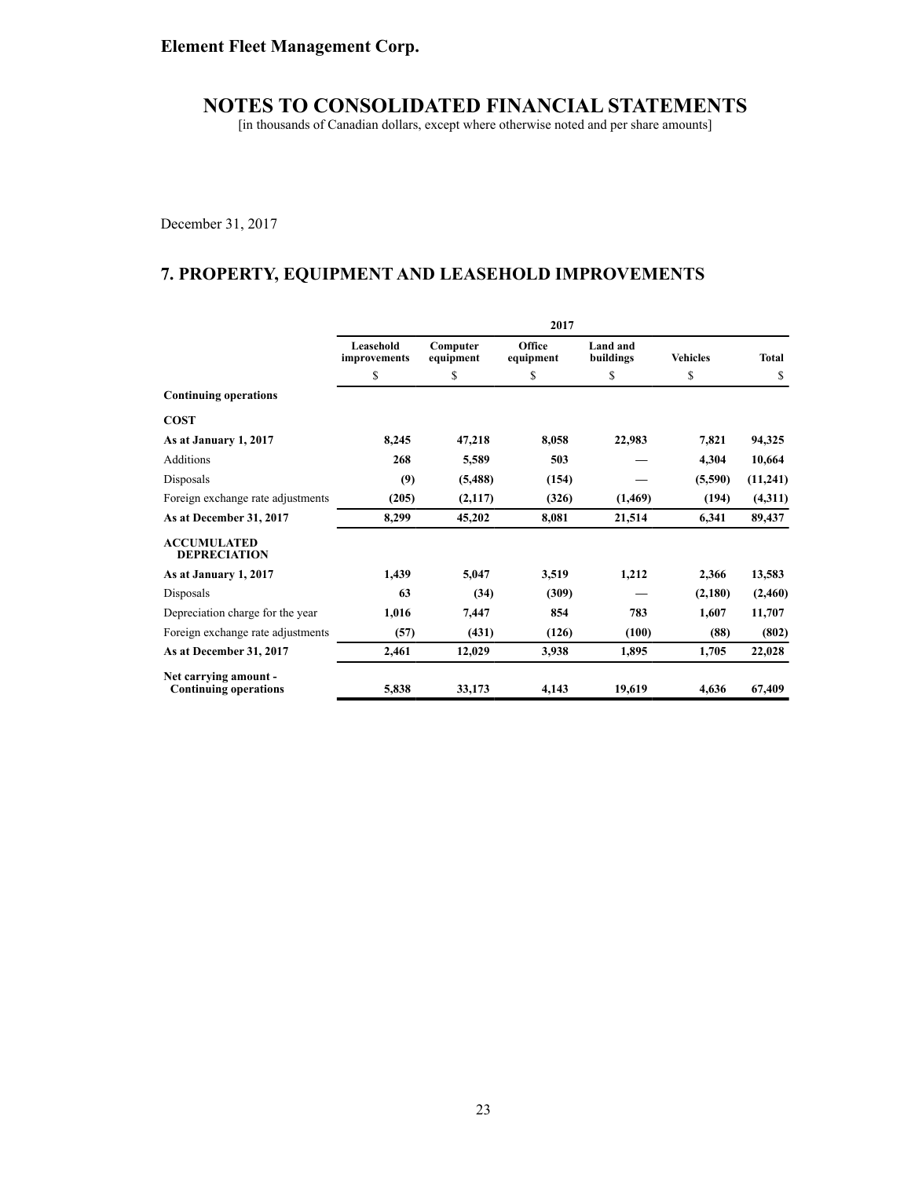December 31, 2017

## 7. PROPERTY, EQUIPMENT AND LEASEHOLD IMPROVEMENTS

| | 2017 | | | | | |
|---|---|---|---|---|---|---|
| | **Leasehold improvements** | **Computer equipment** | **Office equipment** | **Land and buildings** | **Vehicles** | **Total** |
| | $ | $ | $ | $ | $ | $ |
| **Continuing operations** | | | | | | |
| **COST** | | | | | | |
| **As at January 1, 2017** | **8,245** | **47,218** | **8,058** | **22,983** | **7,821** | **94,325** |
| Additions | **268** | **5,589** | **503** | **—** | **4,304** | **10,664** |
| Disposals | **(9)** | **(5,488)** | **(154)** | **—** | **(5,590)** | **(11,241)** |
| Foreign exchange rate adjustments | **(205)** | **(2,117)** | **(326)** | **(1,469)** | **(194)** | **(4,311)** |
| **As at December 31, 2017** | **8,299** | **45,202** | **8,081** | **21,514** | **6,341** | **89,437** |
| **ACCUMULATED DEPRECIATION** | | | | | | |
| **As at January 1, 2017** | **1,439** | **5,047** | **3,519** | **1,212** | **2,366** | **13,583** |
| Disposals | **63** | **(34)** | **(309)** | **—** | **(2,180)** | **(2,460)** |
| Depreciation charge for the year | **1,016** | **7,447** | **854** | **783** | **1,607** | **11,707** |
| Foreign exchange rate adjustments | **(57)** | **(431)** | **(126)** | **(100)** | **(88)** | **(802)** |
| **As at December 31, 2017** | **2,461** | **12,029** | **3,938** | **1,895** | **1,705** | **22,028** |
| **Net carrying amount - Continuing operations** | **5,838** | **33,173** | **4,143** | **19,619** | **4,636** | **67,409** |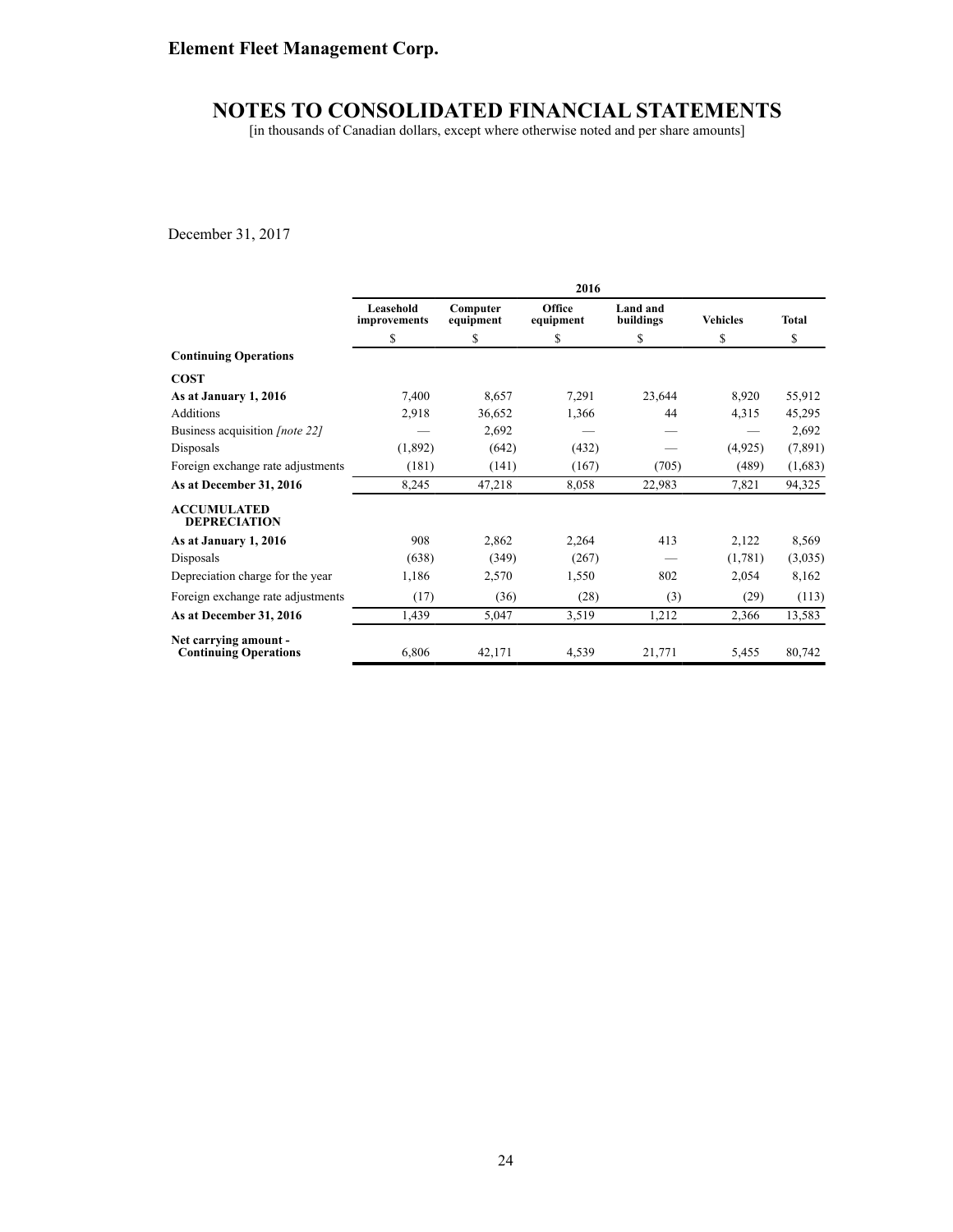# Element Fleet Management Corp.

## NOTES TO CONSOLIDATED FINANCIAL STATEMENTS

[in thousands of Canadian dollars, except where otherwise noted and per share amounts]

December 31, 2017

| | 2016 | | | | | |
|---|---|---|---|---|---|---|
| | Leasehold improvements | Computer equipment | Office equipment | Land and buildings | Vehicles | Total |
| | $ | $ | $ | $ | $ | $ |
| **Continuing Operations** | | | | | | |
| **COST** | | | | | | |
| **As at January 1, 2016** | 7,400 | 8,657 | 7,291 | 23,644 | 8,920 | 55,912 |
| Additions | 2,918 | 36,652 | 1,366 | 44 | 4,315 | 45,295 |
| Business acquisition *[note 22]* | — | 2,692 | — | — | — | 2,692 |
| Disposals | (1,892) | (642) | (432) | — | (4,925) | (7,891) |
| Foreign exchange rate adjustments | (181) | (141) | (167) | (705) | (489) | (1,683) |
| **As at December 31, 2016** | 8,245 | 47,218 | 8,058 | 22,983 | 7,821 | 94,325 |
| **ACCUMULATED DEPRECIATION** | | | | | | |
| **As at January 1, 2016** | 908 | 2,862 | 2,264 | 413 | 2,122 | 8,569 |
| Disposals | (638) | (349) | (267) | — | (1,781) | (3,035) |
| Depreciation charge for the year | 1,186 | 2,570 | 1,550 | 802 | 2,054 | 8,162 |
| Foreign exchange rate adjustments | (17) | (36) | (28) | (3) | (29) | (113) |
| **As at December 31, 2016** | 1,439 | 5,047 | 3,519 | 1,212 | 2,366 | 13,583 |
| **Net carrying amount - Continuing Operations** | 6,806 | 42,171 | 4,539 | 21,771 | 5,455 | 80,742 |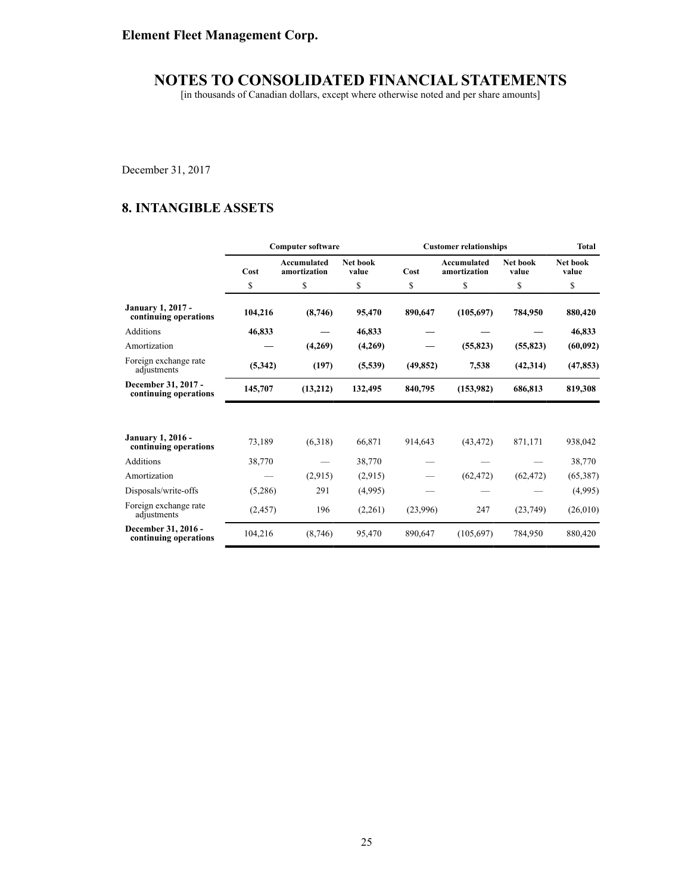# Element Fleet Management Corp.

## NOTES TO CONSOLIDATED FINANCIAL STATEMENTS

[in thousands of Canadian dollars, except where otherwise noted and per share amounts]

December 31, 2017

## 8. INTANGIBLE ASSETS

| | Computer software | | | Customer relationships | | | Total |
|---|---|---|---|---|---|---|---|
| | Cost | Accumulated amortization | Net book value | Cost | Accumulated amortization | Net book value | Net book value |
| | $ | $ | $ | $ | $ | $ | $ |
| **January 1, 2017 - continuing operations** | **104,216** | **(8,746)** | **95,470** | **890,647** | **(105,697)** | **784,950** | **880,420** |
| Additions | **46,833** | **—** | **46,833** | **—** | **—** | **—** | **46,833** |
| Amortization | **—** | **(4,269)** | **(4,269)** | **—** | **(55,823)** | **(55,823)** | **(60,092)** |
| Foreign exchange rate adjustments | **(5,342)** | **(197)** | **(5,539)** | **(49,852)** | **7,538** | **(42,314)** | **(47,853)** |
| **December 31, 2017 - continuing operations** | **145,707** | **(13,212)** | **132,495** | **840,795** | **(153,982)** | **686,813** | **819,308** |
| | | | | | | | |
| **January 1, 2016 - continuing operations** | 73,189 | (6,318) | 66,871 | 914,643 | (43,472) | 871,171 | 938,042 |
| Additions | 38,770 | — | 38,770 | — | — | — | 38,770 |
| Amortization | — | (2,915) | (2,915) | — | (62,472) | (62,472) | (65,387) |
| Disposals/write-offs | (5,286) | 291 | (4,995) | — | — | — | (4,995) |
| Foreign exchange rate adjustments | (2,457) | 196 | (2,261) | (23,996) | 247 | (23,749) | (26,010) |
| **December 31, 2016 - continuing operations** | 104,216 | (8,746) | 95,470 | 890,647 | (105,697) | 784,950 | 880,420 |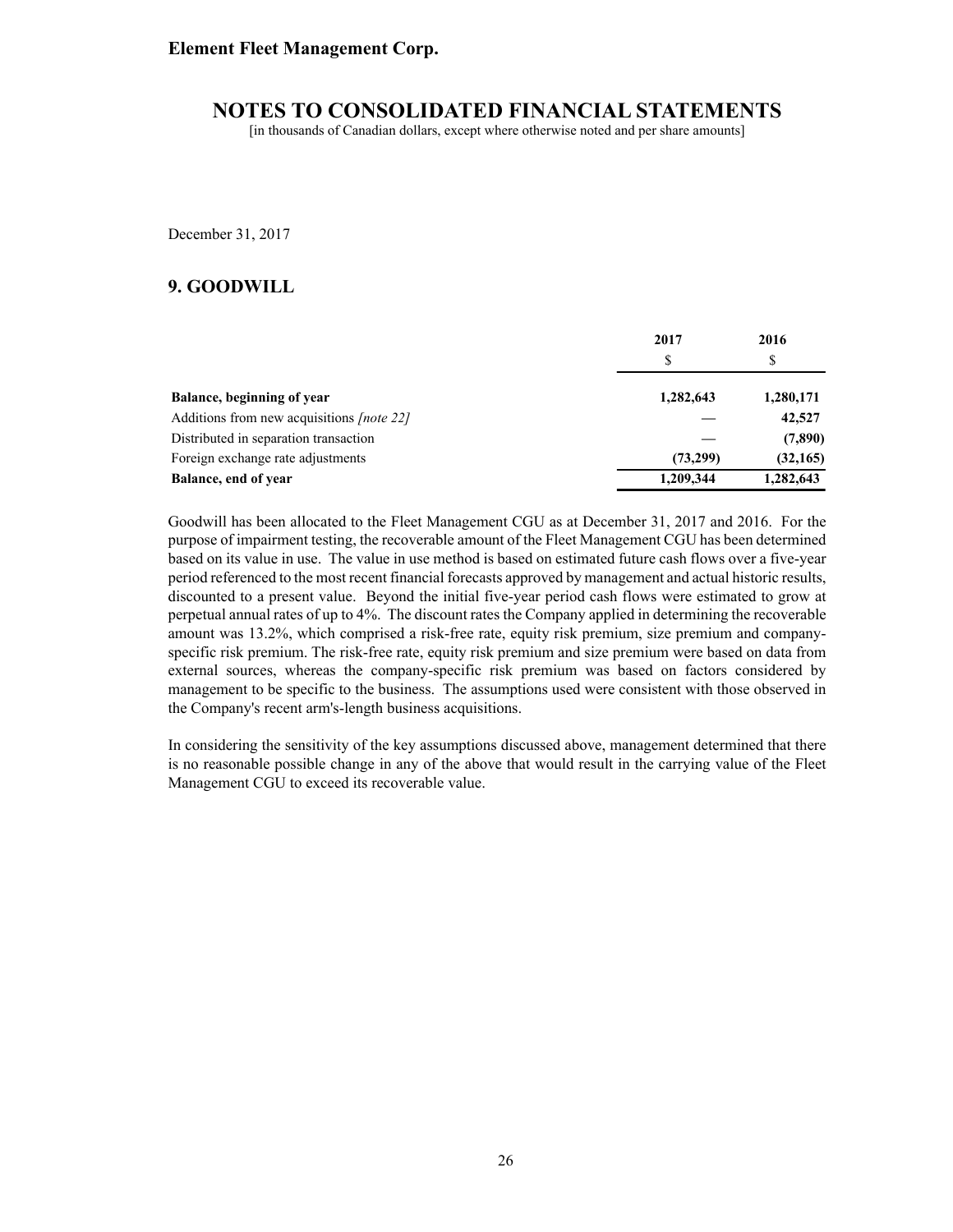December 31, 2017

## 9. GOODWILL

| | 2017 | 2016 |
|---|---|---|
| | $ | $ |
| **Balance, beginning of year** | **1,282,643** | **1,280,171** |
| Additions from new acquisitions *[note 22]* | — | **42,527** |
| Distributed in separation transaction | — | **(7,890)** |
| Foreign exchange rate adjustments | **(73,299)** | **(32,165)** |
| **Balance, end of year** | **1,209,344** | **1,282,643** |

Goodwill has been allocated to the Fleet Management CGU as at December 31, 2017 and 2016. For the purpose of impairment testing, the recoverable amount of the Fleet Management CGU has been determined based on its value in use. The value in use method is based on estimated future cash flows over a five-year period referenced to the most recent financial forecasts approved by management and actual historic results, discounted to a present value. Beyond the initial five-year period cash flows were estimated to grow at perpetual annual rates of up to 4%. The discount rates the Company applied in determining the recoverable amount was 13.2%, which comprised a risk-free rate, equity risk premium, size premium and company-specific risk premium. The risk-free rate, equity risk premium and size premium were based on data from external sources, whereas the company-specific risk premium was based on factors considered by management to be specific to the business. The assumptions used were consistent with those observed in the Company's recent arm's-length business acquisitions.

In considering the sensitivity of the key assumptions discussed above, management determined that there is no reasonable possible change in any of the above that would result in the carrying value of the Fleet Management CGU to exceed its recoverable value.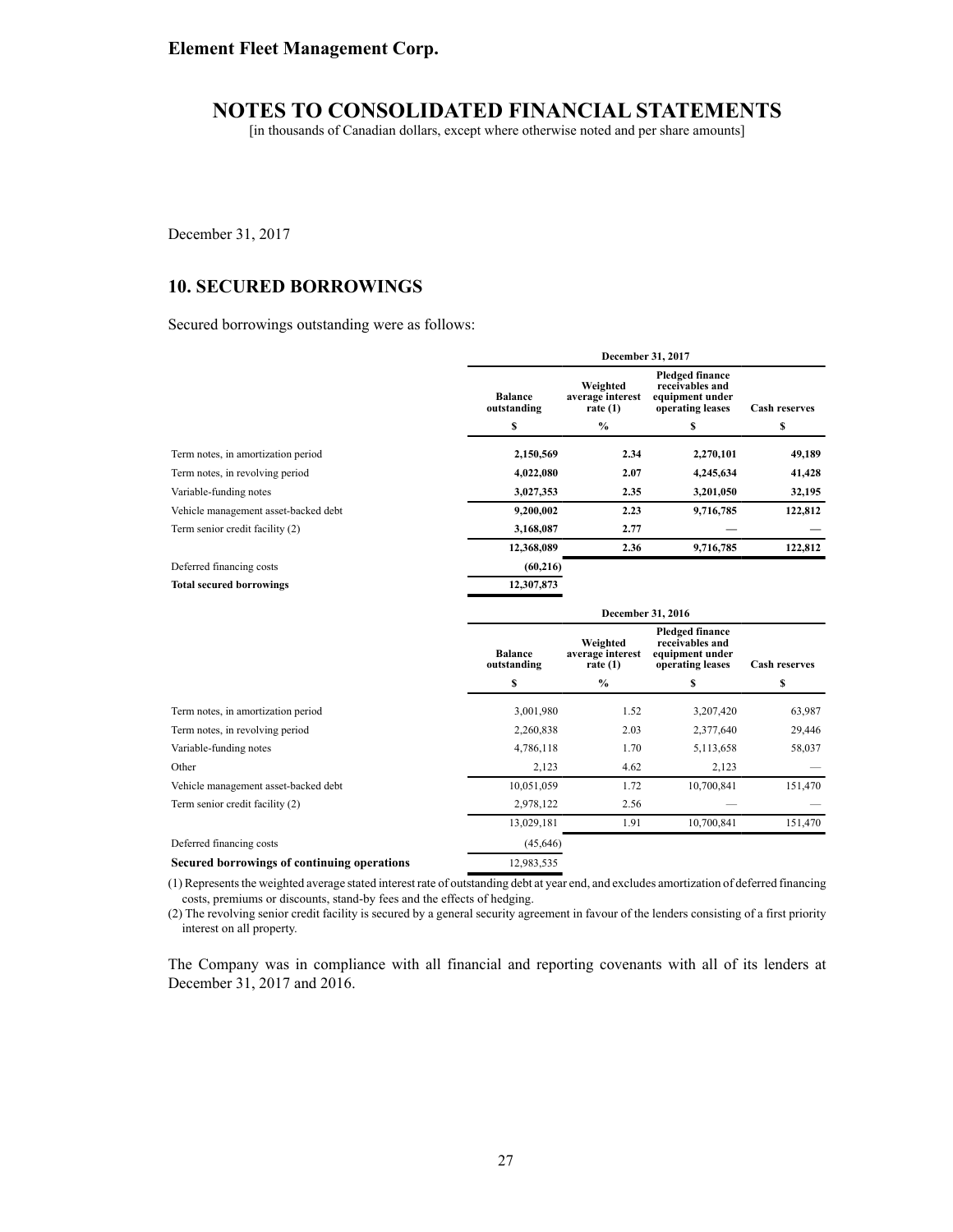December 31, 2017

## 10. SECURED BORROWINGS

Secured borrowings outstanding were as follows:

| | December 31, 2017 | | | |
|---|---|---|---|---|
| | **Balance outstanding** | **Weighted average interest rate (1)** | **Pledged finance receivables and equipment under operating leases** | **Cash reserves** |
| | **$** | **%** | **$** | **$** |
| Term notes, in amortization period | **2,150,569** | **2.34** | **2,270,101** | **49,189** |
| Term notes, in revolving period | **4,022,080** | **2.07** | **4,245,634** | **41,428** |
| Variable-funding notes | **3,027,353** | **2.35** | **3,201,050** | **32,195** |
| Vehicle management asset-backed debt | **9,200,002** | **2.23** | **9,716,785** | **122,812** |
| Term senior credit facility (2) | **3,168,087** | **2.77** | **—** | **—** |
| | **12,368,089** | **2.36** | **9,716,785** | **122,812** |
| Deferred financing costs | **(60,216)** | | | |
| **Total secured borrowings** | **12,307,873** | | | |

| | December 31, 2016 | | | |
|---|---|---|---|---|
| | **Balance outstanding** | **Weighted average interest rate (1)** | **Pledged finance receivables and equipment under operating leases** | **Cash reserves** |
| | **$** | **%** | **$** | **$** |
| Term notes, in amortization period | 3,001,980 | 1.52 | 3,207,420 | 63,987 |
| Term notes, in revolving period | 2,260,838 | 2.03 | 2,377,640 | 29,446 |
| Variable-funding notes | 4,786,118 | 1.70 | 5,113,658 | 58,037 |
| Other | 2,123 | 4.62 | 2,123 | — |
| Vehicle management asset-backed debt | 10,051,059 | 1.72 | 10,700,841 | 151,470 |
| Term senior credit facility (2) | 2,978,122 | 2.56 | — | — |
| | 13,029,181 | 1.91 | 10,700,841 | 151,470 |
| Deferred financing costs | (45,646) | | | |
| **Secured borrowings of continuing operations** | 12,983,535 | | | |

(1) Represents the weighted average stated interest rate of outstanding debt at year end, and excludes amortization of deferred financing costs, premiums or discounts, stand-by fees and the effects of hedging.

(2) The revolving senior credit facility is secured by a general security agreement in favour of the lenders consisting of a first priority interest on all property.

The Company was in compliance with all financial and reporting covenants with all of its lenders at December 31, 2017 and 2016.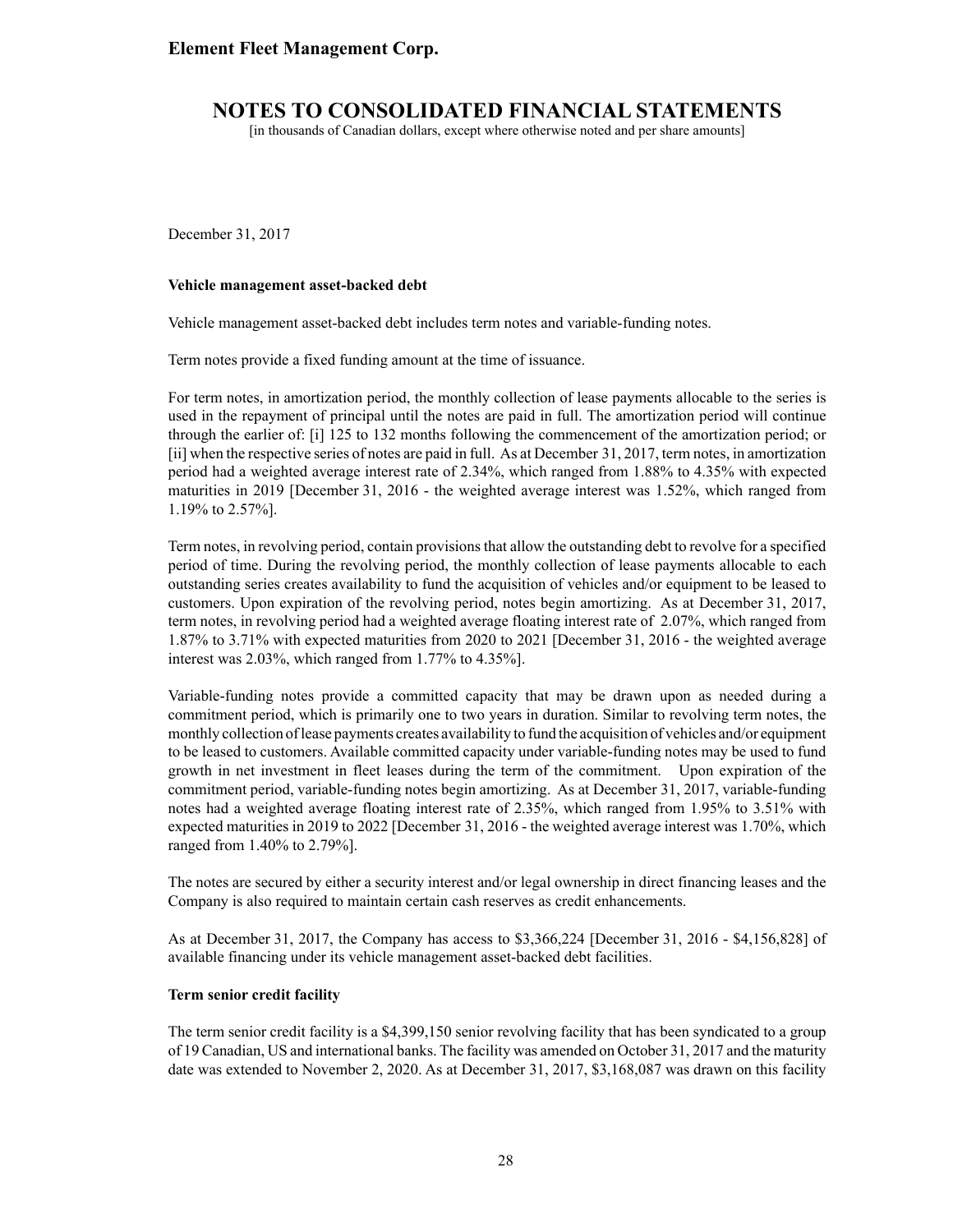December 31, 2017

**Vehicle management asset-backed debt**

Vehicle management asset-backed debt includes term notes and variable-funding notes.

Term notes provide a fixed funding amount at the time of issuance.

For term notes, in amortization period, the monthly collection of lease payments allocable to the series is used in the repayment of principal until the notes are paid in full. The amortization period will continue through the earlier of: [i] 125 to 132 months following the commencement of the amortization period; or [ii] when the respective series of notes are paid in full. As at December 31, 2017, term notes, in amortization period had a weighted average interest rate of 2.34%, which ranged from 1.88% to 4.35% with expected maturities in 2019 [December 31, 2016 - the weighted average interest was 1.52%, which ranged from 1.19% to 2.57%].

Term notes, in revolving period, contain provisions that allow the outstanding debt to revolve for a specified period of time. During the revolving period, the monthly collection of lease payments allocable to each outstanding series creates availability to fund the acquisition of vehicles and/or equipment to be leased to customers. Upon expiration of the revolving period, notes begin amortizing. As at December 31, 2017, term notes, in revolving period had a weighted average floating interest rate of 2.07%, which ranged from 1.87% to 3.71% with expected maturities from 2020 to 2021 [December 31, 2016 - the weighted average interest was 2.03%, which ranged from 1.77% to 4.35%].

Variable-funding notes provide a committed capacity that may be drawn upon as needed during a commitment period, which is primarily one to two years in duration. Similar to revolving term notes, the monthly collection of lease payments creates availability to fund the acquisition of vehicles and/or equipment to be leased to customers. Available committed capacity under variable-funding notes may be used to fund growth in net investment in fleet leases during the term of the commitment. Upon expiration of the commitment period, variable-funding notes begin amortizing. As at December 31, 2017, variable-funding notes had a weighted average floating interest rate of 2.35%, which ranged from 1.95% to 3.51% with expected maturities in 2019 to 2022 [December 31, 2016 - the weighted average interest was 1.70%, which ranged from 1.40% to 2.79%].

The notes are secured by either a security interest and/or legal ownership in direct financing leases and the Company is also required to maintain certain cash reserves as credit enhancements.

As at December 31, 2017, the Company has access to $3,366,224 [December 31, 2016 - $4,156,828] of available financing under its vehicle management asset-backed debt facilities.

**Term senior credit facility**

The term senior credit facility is a $4,399,150 senior revolving facility that has been syndicated to a group of 19 Canadian, US and international banks. The facility was amended on October 31, 2017 and the maturity date was extended to November 2, 2020. As at December 31, 2017, $3,168,087 was drawn on this facility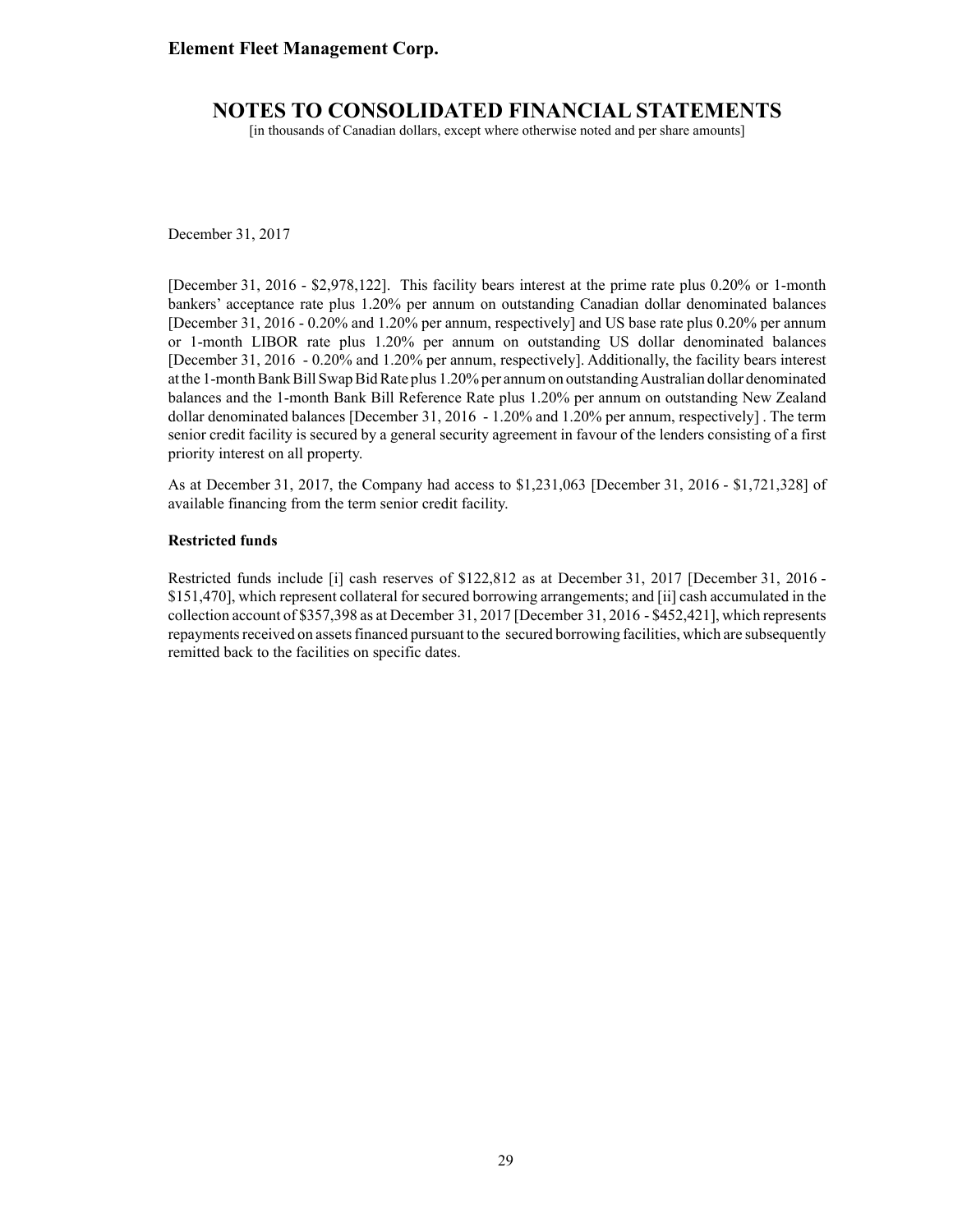December 31, 2017

[December 31, 2016 - $2,978,122]. This facility bears interest at the prime rate plus 0.20% or 1-month bankers' acceptance rate plus 1.20% per annum on outstanding Canadian dollar denominated balances [December 31, 2016 - 0.20% and 1.20% per annum, respectively] and US base rate plus 0.20% per annum or 1-month LIBOR rate plus 1.20% per annum on outstanding US dollar denominated balances [December 31, 2016 - 0.20% and 1.20% per annum, respectively]. Additionally, the facility bears interest at the 1-month Bank Bill Swap Bid Rate plus 1.20% per annum on outstanding Australian dollar denominated balances and the 1-month Bank Bill Reference Rate plus 1.20% per annum on outstanding New Zealand dollar denominated balances [December 31, 2016 - 1.20% and 1.20% per annum, respectively] . The term senior credit facility is secured by a general security agreement in favour of the lenders consisting of a first priority interest on all property.

As at December 31, 2017, the Company had access to $1,231,063 [December 31, 2016 - $1,721,328] of available financing from the term senior credit facility.

**Restricted funds**

Restricted funds include [i] cash reserves of $122,812 as at December 31, 2017 [December 31, 2016 - $151,470], which represent collateral for secured borrowing arrangements; and [ii] cash accumulated in the collection account of $357,398 as at December 31, 2017 [December 31, 2016 - $452,421], which represents repayments received on assets financed pursuant to the secured borrowing facilities, which are subsequently remitted back to the facilities on specific dates.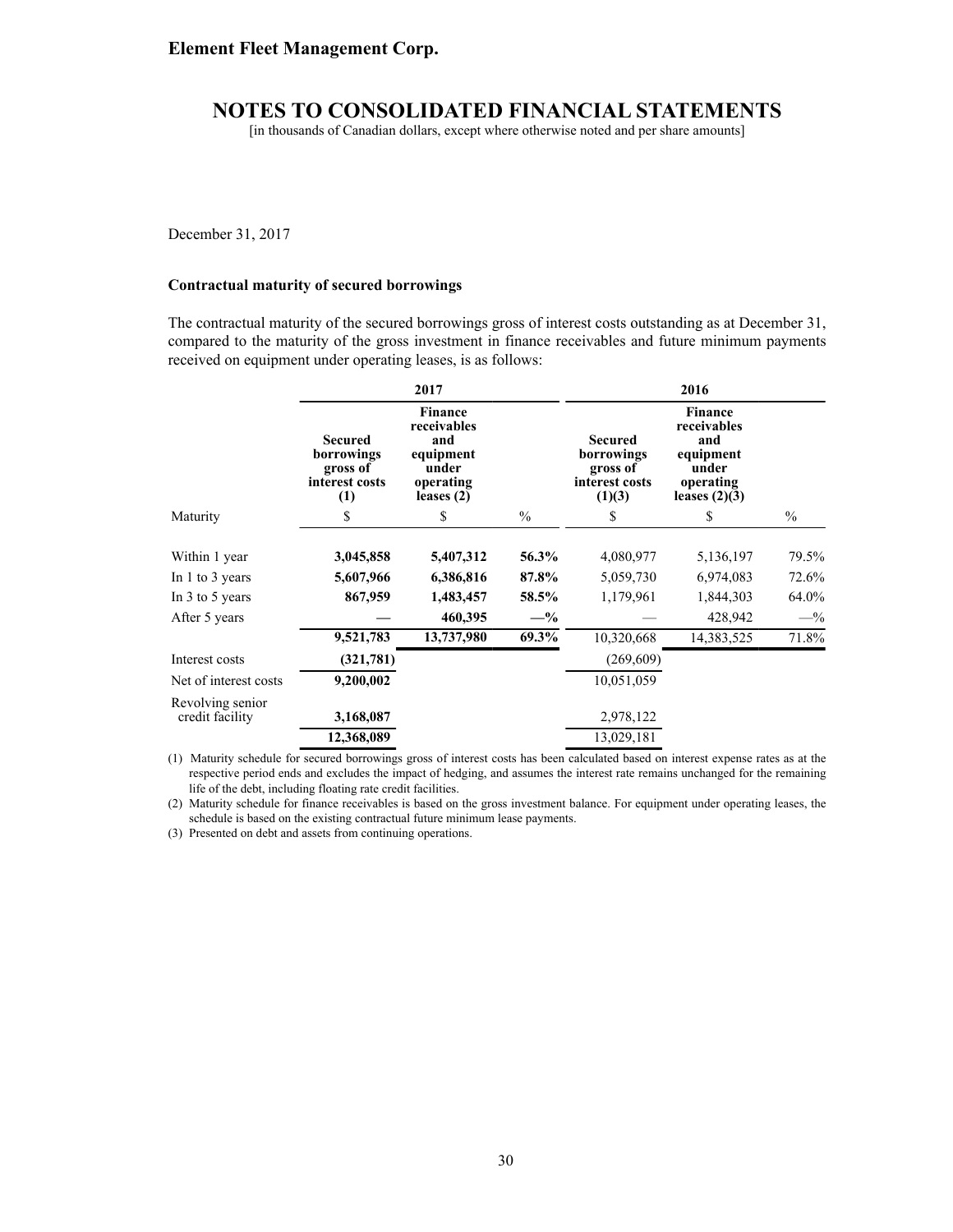Element Fleet Management Corp.

# NOTES TO CONSOLIDATED FINANCIAL STATEMENTS

[in thousands of Canadian dollars, except where otherwise noted and per share amounts]

December 31, 2017

### Contractual maturity of secured borrowings

The contractual maturity of the secured borrowings gross of interest costs outstanding as at December 31, compared to the maturity of the gross investment in finance receivables and future minimum payments received on equipment under operating leases, is as follows:

| | 2017 | | | 2016 | | |
|---|---|---|---|---|---|---|
| | Secured borrowings gross of interest costs (1) | Finance receivables and equipment under operating leases (2) | | Secured borrowings gross of interest costs (1)(3) | Finance receivables and equipment under operating leases (2)(3) | |
| Maturity | $ | $ | % | $ | $ | % |
| Within 1 year | **3,045,858** | **5,407,312** | **56.3%** | 4,080,977 | 5,136,197 | 79.5% |
| In 1 to 3 years | **5,607,966** | **6,386,816** | **87.8%** | 5,059,730 | 6,974,083 | 72.6% |
| In 3 to 5 years | **867,959** | **1,483,457** | **58.5%** | 1,179,961 | 1,844,303 | 64.0% |
| After 5 years | **—** | **460,395** | **—%** | — | 428,942 | —% |
| | **9,521,783** | **13,737,980** | **69.3%** | 10,320,668 | 14,383,525 | 71.8% |
| Interest costs | **(321,781)** | | | (269,609) | | |
| Net of interest costs | **9,200,002** | | | 10,051,059 | | |
| Revolving senior credit facility | **3,168,087** | | | 2,978,122 | | |
| | **12,368,089** | | | 13,029,181 | | |

(1) Maturity schedule for secured borrowings gross of interest costs has been calculated based on interest expense rates as at the respective period ends and excludes the impact of hedging, and assumes the interest rate remains unchanged for the remaining life of the debt, including floating rate credit facilities.

(2) Maturity schedule for finance receivables is based on the gross investment balance. For equipment under operating leases, the schedule is based on the existing contractual future minimum lease payments.

(3) Presented on debt and assets from continuing operations.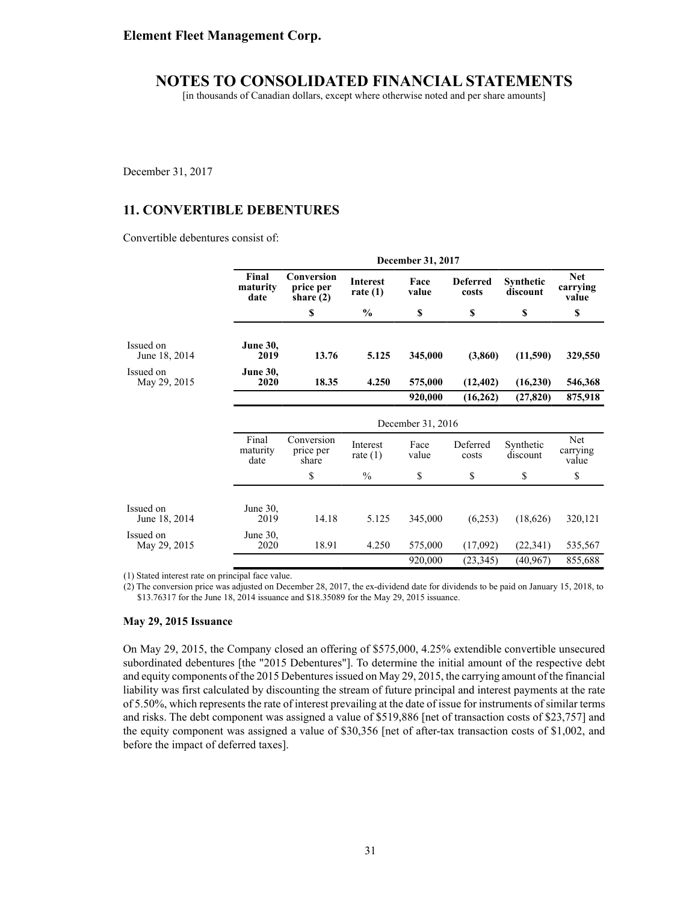# Element Fleet Management Corp.

## NOTES TO CONSOLIDATED FINANCIAL STATEMENTS

[in thousands of Canadian dollars, except where otherwise noted and per share amounts]

December 31, 2017

## 11. CONVERTIBLE DEBENTURES

Convertible debentures consist of:

| | **December 31, 2017** | | | | | | |
|---|---|---|---|---|---|---|---|
| | **Final maturity date** | **Conversion price per share (2)** | **Interest rate (1)** | **Face value** | **Deferred costs** | **Synthetic discount** | **Net carrying value** |
| | | **$** | **%** | **$** | **$** | **$** | **$** |
| Issued on June 18, 2014 | **June 30, 2019** | **13.76** | **5.125** | **345,000** | **(3,860)** | **(11,590)** | **329,550** |
| Issued on May 29, 2015 | **June 30, 2020** | **18.35** | **4.250** | **575,000** | **(12,402)** | **(16,230)** | **546,368** |
| | | | | **920,000** | **(16,262)** | **(27,820)** | **875,918** |

| | December 31, 2016 | | | | | | |
|---|---|---|---|---|---|---|---|
| | Final maturity date | Conversion price per share | Interest rate (1) | Face value | Deferred costs | Synthetic discount | Net carrying value |
| | | $ | % | $ | $ | $ | $ |
| Issued on June 18, 2014 | June 30, 2019 | 14.18 | 5.125 | 345,000 | (6,253) | (18,626) | 320,121 |
| Issued on May 29, 2015 | June 30, 2020 | 18.91 | 4.250 | 575,000 | (17,092) | (22,341) | 535,567 |
| | | | | 920,000 | (23,345) | (40,967) | 855,688 |

(1) Stated interest rate on principal face value.

(2) The conversion price was adjusted on December 28, 2017, the ex-dividend date for dividends to be paid on January 15, 2018, to $13.76317 for the June 18, 2014 issuance and $18.35089 for the May 29, 2015 issuance.

### May 29, 2015 Issuance

On May 29, 2015, the Company closed an offering of $575,000, 4.25% extendible convertible unsecured subordinated debentures [the "2015 Debentures"]. To determine the initial amount of the respective debt and equity components of the 2015 Debentures issued on May 29, 2015, the carrying amount of the financial liability was first calculated by discounting the stream of future principal and interest payments at the rate of 5.50%, which represents the rate of interest prevailing at the date of issue for instruments of similar terms and risks. The debt component was assigned a value of $519,886 [net of transaction costs of $23,757] and the equity component was assigned a value of $30,356 [net of after-tax transaction costs of $1,002, and before the impact of deferred taxes].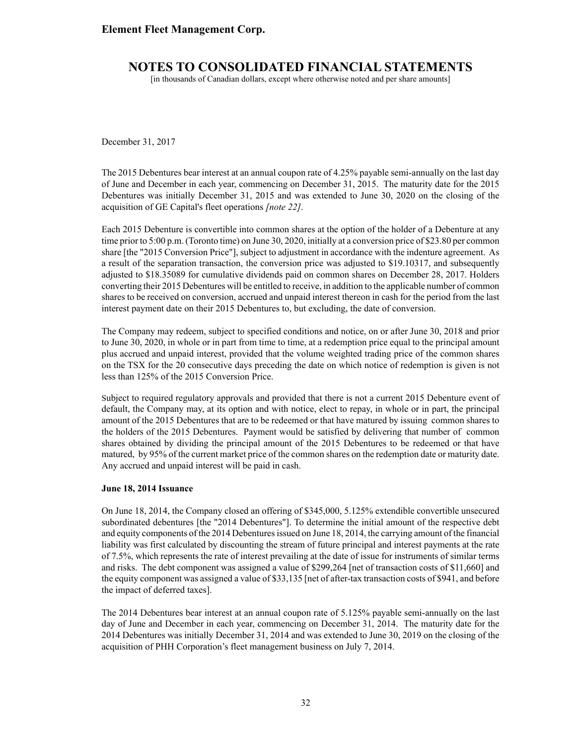December 31, 2017

The 2015 Debentures bear interest at an annual coupon rate of 4.25% payable semi-annually on the last day of June and December in each year, commencing on December 31, 2015. The maturity date for the 2015 Debentures was initially December 31, 2015 and was extended to June 30, 2020 on the closing of the acquisition of GE Capital's fleet operations *[note 22]*.

Each 2015 Debenture is convertible into common shares at the option of the holder of a Debenture at any time prior to 5:00 p.m. (Toronto time) on June 30, 2020, initially at a conversion price of $23.80 per common share [the "2015 Conversion Price"], subject to adjustment in accordance with the indenture agreement. As a result of the separation transaction, the conversion price was adjusted to $19.10317, and subsequently adjusted to $18.35089 for cumulative dividends paid on common shares on December 28, 2017. Holders converting their 2015 Debentures will be entitled to receive, in addition to the applicable number of common shares to be received on conversion, accrued and unpaid interest thereon in cash for the period from the last interest payment date on their 2015 Debentures to, but excluding, the date of conversion.

The Company may redeem, subject to specified conditions and notice, on or after June 30, 2018 and prior to June 30, 2020, in whole or in part from time to time, at a redemption price equal to the principal amount plus accrued and unpaid interest, provided that the volume weighted trading price of the common shares on the TSX for the 20 consecutive days preceding the date on which notice of redemption is given is not less than 125% of the 2015 Conversion Price.

Subject to required regulatory approvals and provided that there is not a current 2015 Debenture event of default, the Company may, at its option and with notice, elect to repay, in whole or in part, the principal amount of the 2015 Debentures that are to be redeemed or that have matured by issuing common shares to the holders of the 2015 Debentures. Payment would be satisfied by delivering that number of common shares obtained by dividing the principal amount of the 2015 Debentures to be redeemed or that have matured, by 95% of the current market price of the common shares on the redemption date or maturity date. Any accrued and unpaid interest will be paid in cash.

**June 18, 2014 Issuance**

On June 18, 2014, the Company closed an offering of $345,000, 5.125% extendible convertible unsecured subordinated debentures [the "2014 Debentures"]. To determine the initial amount of the respective debt and equity components of the 2014 Debentures issued on June 18, 2014, the carrying amount of the financial liability was first calculated by discounting the stream of future principal and interest payments at the rate of 7.5%, which represents the rate of interest prevailing at the date of issue for instruments of similar terms and risks. The debt component was assigned a value of $299,264 [net of transaction costs of $11,660] and the equity component was assigned a value of $33,135 [net of after-tax transaction costs of $941, and before the impact of deferred taxes].

The 2014 Debentures bear interest at an annual coupon rate of 5.125% payable semi-annually on the last day of June and December in each year, commencing on December 31, 2014. The maturity date for the 2014 Debentures was initially December 31, 2014 and was extended to June 30, 2019 on the closing of the acquisition of PHH Corporation's fleet management business on July 7, 2014.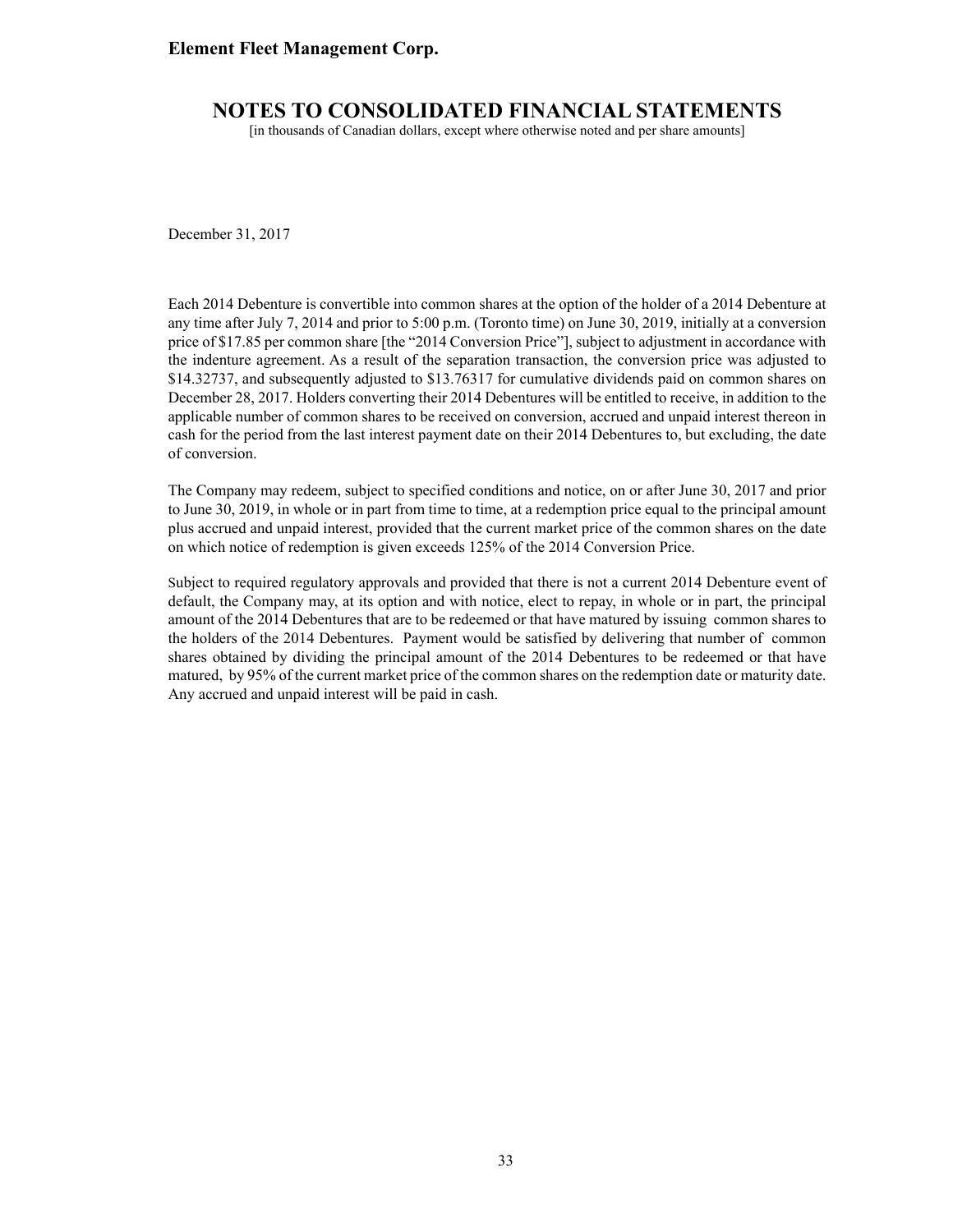December 31, 2017

Each 2014 Debenture is convertible into common shares at the option of the holder of a 2014 Debenture at any time after July 7, 2014 and prior to 5:00 p.m. (Toronto time) on June 30, 2019, initially at a conversion price of $17.85 per common share [the "2014 Conversion Price"], subject to adjustment in accordance with the indenture agreement. As a result of the separation transaction, the conversion price was adjusted to $14.32737, and subsequently adjusted to $13.76317 for cumulative dividends paid on common shares on December 28, 2017. Holders converting their 2014 Debentures will be entitled to receive, in addition to the applicable number of common shares to be received on conversion, accrued and unpaid interest thereon in cash for the period from the last interest payment date on their 2014 Debentures to, but excluding, the date of conversion.

The Company may redeem, subject to specified conditions and notice, on or after June 30, 2017 and prior to June 30, 2019, in whole or in part from time to time, at a redemption price equal to the principal amount plus accrued and unpaid interest, provided that the current market price of the common shares on the date on which notice of redemption is given exceeds 125% of the 2014 Conversion Price.

Subject to required regulatory approvals and provided that there is not a current 2014 Debenture event of default, the Company may, at its option and with notice, elect to repay, in whole or in part, the principal amount of the 2014 Debentures that are to be redeemed or that have matured by issuing common shares to the holders of the 2014 Debentures. Payment would be satisfied by delivering that number of common shares obtained by dividing the principal amount of the 2014 Debentures to be redeemed or that have matured, by 95% of the current market price of the common shares on the redemption date or maturity date. Any accrued and unpaid interest will be paid in cash.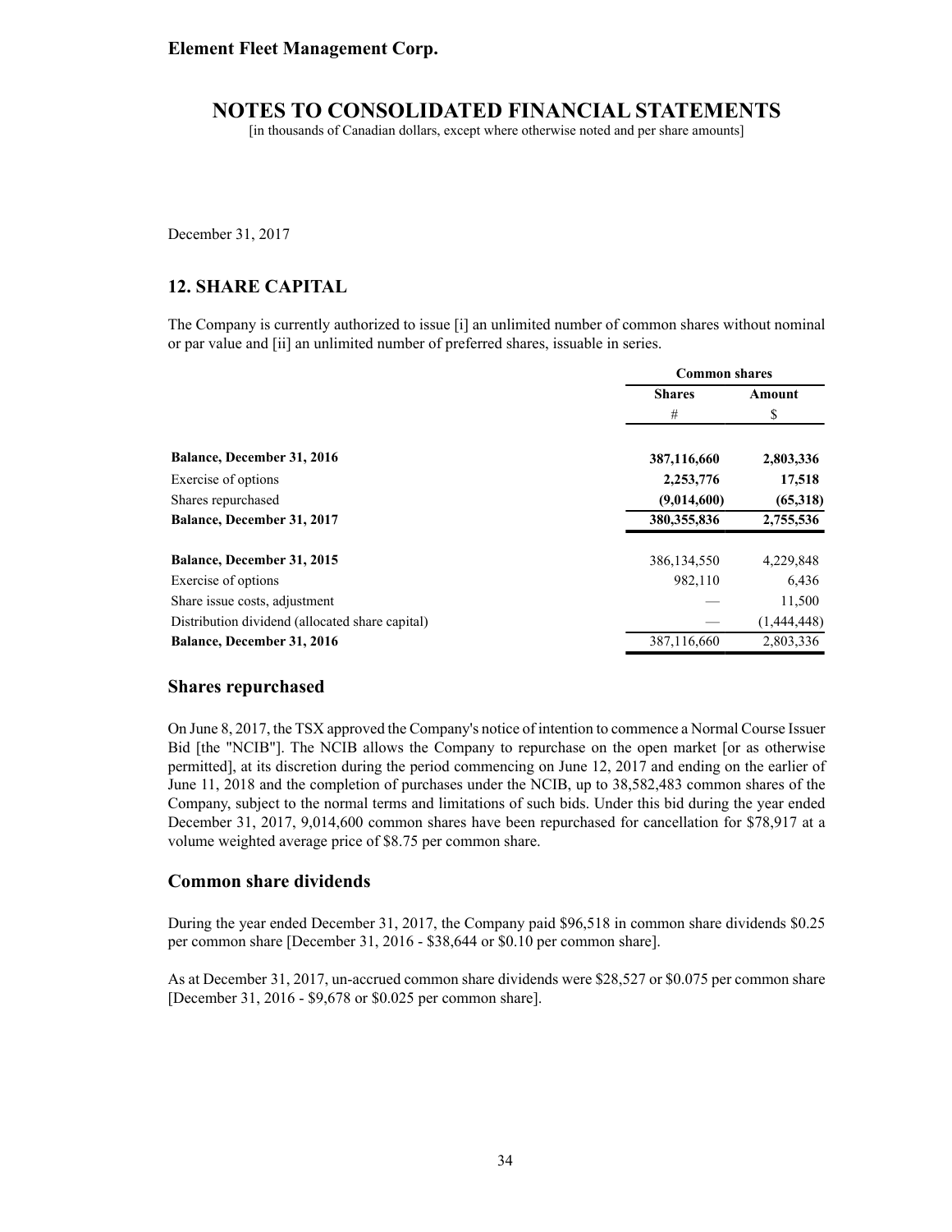Element Fleet Management Corp.

# NOTES TO CONSOLIDATED FINANCIAL STATEMENTS

[in thousands of Canadian dollars, except where otherwise noted and per share amounts]

December 31, 2017

## 12. SHARE CAPITAL

The Company is currently authorized to issue [i] an unlimited number of common shares without nominal or par value and [ii] an unlimited number of preferred shares, issuable in series.

| | Common shares | |
|---|---|---|
| | Shares | Amount |
| | # | $ |
| **Balance, December 31, 2016** | **387,116,660** | **2,803,336** |
| Exercise of options | **2,253,776** | **17,518** |
| Shares repurchased | **(9,014,600)** | **(65,318)** |
| **Balance, December 31, 2017** | **380,355,836** | **2,755,536** |
| | | |
| **Balance, December 31, 2015** | 386,134,550 | 4,229,848 |
| Exercise of options | 982,110 | 6,436 |
| Share issue costs, adjustment | — | 11,500 |
| Distribution dividend (allocated share capital) | — | (1,444,448) |
| **Balance, December 31, 2016** | 387,116,660 | 2,803,336 |

### Shares repurchased

On June 8, 2017, the TSX approved the Company's notice of intention to commence a Normal Course Issuer Bid [the "NCIB"]. The NCIB allows the Company to repurchase on the open market [or as otherwise permitted], at its discretion during the period commencing on June 12, 2017 and ending on the earlier of June 11, 2018 and the completion of purchases under the NCIB, up to 38,582,483 common shares of the Company, subject to the normal terms and limitations of such bids. Under this bid during the year ended December 31, 2017, 9,014,600 common shares have been repurchased for cancellation for $78,917 at a volume weighted average price of $8.75 per common share.

### Common share dividends

During the year ended December 31, 2017, the Company paid $96,518 in common share dividends $0.25 per common share [December 31, 2016 - $38,644 or $0.10 per common share].

As at December 31, 2017, un-accrued common share dividends were $28,527 or $0.075 per common share [December 31, 2016 - $9,678 or $0.025 per common share].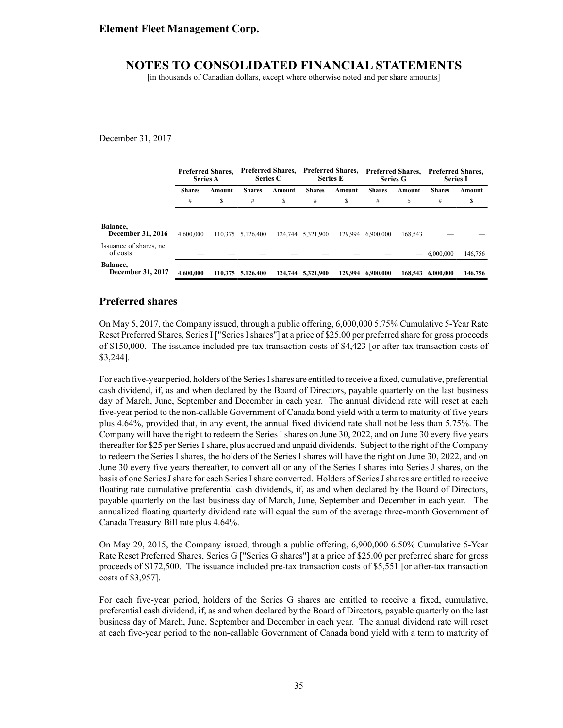December 31, 2017

| | Preferred Shares, Series A | | Preferred Shares, Series C | | Preferred Shares, Series E | | Preferred Shares, Series G | | Preferred Shares, Series I | |
|---|---|---|---|---|---|---|---|---|---|---|
| | Shares | Amount | Shares | Amount | Shares | Amount | Shares | Amount | Shares | Amount |
| | # | $ | # | $ | # | $ | # | $ | # | $ |
| **Balance, December 31, 2016** | 4,600,000 | 110,375 | 5,126,400 | 124,744 | 5,321,900 | 129,994 | 6,900,000 | 168,543 | — | — |
| Issuance of shares, net of costs | — | — | — | — | — | — | — | — | 6,000,000 | 146,756 |
| **Balance, December 31, 2017** | **4,600,000** | **110,375** | **5,126,400** | **124,744** | **5,321,900** | **129,994** | **6,900,000** | **168,543** | **6,000,000** | **146,756** |

## Preferred shares

On May 5, 2017, the Company issued, through a public offering, 6,000,000 5.75% Cumulative 5-Year Rate Reset Preferred Shares, Series I ["Series I shares"] at a price of $25.00 per preferred share for gross proceeds of $150,000. The issuance included pre-tax transaction costs of $4,423 [or after-tax transaction costs of $3,244].

For each five-year period, holders of the Series I shares are entitled to receive a fixed, cumulative, preferential cash dividend, if, as and when declared by the Board of Directors, payable quarterly on the last business day of March, June, September and December in each year. The annual dividend rate will reset at each five-year period to the non-callable Government of Canada bond yield with a term to maturity of five years plus 4.64%, provided that, in any event, the annual fixed dividend rate shall not be less than 5.75%. The Company will have the right to redeem the Series I shares on June 30, 2022, and on June 30 every five years thereafter for $25 per Series I share, plus accrued and unpaid dividends. Subject to the right of the Company to redeem the Series I shares, the holders of the Series I shares will have the right on June 30, 2022, and on June 30 every five years thereafter, to convert all or any of the Series I shares into Series J shares, on the basis of one Series J share for each Series I share converted. Holders of Series J shares are entitled to receive floating rate cumulative preferential cash dividends, if, as and when declared by the Board of Directors, payable quarterly on the last business day of March, June, September and December in each year. The annualized floating quarterly dividend rate will equal the sum of the average three-month Government of Canada Treasury Bill rate plus 4.64%.

On May 29, 2015, the Company issued, through a public offering, 6,900,000 6.50% Cumulative 5-Year Rate Reset Preferred Shares, Series G ["Series G shares"] at a price of $25.00 per preferred share for gross proceeds of $172,500. The issuance included pre-tax transaction costs of $5,551 [or after-tax transaction costs of $3,957].

For each five-year period, holders of the Series G shares are entitled to receive a fixed, cumulative, preferential cash dividend, if, as and when declared by the Board of Directors, payable quarterly on the last business day of March, June, September and December in each year. The annual dividend rate will reset at each five-year period to the non-callable Government of Canada bond yield with a term to maturity of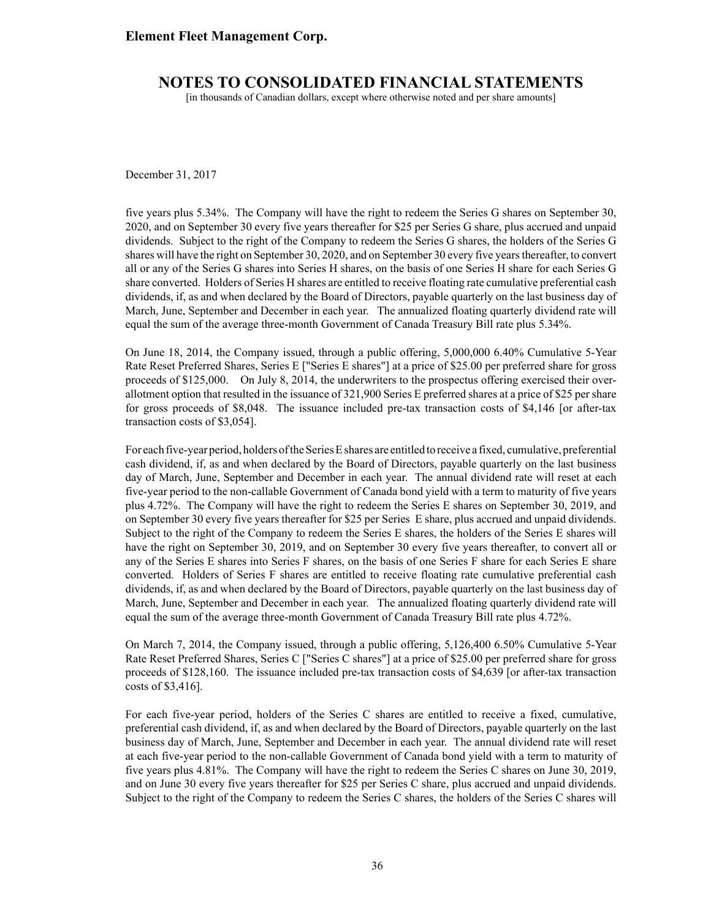December 31, 2017

five years plus 5.34%. The Company will have the right to redeem the Series G shares on September 30, 2020, and on September 30 every five years thereafter for $25 per Series G share, plus accrued and unpaid dividends. Subject to the right of the Company to redeem the Series G shares, the holders of the Series G shares will have the right on September 30, 2020, and on September 30 every five years thereafter, to convert all or any of the Series G shares into Series H shares, on the basis of one Series H share for each Series G share converted. Holders of Series H shares are entitled to receive floating rate cumulative preferential cash dividends, if, as and when declared by the Board of Directors, payable quarterly on the last business day of March, June, September and December in each year. The annualized floating quarterly dividend rate will equal the sum of the average three-month Government of Canada Treasury Bill rate plus 5.34%.

On June 18, 2014, the Company issued, through a public offering, 5,000,000 6.40% Cumulative 5-Year Rate Reset Preferred Shares, Series E ["Series E shares"] at a price of $25.00 per preferred share for gross proceeds of $125,000. On July 8, 2014, the underwriters to the prospectus offering exercised their over-allotment option that resulted in the issuance of 321,900 Series E preferred shares at a price of $25 per share for gross proceeds of $8,048. The issuance included pre-tax transaction costs of $4,146 [or after-tax transaction costs of $3,054].

For each five-year period, holders of the Series E shares are entitled to receive a fixed, cumulative, preferential cash dividend, if, as and when declared by the Board of Directors, payable quarterly on the last business day of March, June, September and December in each year. The annual dividend rate will reset at each five-year period to the non-callable Government of Canada bond yield with a term to maturity of five years plus 4.72%. The Company will have the right to redeem the Series E shares on September 30, 2019, and on September 30 every five years thereafter for $25 per Series E share, plus accrued and unpaid dividends. Subject to the right of the Company to redeem the Series E shares, the holders of the Series E shares will have the right on September 30, 2019, and on September 30 every five years thereafter, to convert all or any of the Series E shares into Series F shares, on the basis of one Series F share for each Series E share converted. Holders of Series F shares are entitled to receive floating rate cumulative preferential cash dividends, if, as and when declared by the Board of Directors, payable quarterly on the last business day of March, June, September and December in each year. The annualized floating quarterly dividend rate will equal the sum of the average three-month Government of Canada Treasury Bill rate plus 4.72%.

On March 7, 2014, the Company issued, through a public offering, 5,126,400 6.50% Cumulative 5-Year Rate Reset Preferred Shares, Series C ["Series C shares"] at a price of $25.00 per preferred share for gross proceeds of $128,160. The issuance included pre-tax transaction costs of $4,639 [or after-tax transaction costs of $3,416].

For each five-year period, holders of the Series C shares are entitled to receive a fixed, cumulative, preferential cash dividend, if, as and when declared by the Board of Directors, payable quarterly on the last business day of March, June, September and December in each year. The annual dividend rate will reset at each five-year period to the non-callable Government of Canada bond yield with a term to maturity of five years plus 4.81%. The Company will have the right to redeem the Series C shares on June 30, 2019, and on June 30 every five years thereafter for $25 per Series C share, plus accrued and unpaid dividends. Subject to the right of the Company to redeem the Series C shares, the holders of the Series C shares will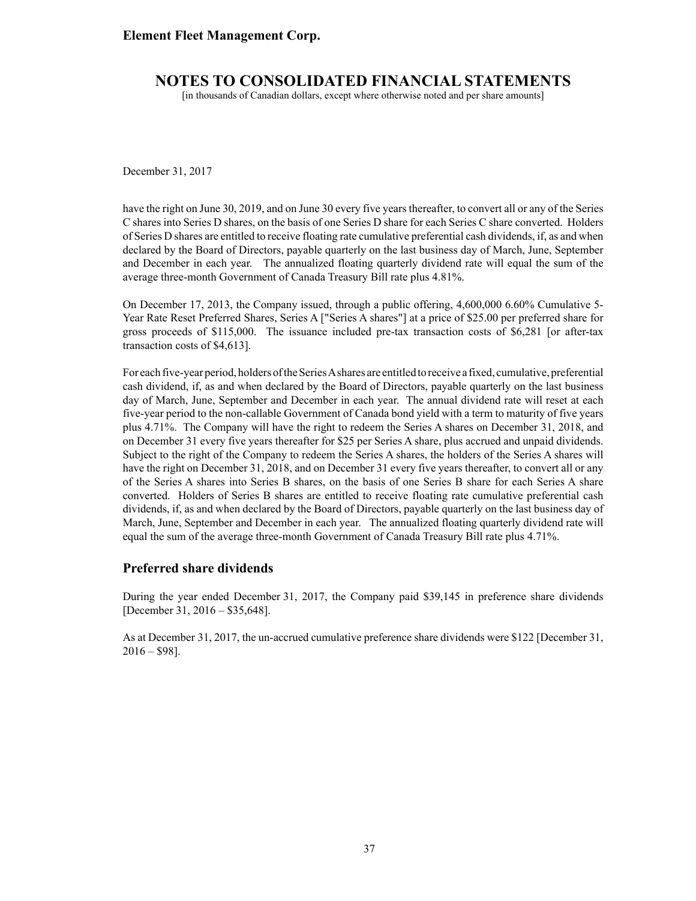December 31, 2017

have the right on June 30, 2019, and on June 30 every five years thereafter, to convert all or any of the Series C shares into Series D shares, on the basis of one Series D share for each Series C share converted. Holders of Series D shares are entitled to receive floating rate cumulative preferential cash dividends, if, as and when declared by the Board of Directors, payable quarterly on the last business day of March, June, September and December in each year. The annualized floating quarterly dividend rate will equal the sum of the average three-month Government of Canada Treasury Bill rate plus 4.81%.

On December 17, 2013, the Company issued, through a public offering, 4,600,000 6.60% Cumulative 5-Year Rate Reset Preferred Shares, Series A ["Series A shares"] at a price of $25.00 per preferred share for gross proceeds of $115,000. The issuance included pre-tax transaction costs of $6,281 [or after-tax transaction costs of $4,613].

For each five-year period, holders of the Series A shares are entitled to receive a fixed, cumulative, preferential cash dividend, if, as and when declared by the Board of Directors, payable quarterly on the last business day of March, June, September and December in each year. The annual dividend rate will reset at each five-year period to the non-callable Government of Canada bond yield with a term to maturity of five years plus 4.71%. The Company will have the right to redeem the Series A shares on December 31, 2018, and on December 31 every five years thereafter for $25 per Series A share, plus accrued and unpaid dividends. Subject to the right of the Company to redeem the Series A shares, the holders of the Series A shares will have the right on December 31, 2018, and on December 31 every five years thereafter, to convert all or any of the Series A shares into Series B shares, on the basis of one Series B share for each Series A share converted. Holders of Series B shares are entitled to receive floating rate cumulative preferential cash dividends, if, as and when declared by the Board of Directors, payable quarterly on the last business day of March, June, September and December in each year. The annualized floating quarterly dividend rate will equal the sum of the average three-month Government of Canada Treasury Bill rate plus 4.71%.

## Preferred share dividends

During the year ended December 31, 2017, the Company paid $39,145 in preference share dividends [December 31, 2016 – $35,648].

As at December 31, 2017, the un-accrued cumulative preference share dividends were $122 [December 31, 2016 – $98].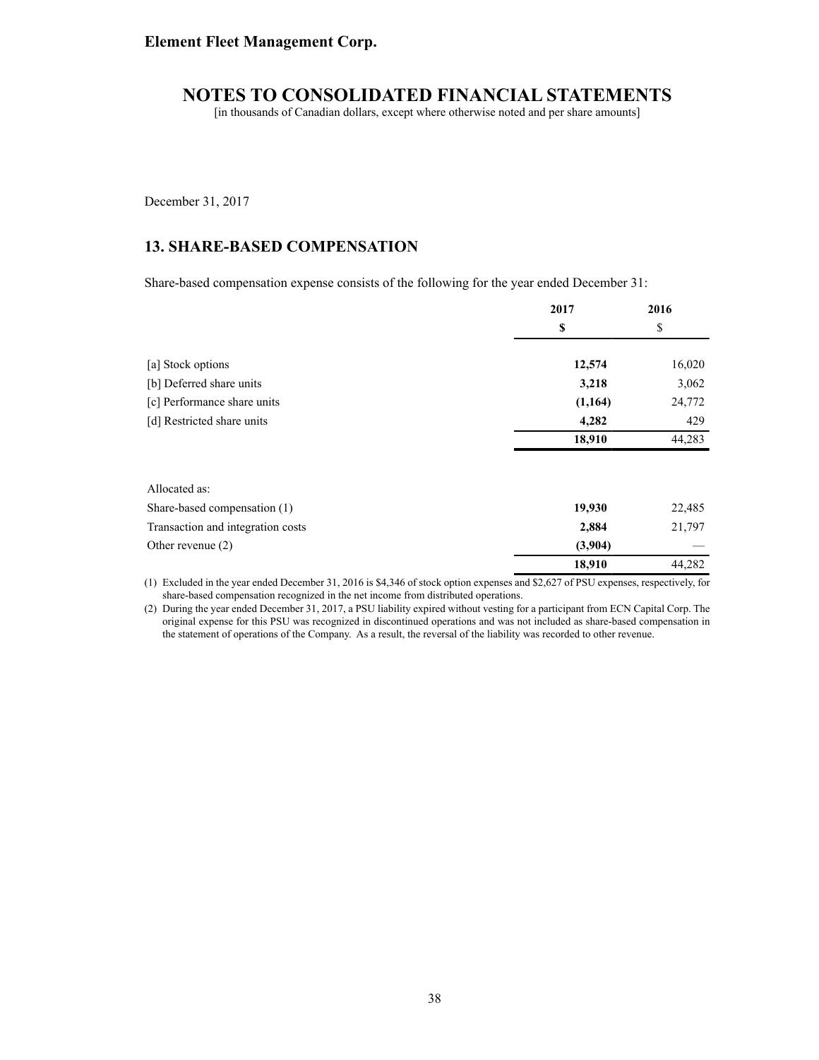**Element Fleet Management Corp.**

# NOTES TO CONSOLIDATED FINANCIAL STATEMENTS

[in thousands of Canadian dollars, except where otherwise noted and per share amounts]

December 31, 2017

## 13. SHARE-BASED COMPENSATION

Share-based compensation expense consists of the following for the year ended December 31:

| | **2017** | 2016 |
|---|---|---|
| | **$** | $ |
| [a] Stock options | **12,574** | 16,020 |
| [b] Deferred share units | **3,218** | 3,062 |
| [c] Performance share units | **(1,164)** | 24,772 |
| [d] Restricted share units | **4,282** | 429 |
| | **18,910** | 44,283 |
| | | |
| Allocated as: | | |
| Share-based compensation (1) | **19,930** | 22,485 |
| Transaction and integration costs | **2,884** | 21,797 |
| Other revenue (2) | **(3,904)** | — |
| | **18,910** | 44,282 |

(1) Excluded in the year ended December 31, 2016 is $4,346 of stock option expenses and $2,627 of PSU expenses, respectively, for share-based compensation recognized in the net income from distributed operations.

(2) During the year ended December 31, 2017, a PSU liability expired without vesting for a participant from ECN Capital Corp. The original expense for this PSU was recognized in discontinued operations and was not included as share-based compensation in the statement of operations of the Company. As a result, the reversal of the liability was recorded to other revenue.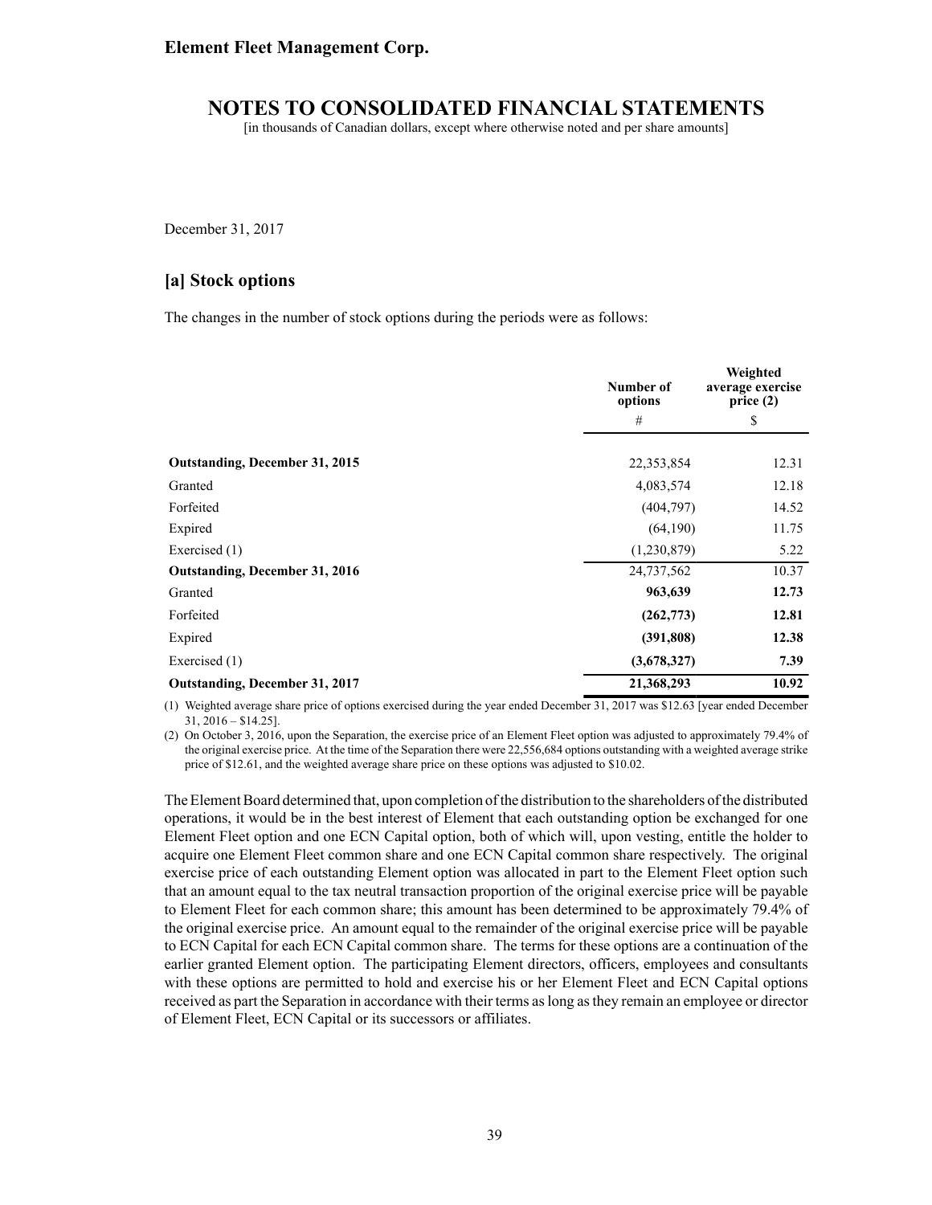December 31, 2017

## [a] Stock options

The changes in the number of stock options during the periods were as follows:

| | Number of options | Weighted average exercise price (2) |
|---|---|---|
| | # | $ |
| **Outstanding, December 31, 2015** | 22,353,854 | 12.31 |
| Granted | 4,083,574 | 12.18 |
| Forfeited | (404,797) | 14.52 |
| Expired | (64,190) | 11.75 |
| Exercised (1) | (1,230,879) | 5.22 |
| **Outstanding, December 31, 2016** | 24,737,562 | 10.37 |
| Granted | **963,639** | **12.73** |
| Forfeited | **(262,773)** | **12.81** |
| Expired | **(391,808)** | **12.38** |
| Exercised (1) | **(3,678,327)** | **7.39** |
| **Outstanding, December 31, 2017** | **21,368,293** | **10.92** |

(1) Weighted average share price of options exercised during the year ended December 31, 2017 was $12.63 [year ended December 31, 2016 – $14.25].

(2) On October 3, 2016, upon the Separation, the exercise price of an Element Fleet option was adjusted to approximately 79.4% of the original exercise price. At the time of the Separation there were 22,556,684 options outstanding with a weighted average strike price of $12.61, and the weighted average share price on these options was adjusted to $10.02.

The Element Board determined that, upon completion of the distribution to the shareholders of the distributed operations, it would be in the best interest of Element that each outstanding option be exchanged for one Element Fleet option and one ECN Capital option, both of which will, upon vesting, entitle the holder to acquire one Element Fleet common share and one ECN Capital common share respectively. The original exercise price of each outstanding Element option was allocated in part to the Element Fleet option such that an amount equal to the tax neutral transaction proportion of the original exercise price will be payable to Element Fleet for each common share; this amount has been determined to be approximately 79.4% of the original exercise price. An amount equal to the remainder of the original exercise price will be payable to ECN Capital for each ECN Capital common share. The terms for these options are a continuation of the earlier granted Element option. The participating Element directors, officers, employees and consultants with these options are permitted to hold and exercise his or her Element Fleet and ECN Capital options received as part the Separation in accordance with their terms as long as they remain an employee or director of Element Fleet, ECN Capital or its successors or affiliates.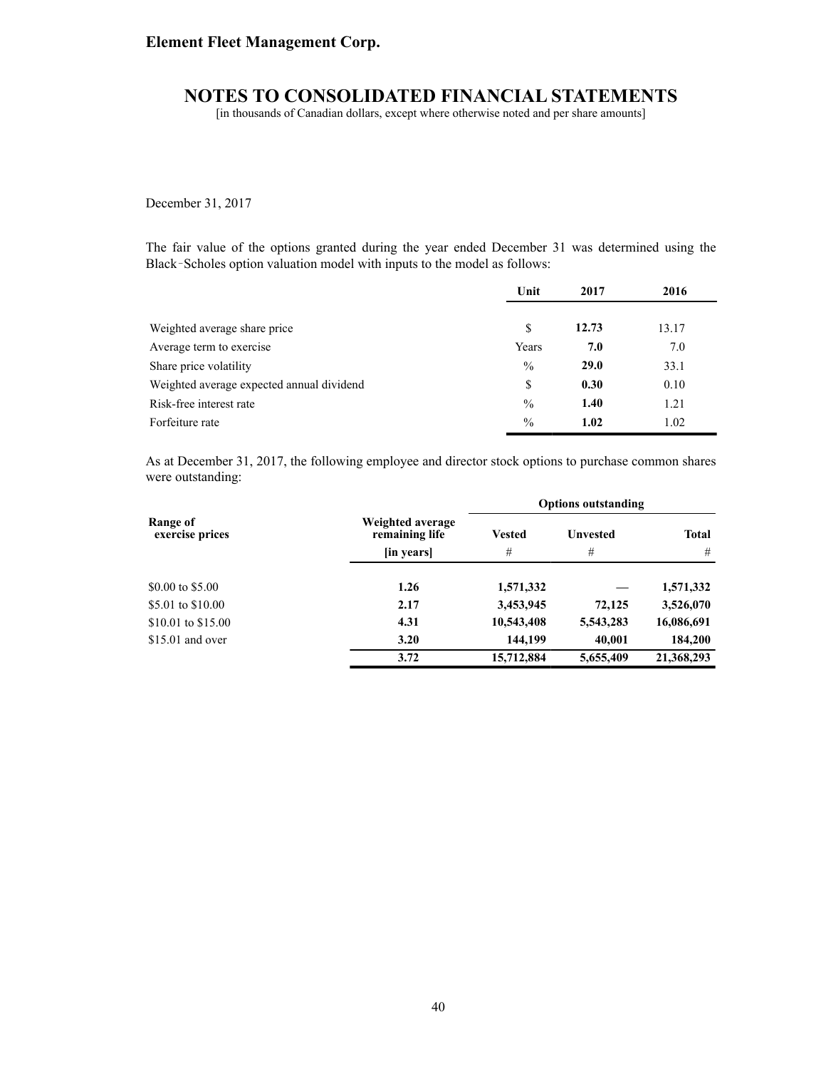December 31, 2017

The fair value of the options granted during the year ended December 31 was determined using the Black‑Scholes option valuation model with inputs to the model as follows:

| | Unit | 2017 | 2016 |
|---|---|---|---|
| Weighted average share price | $ | **12.73** | 13.17 |
| Average term to exercise | Years | **7.0** | 7.0 |
| Share price volatility | % | **29.0** | 33.1 |
| Weighted average expected annual dividend | $ | **0.30** | 0.10 |
| Risk-free interest rate | % | **1.40** | 1.21 |
| Forfeiture rate | % | **1.02** | 1.02 |

As at December 31, 2017, the following employee and director stock options to purchase common shares were outstanding:

| | | Options outstanding | | |
|---|---|---|---|---|
| **Range of exercise prices** | **Weighted average remaining life [in years]** | **Vested #** | **Unvested #** | **Total #** |
| $0.00 to $5.00 | **1.26** | **1,571,332** | **—** | **1,571,332** |
| $5.01 to $10.00 | **2.17** | **3,453,945** | **72,125** | **3,526,070** |
| $10.01 to $15.00 | **4.31** | **10,543,408** | **5,543,283** | **16,086,691** |
| $15.01 and over | **3.20** | **144,199** | **40,001** | **184,200** |
| | **3.72** | **15,712,884** | **5,655,409** | **21,368,293** |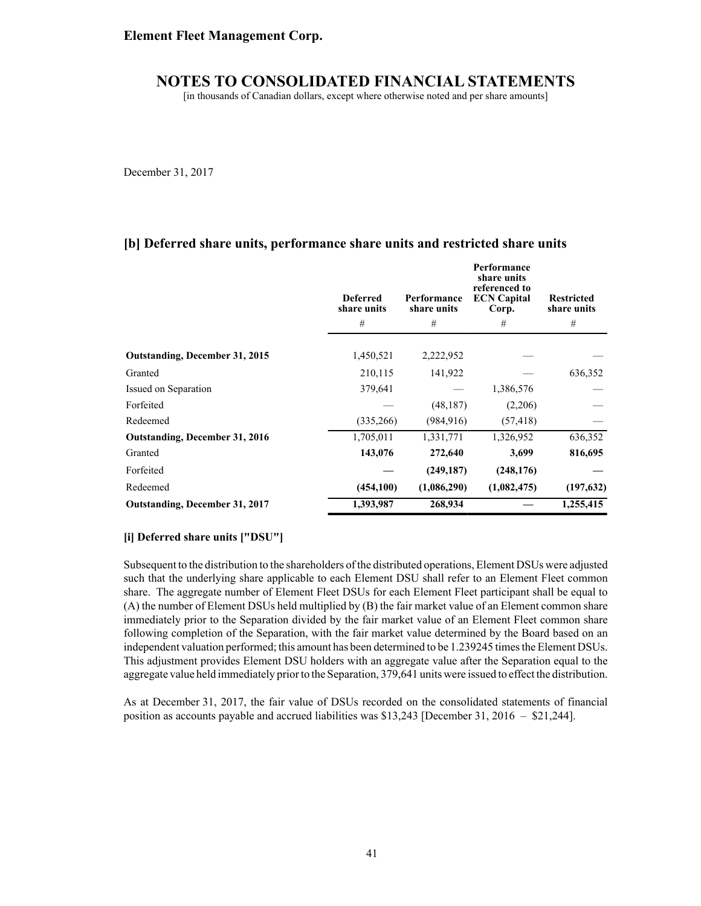December 31, 2017

## [b] Deferred share units, performance share units and restricted share units

| | Deferred share units | Performance share units | Performance share units referenced to ECN Capital Corp. | Restricted share units |
|---|---|---|---|---|
| | # | # | # | # |
| **Outstanding, December 31, 2015** | 1,450,521 | 2,222,952 | — | — |
| Granted | 210,115 | 141,922 | — | 636,352 |
| Issued on Separation | 379,641 | — | 1,386,576 | — |
| Forfeited | — | (48,187) | (2,206) | — |
| Redeemed | (335,266) | (984,916) | (57,418) | — |
| **Outstanding, December 31, 2016** | 1,705,011 | 1,331,771 | 1,326,952 | 636,352 |
| Granted | **143,076** | **272,640** | **3,699** | **816,695** |
| Forfeited | **—** | **(249,187)** | **(248,176)** | **—** |
| Redeemed | **(454,100)** | **(1,086,290)** | **(1,082,475)** | **(197,632)** |
| **Outstanding, December 31, 2017** | **1,393,987** | **268,934** | **—** | **1,255,415** |

### [i] Deferred share units ["DSU"]

Subsequent to the distribution to the shareholders of the distributed operations, Element DSUs were adjusted such that the underlying share applicable to each Element DSU shall refer to an Element Fleet common share. The aggregate number of Element Fleet DSUs for each Element Fleet participant shall be equal to (A) the number of Element DSUs held multiplied by (B) the fair market value of an Element common share immediately prior to the Separation divided by the fair market value of an Element Fleet common share following completion of the Separation, with the fair market value determined by the Board based on an independent valuation performed; this amount has been determined to be 1.239245 times the Element DSUs. This adjustment provides Element DSU holders with an aggregate value after the Separation equal to the aggregate value held immediately prior to the Separation, 379,641 units were issued to effect the distribution.

As at December 31, 2017, the fair value of DSUs recorded on the consolidated statements of financial position as accounts payable and accrued liabilities was $13,243 [December 31, 2016 – $21,244].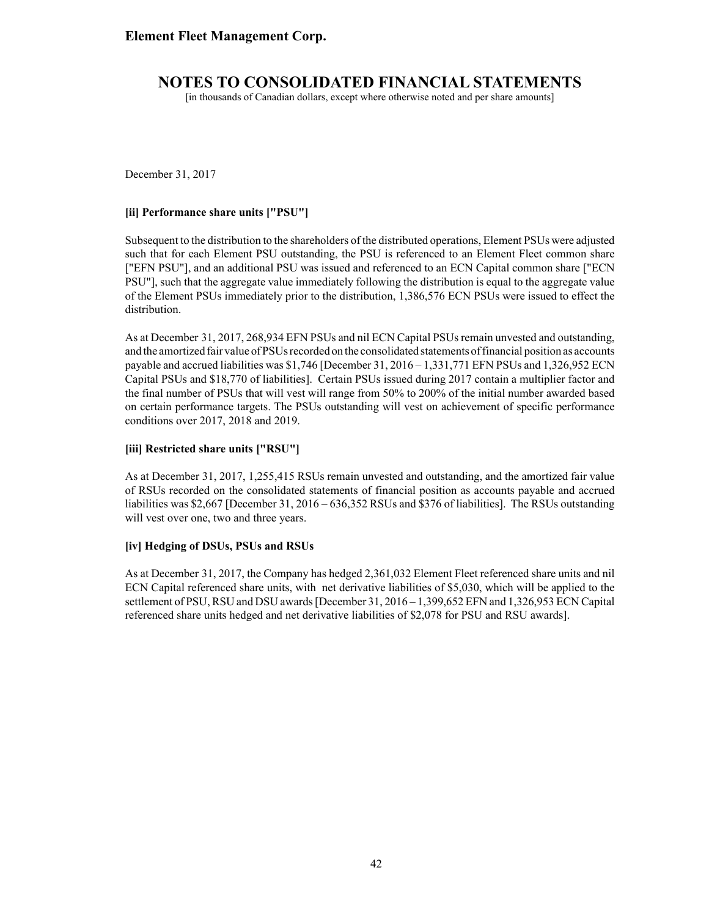December 31, 2017

**[ii] Performance share units ["PSU"]**

Subsequent to the distribution to the shareholders of the distributed operations, Element PSUs were adjusted such that for each Element PSU outstanding, the PSU is referenced to an Element Fleet common share ["EFN PSU"], and an additional PSU was issued and referenced to an ECN Capital common share ["ECN PSU"], such that the aggregate value immediately following the distribution is equal to the aggregate value of the Element PSUs immediately prior to the distribution, 1,386,576 ECN PSUs were issued to effect the distribution.

As at December 31, 2017, 268,934 EFN PSUs and nil ECN Capital PSUs remain unvested and outstanding, and the amortized fair value of PSUs recorded on the consolidated statements of financial position as accounts payable and accrued liabilities was $1,746 [December 31, 2016 – 1,331,771 EFN PSUs and 1,326,952 ECN Capital PSUs and $18,770 of liabilities]. Certain PSUs issued during 2017 contain a multiplier factor and the final number of PSUs that will vest will range from 50% to 200% of the initial number awarded based on certain performance targets. The PSUs outstanding will vest on achievement of specific performance conditions over 2017, 2018 and 2019.

**[iii] Restricted share units ["RSU"]**

As at December 31, 2017, 1,255,415 RSUs remain unvested and outstanding, and the amortized fair value of RSUs recorded on the consolidated statements of financial position as accounts payable and accrued liabilities was $2,667 [December 31, 2016 – 636,352 RSUs and $376 of liabilities]. The RSUs outstanding will vest over one, two and three years.

**[iv] Hedging of DSUs, PSUs and RSUs**

As at December 31, 2017, the Company has hedged 2,361,032 Element Fleet referenced share units and nil ECN Capital referenced share units, with net derivative liabilities of $5,030, which will be applied to the settlement of PSU, RSU and DSU awards [December 31, 2016 – 1,399,652 EFN and 1,326,953 ECN Capital referenced share units hedged and net derivative liabilities of $2,078 for PSU and RSU awards].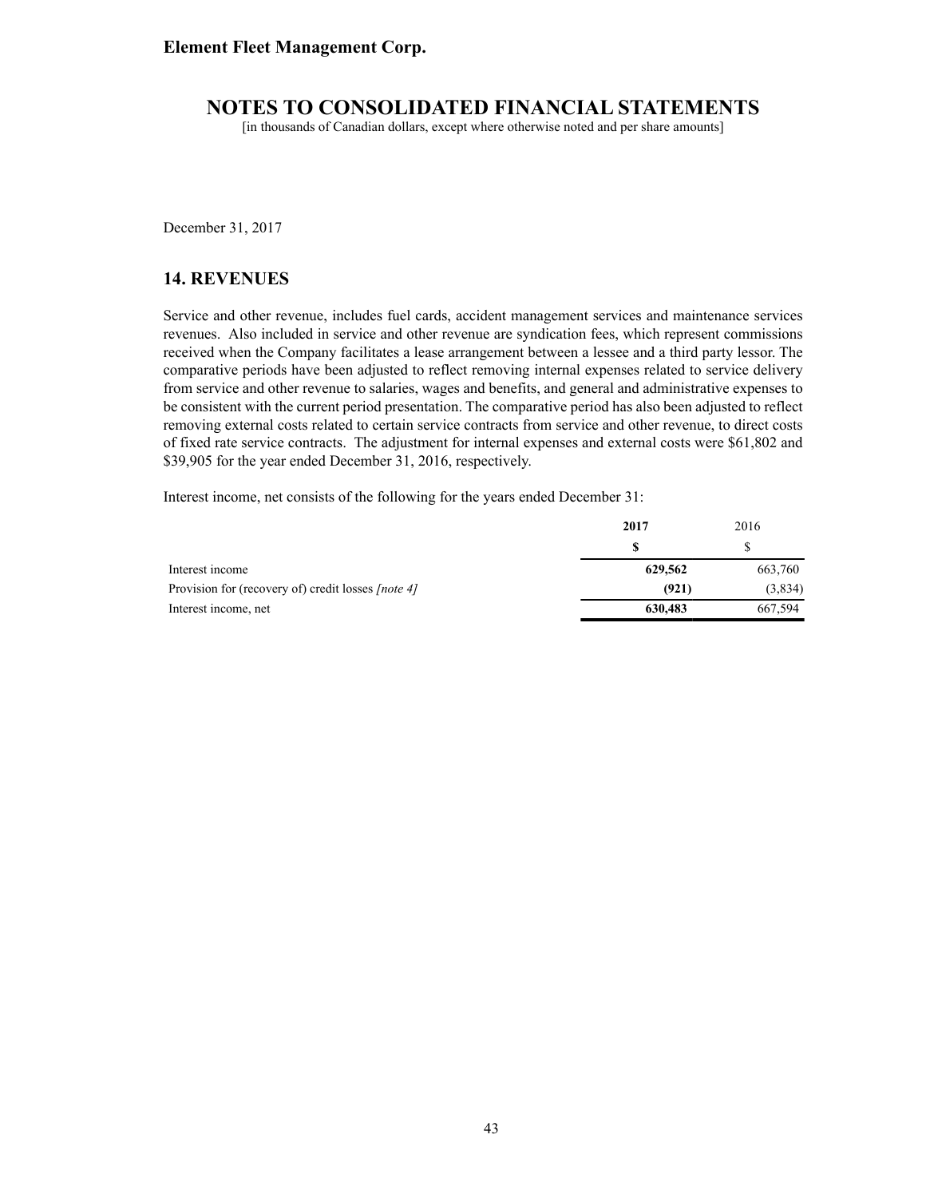December 31, 2017

## 14. REVENUES

Service and other revenue, includes fuel cards, accident management services and maintenance services revenues. Also included in service and other revenue are syndication fees, which represent commissions received when the Company facilitates a lease arrangement between a lessee and a third party lessor. The comparative periods have been adjusted to reflect removing internal expenses related to service delivery from service and other revenue to salaries, wages and benefits, and general and administrative expenses to be consistent with the current period presentation. The comparative period has also been adjusted to reflect removing external costs related to certain service contracts from service and other revenue, to direct costs of fixed rate service contracts. The adjustment for internal expenses and external costs were $61,802 and $39,905 for the year ended December 31, 2016, respectively.

Interest income, net consists of the following for the years ended December 31:

| | **2017** | 2016 |
|---|---|---|
| | **$** | $ |
| Interest income | **629,562** | 663,760 |
| Provision for (recovery of) credit losses *[note 4]* | **(921)** | (3,834) |
| Interest income, net | **630,483** | 667,594 |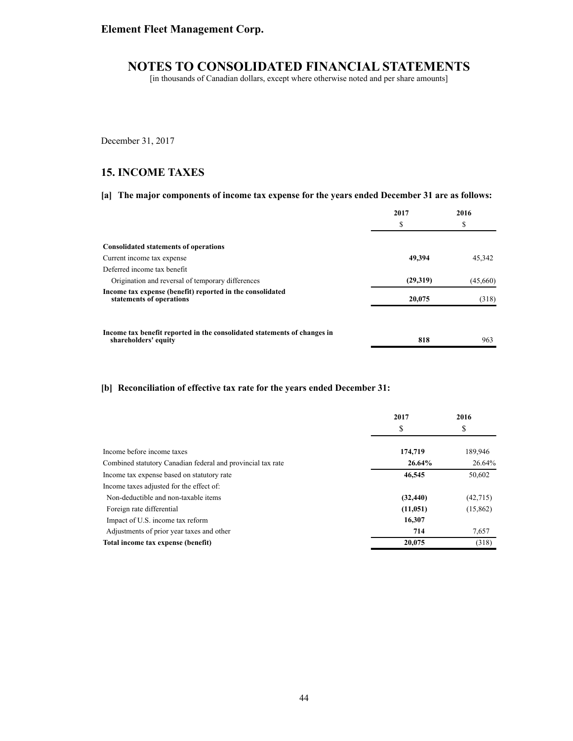Element Fleet Management Corp.

# NOTES TO CONSOLIDATED FINANCIAL STATEMENTS

[in thousands of Canadian dollars, except where otherwise noted and per share amounts]

December 31, 2017

## 15. INCOME TAXES

### [a] The major components of income tax expense for the years ended December 31 are as follows:

| | 2017 | 2016 |
|---|---|---|
| | $ | $ |
| **Consolidated statements of operations** | | |
| Current income tax expense | **49,394** | 45,342 |
| Deferred income tax benefit | | |
| Origination and reversal of temporary differences | **(29,319)** | (45,660) |
| **Income tax expense (benefit) reported in the consolidated statements of operations** | **20,075** | (318) |
| | | |
| **Income tax benefit reported in the consolidated statements of changes in shareholders' equity** | **818** | 963 |

### [b] Reconciliation of effective tax rate for the years ended December 31:

| | 2017 | 2016 |
|---|---|---|
| | $ | $ |
| Income before income taxes | **174,719** | 189,946 |
| Combined statutory Canadian federal and provincial tax rate | **26.64%** | 26.64% |
| Income tax expense based on statutory rate | **46,545** | 50,602 |
| Income taxes adjusted for the effect of: | | |
| Non-deductible and non-taxable items | **(32,440)** | (42,715) |
| Foreign rate differential | **(11,051)** | (15,862) |
| Impact of U.S. income tax reform | **16,307** | |
| Adjustments of prior year taxes and other | **714** | 7,657 |
| **Total income tax expense (benefit)** | **20,075** | (318) |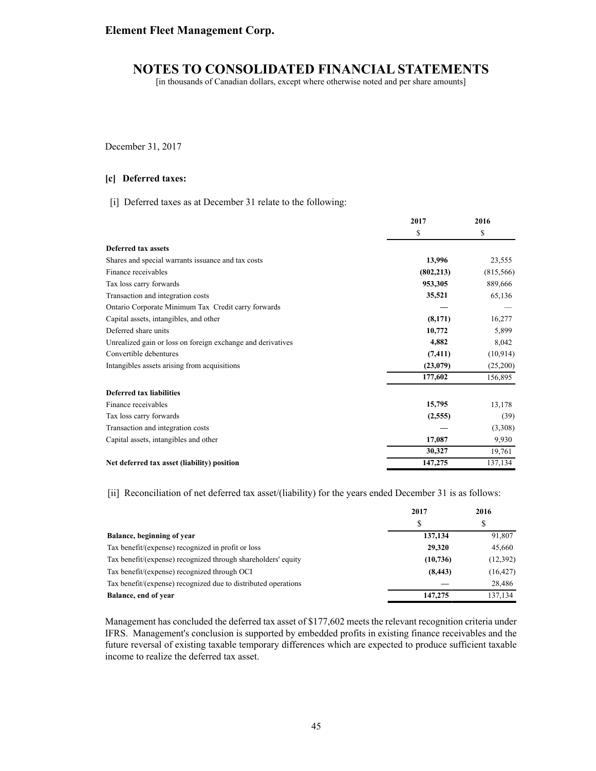December 31, 2017

### [c] Deferred taxes:

[i] Deferred taxes as at December 31 relate to the following:

| | 2017 | 2016 |
|---|---|---|
| | $ | $ |
| **Deferred tax assets** | | |
| Shares and special warrants issuance and tax costs | **13,996** | 23,555 |
| Finance receivables | **(802,213)** | (815,566) |
| Tax loss carry forwards | **953,305** | 889,666 |
| Transaction and integration costs | **35,521** | 65,136 |
| Ontario Corporate Minimum Tax Credit carry forwards | **—** | — |
| Capital assets, intangibles, and other | **(8,171)** | 16,277 |
| Deferred share units | **10,772** | 5,899 |
| Unrealized gain or loss on foreign exchange and derivatives | **4,882** | 8,042 |
| Convertible debentures | **(7,411)** | (10,914) |
| Intangibles assets arising from acquisitions | **(23,079)** | (25,200) |
| | **177,602** | 156,895 |
| **Deferred tax liabilities** | | |
| Finance receivables | **15,795** | 13,178 |
| Tax loss carry forwards | **(2,555)** | (39) |
| Transaction and integration costs | **—** | (3,308) |
| Capital assets, intangibles and other | **17,087** | 9,930 |
| | **30,327** | 19,761 |
| **Net deferred tax asset (liability) position** | **147,275** | 137,134 |

[ii] Reconciliation of net deferred tax asset/(liability) for the years ended December 31 is as follows:

| | 2017 | 2016 |
|---|---|---|
| | $ | $ |
| **Balance, beginning of year** | **137,134** | 91,807 |
| Tax benefit/(expense) recognized in profit or loss | **29,320** | 45,660 |
| Tax benefit/(expense) recognized through shareholders' equity | **(10,736)** | (12,392) |
| Tax benefit/(expense) recognized through OCI | **(8,443)** | (16,427) |
| Tax benefit/(expense) recognized due to distributed operations | **—** | 28,486 |
| **Balance, end of year** | **147,275** | 137,134 |

Management has concluded the deferred tax asset of $177,602 meets the relevant recognition criteria under IFRS. Management's conclusion is supported by embedded profits in existing finance receivables and the future reversal of existing taxable temporary differences which are expected to produce sufficient taxable income to realize the deferred tax asset.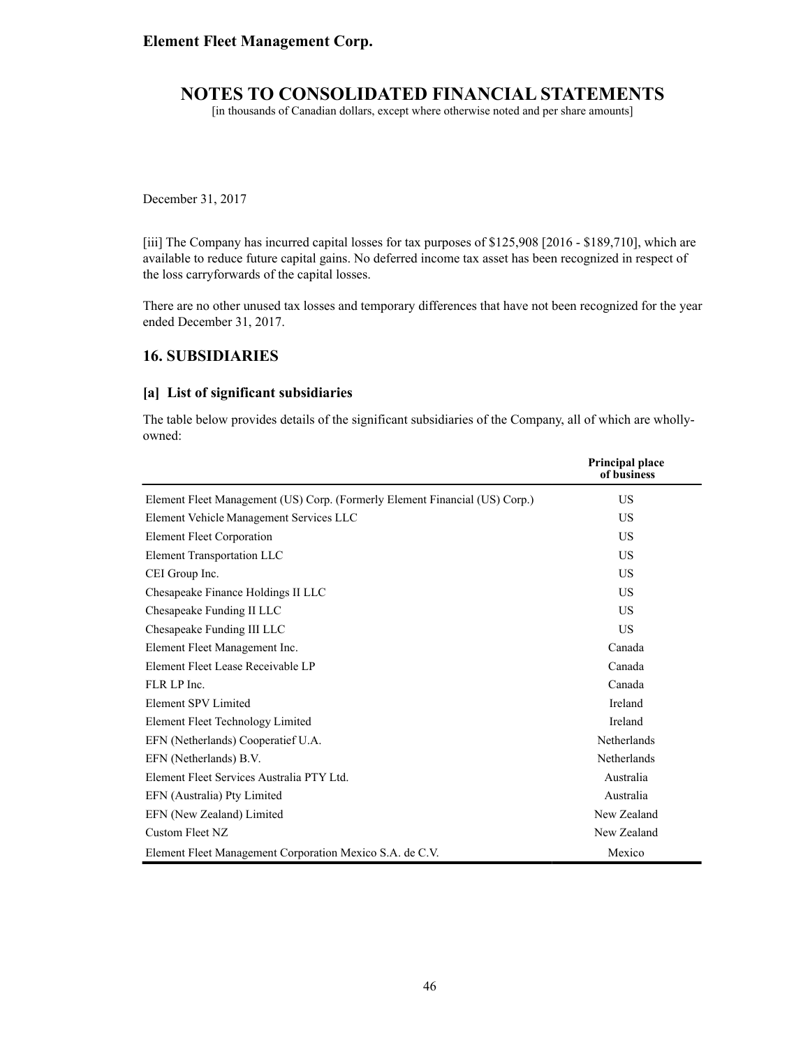December 31, 2017

[iii] The Company has incurred capital losses for tax purposes of $125,908 [2016 - $189,710], which are available to reduce future capital gains. No deferred income tax asset has been recognized in respect of the loss carryforwards of the capital losses.

There are no other unused tax losses and temporary differences that have not been recognized for the year ended December 31, 2017.

## 16. SUBSIDIARIES

### [a] List of significant subsidiaries

The table below provides details of the significant subsidiaries of the Company, all of which are wholly-owned:

| | Principal place of business |
|---|---|
| Element Fleet Management (US) Corp. (Formerly Element Financial (US) Corp.) | US |
| Element Vehicle Management Services LLC | US |
| Element Fleet Corporation | US |
| Element Transportation LLC | US |
| CEI Group Inc. | US |
| Chesapeake Finance Holdings II LLC | US |
| Chesapeake Funding II LLC | US |
| Chesapeake Funding III LLC | US |
| Element Fleet Management Inc. | Canada |
| Element Fleet Lease Receivable LP | Canada |
| FLR LP Inc. | Canada |
| Element SPV Limited | Ireland |
| Element Fleet Technology Limited | Ireland |
| EFN (Netherlands) Cooperatief U.A. | Netherlands |
| EFN (Netherlands) B.V. | Netherlands |
| Element Fleet Services Australia PTY Ltd. | Australia |
| EFN (Australia) Pty Limited | Australia |
| EFN (New Zealand) Limited | New Zealand |
| Custom Fleet NZ | New Zealand |
| Element Fleet Management Corporation Mexico S.A. de C.V. | Mexico |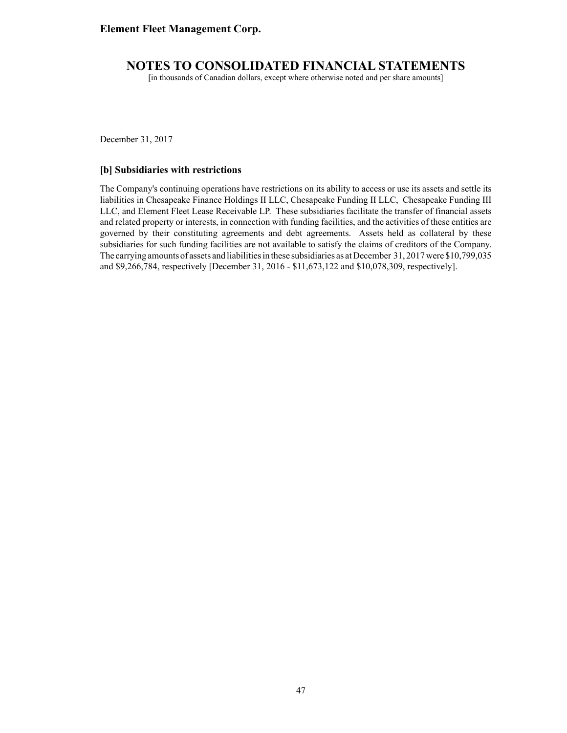December 31, 2017

### [b] Subsidiaries with restrictions

The Company's continuing operations have restrictions on its ability to access or use its assets and settle its liabilities in Chesapeake Finance Holdings II LLC, Chesapeake Funding II LLC, Chesapeake Funding III LLC, and Element Fleet Lease Receivable LP. These subsidiaries facilitate the transfer of financial assets and related property or interests, in connection with funding facilities, and the activities of these entities are governed by their constituting agreements and debt agreements. Assets held as collateral by these subsidiaries for such funding facilities are not available to satisfy the claims of creditors of the Company. The carrying amounts of assets and liabilities in these subsidiaries as at December 31, 2017 were $10,799,035 and $9,266,784, respectively [December 31, 2016 - $11,673,122 and $10,078,309, respectively].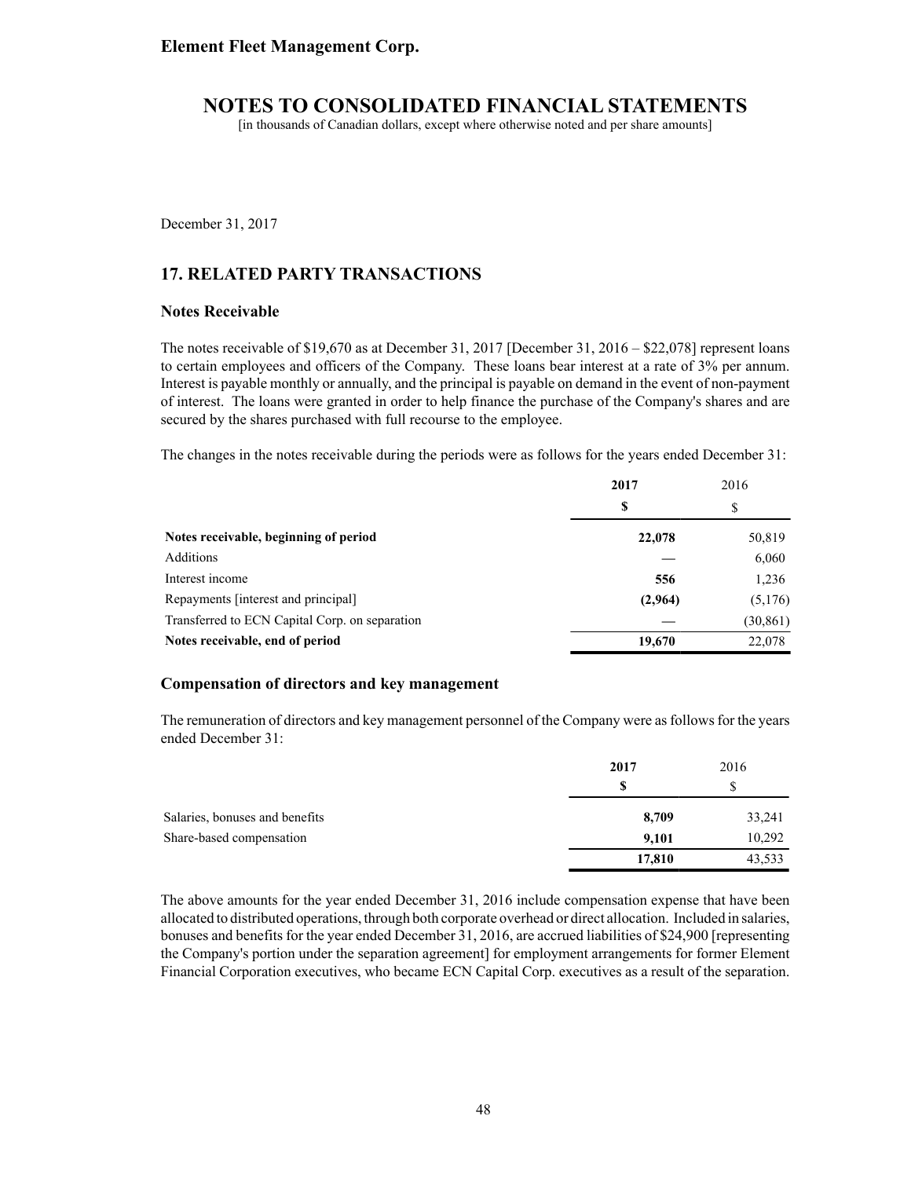December 31, 2017

## 17. RELATED PARTY TRANSACTIONS

### Notes Receivable

The notes receivable of $19,670 as at December 31, 2017 [December 31, 2016 – $22,078] represent loans to certain employees and officers of the Company. These loans bear interest at a rate of 3% per annum. Interest is payable monthly or annually, and the principal is payable on demand in the event of non-payment of interest. The loans were granted in order to help finance the purchase of the Company's shares and are secured by the shares purchased with full recourse to the employee.

The changes in the notes receivable during the periods were as follows for the years ended December 31:

| | **2017** | 2016 |
|---|---|---|
| | **$** | $ |
| **Notes receivable, beginning of period** | **22,078** | 50,819 |
| Additions | **—** | 6,060 |
| Interest income | **556** | 1,236 |
| Repayments [interest and principal] | **(2,964)** | (5,176) |
| Transferred to ECN Capital Corp. on separation | **—** | (30,861) |
| **Notes receivable, end of period** | **19,670** | 22,078 |

### Compensation of directors and key management

The remuneration of directors and key management personnel of the Company were as follows for the years ended December 31:

| | **2017** | 2016 |
|---|---|---|
| | **$** | $ |
| Salaries, bonuses and benefits | **8,709** | 33,241 |
| Share-based compensation | **9,101** | 10,292 |
| | **17,810** | 43,533 |

The above amounts for the year ended December 31, 2016 include compensation expense that have been allocated to distributed operations, through both corporate overhead or direct allocation. Included in salaries, bonuses and benefits for the year ended December 31, 2016, are accrued liabilities of $24,900 [representing the Company's portion under the separation agreement] for employment arrangements for former Element Financial Corporation executives, who became ECN Capital Corp. executives as a result of the separation.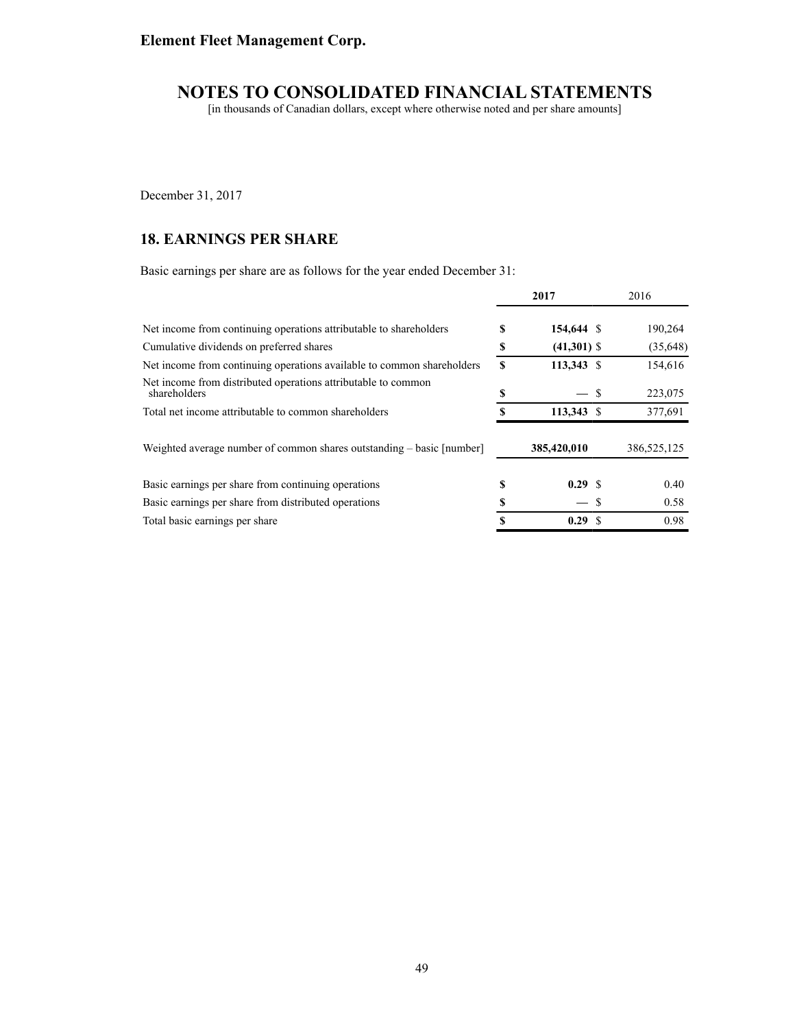December 31, 2017

## 18. EARNINGS PER SHARE

Basic earnings per share are as follows for the year ended December 31:

| | 2017 | 2016 |
|---|---|---|
| Net income from continuing operations attributable to shareholders | $ **154,644** | $ 190,264 |
| Cumulative dividends on preferred shares | $ **(41,301)** | $ (35,648) |
| Net income from continuing operations available to common shareholders | $ **113,343** | $ 154,616 |
| Net income from distributed operations attributable to common shareholders | $ **—** | $ 223,075 |
| Total net income attributable to common shareholders | $ **113,343** | $ 377,691 |
| | | |
| Weighted average number of common shares outstanding – basic [number] | **385,420,010** | 386,525,125 |
| | | |
| Basic earnings per share from continuing operations | $ **0.29** | $ 0.40 |
| Basic earnings per share from distributed operations | $ **—** | $ 0.58 |
| Total basic earnings per share | $ **0.29** | $ 0.98 |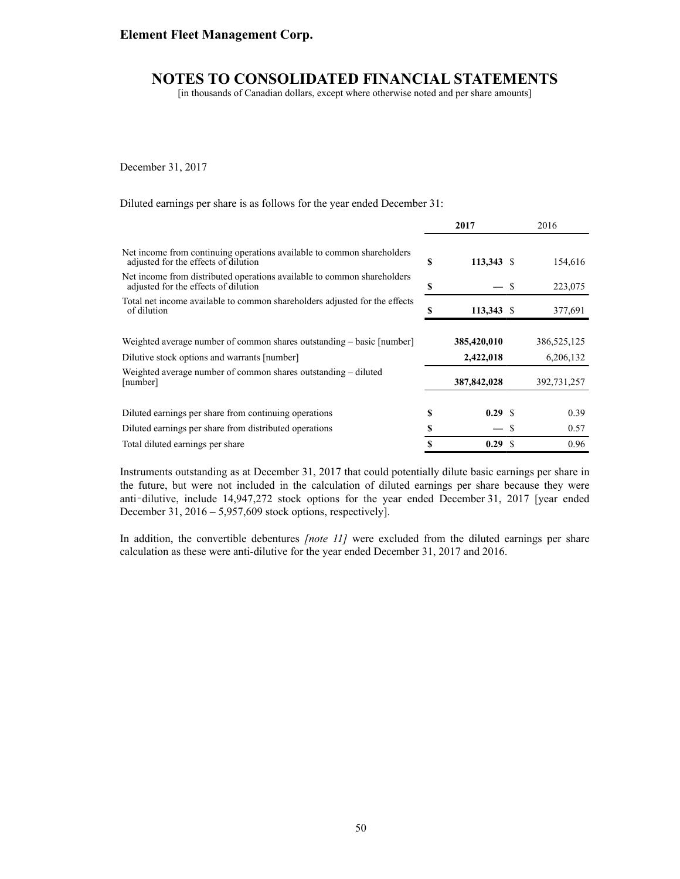December 31, 2017

Diluted earnings per share is as follows for the year ended December 31:

| | 2017 | 2016 |
|---|---|---|
| Net income from continuing operations available to common shareholders adjusted for the effects of dilution | $ 113,343 | $ 154,616 |
| Net income from distributed operations available to common shareholders adjusted for the effects of dilution | $ — | $ 223,075 |
| Total net income available to common shareholders adjusted for the effects of dilution | $ 113,343 | $ 377,691 |
| Weighted average number of common shares outstanding – basic [number] | 385,420,010 | 386,525,125 |
| Dilutive stock options and warrants [number] | 2,422,018 | 6,206,132 |
| Weighted average number of common shares outstanding – diluted [number] | 387,842,028 | 392,731,257 |
| Diluted earnings per share from continuing operations | $ 0.29 | $ 0.39 |
| Diluted earnings per share from distributed operations | $ — | $ 0.57 |
| Total diluted earnings per share | $ 0.29 | $ 0.96 |

Instruments outstanding as at December 31, 2017 that could potentially dilute basic earnings per share in the future, but were not included in the calculation of diluted earnings per share because they were anti‑dilutive, include 14,947,272 stock options for the year ended December 31, 2017 [year ended December 31, 2016 – 5,957,609 stock options, respectively].

In addition, the convertible debentures *[note 11]* were excluded from the diluted earnings per share calculation as these were anti-dilutive for the year ended December 31, 2017 and 2016.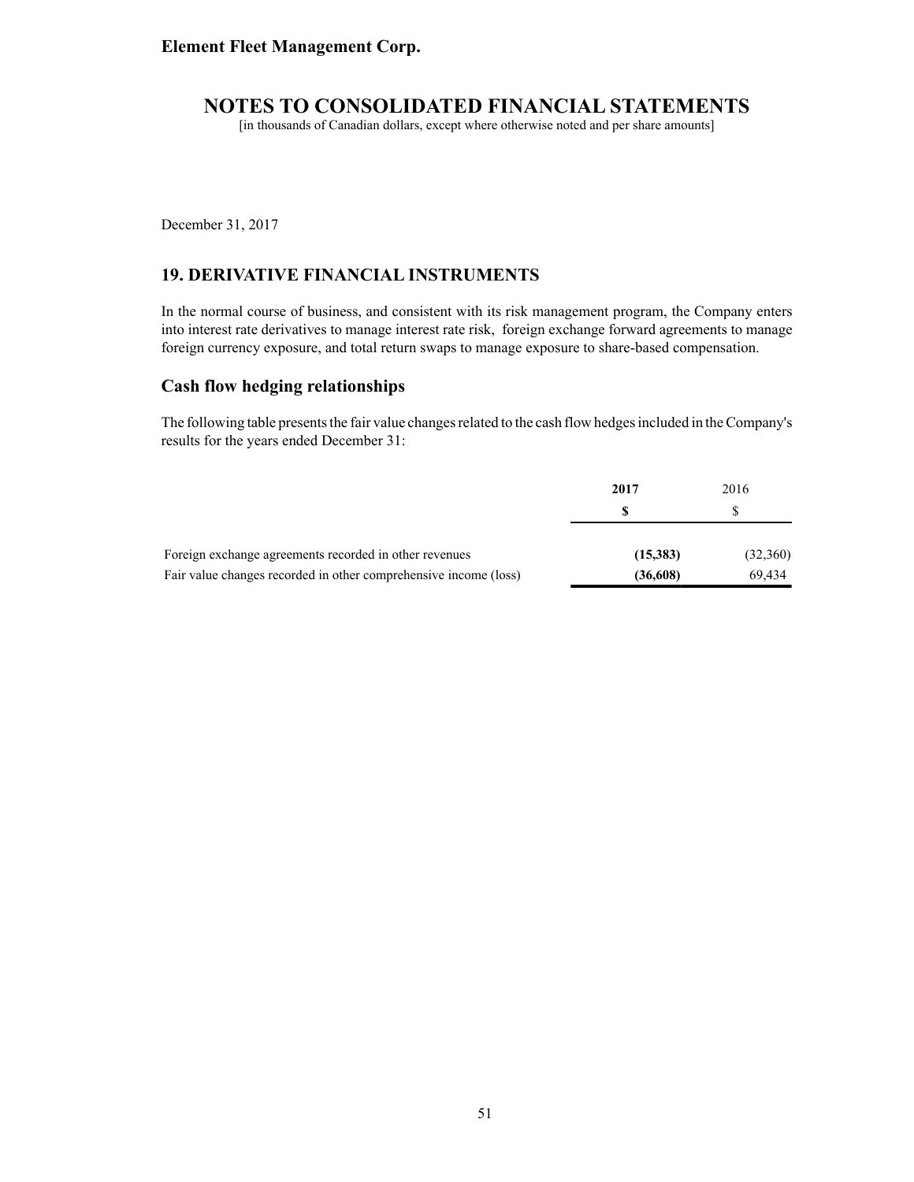**Element Fleet Management Corp.**

# NOTES TO CONSOLIDATED FINANCIAL STATEMENTS

[in thousands of Canadian dollars, except where otherwise noted and per share amounts]

December 31, 2017

## 19. DERIVATIVE FINANCIAL INSTRUMENTS

In the normal course of business, and consistent with its risk management program, the Company enters into interest rate derivatives to manage interest rate risk, foreign exchange forward agreements to manage foreign currency exposure, and total return swaps to manage exposure to share-based compensation.

## Cash flow hedging relationships

The following table presents the fair value changes related to the cash flow hedges included in the Company's results for the years ended December 31:

| | **2017** | 2016 |
|---|---|---|
| | **$** | $ |
| Foreign exchange agreements recorded in other revenues | **(15,383)** | (32,360) |
| Fair value changes recorded in other comprehensive income (loss) | **(36,608)** | 69,434 |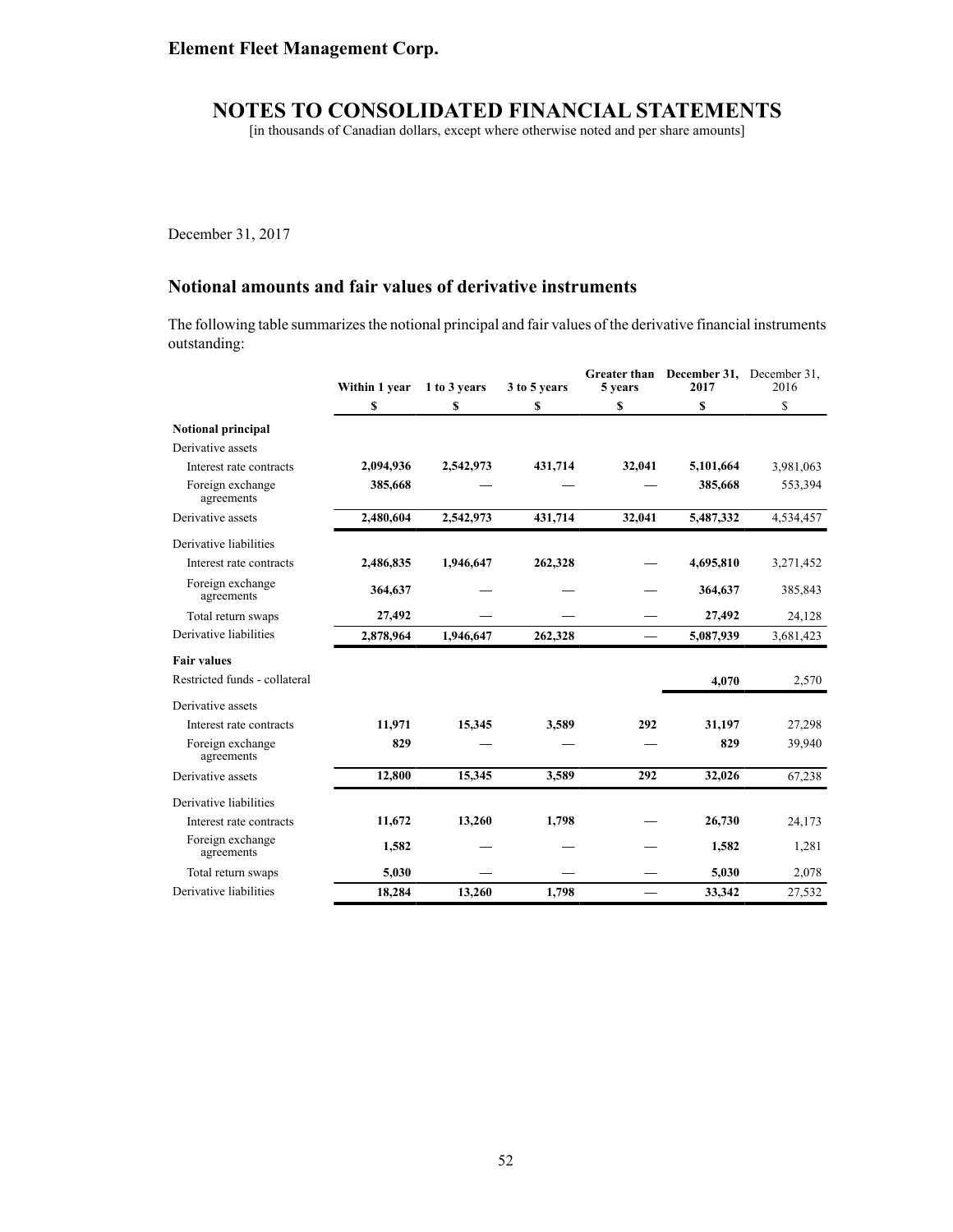December 31, 2017

## Notional amounts and fair values of derivative instruments

The following table summarizes the notional principal and fair values of the derivative financial instruments outstanding:

| | Within 1 year | 1 to 3 years | 3 to 5 years | Greater than 5 years | December 31, 2017 | December 31, 2016 |
|---|---|---|---|---|---|---|
| | $ | $ | $ | $ | $ | $ |
| **Notional principal** | | | | | | |
| Derivative assets | | | | | | |
| Interest rate contracts | **2,094,936** | **2,542,973** | **431,714** | **32,041** | **5,101,664** | 3,981,063 |
| Foreign exchange agreements | **385,668** | **—** | **—** | **—** | **385,668** | 553,394 |
| Derivative assets | **2,480,604** | **2,542,973** | **431,714** | **32,041** | **5,487,332** | 4,534,457 |
| Derivative liabilities | | | | | | |
| Interest rate contracts | **2,486,835** | **1,946,647** | **262,328** | **—** | **4,695,810** | 3,271,452 |
| Foreign exchange agreements | **364,637** | **—** | **—** | **—** | **364,637** | 385,843 |
| Total return swaps | **27,492** | **—** | **—** | **—** | **27,492** | 24,128 |
| Derivative liabilities | **2,878,964** | **1,946,647** | **262,328** | **—** | **5,087,939** | 3,681,423 |
| **Fair values** | | | | | | |
| Restricted funds - collateral | | | | | **4,070** | 2,570 |
| Derivative assets | | | | | | |
| Interest rate contracts | **11,971** | **15,345** | **3,589** | **292** | **31,197** | 27,298 |
| Foreign exchange agreements | **829** | **—** | **—** | **—** | **829** | 39,940 |
| Derivative assets | **12,800** | **15,345** | **3,589** | **292** | **32,026** | 67,238 |
| Derivative liabilities | | | | | | |
| Interest rate contracts | **11,672** | **13,260** | **1,798** | **—** | **26,730** | 24,173 |
| Foreign exchange agreements | **1,582** | **—** | **—** | **—** | **1,582** | 1,281 |
| Total return swaps | **5,030** | **—** | **—** | **—** | **5,030** | 2,078 |
| Derivative liabilities | **18,284** | **13,260** | **1,798** | **—** | **33,342** | 27,532 |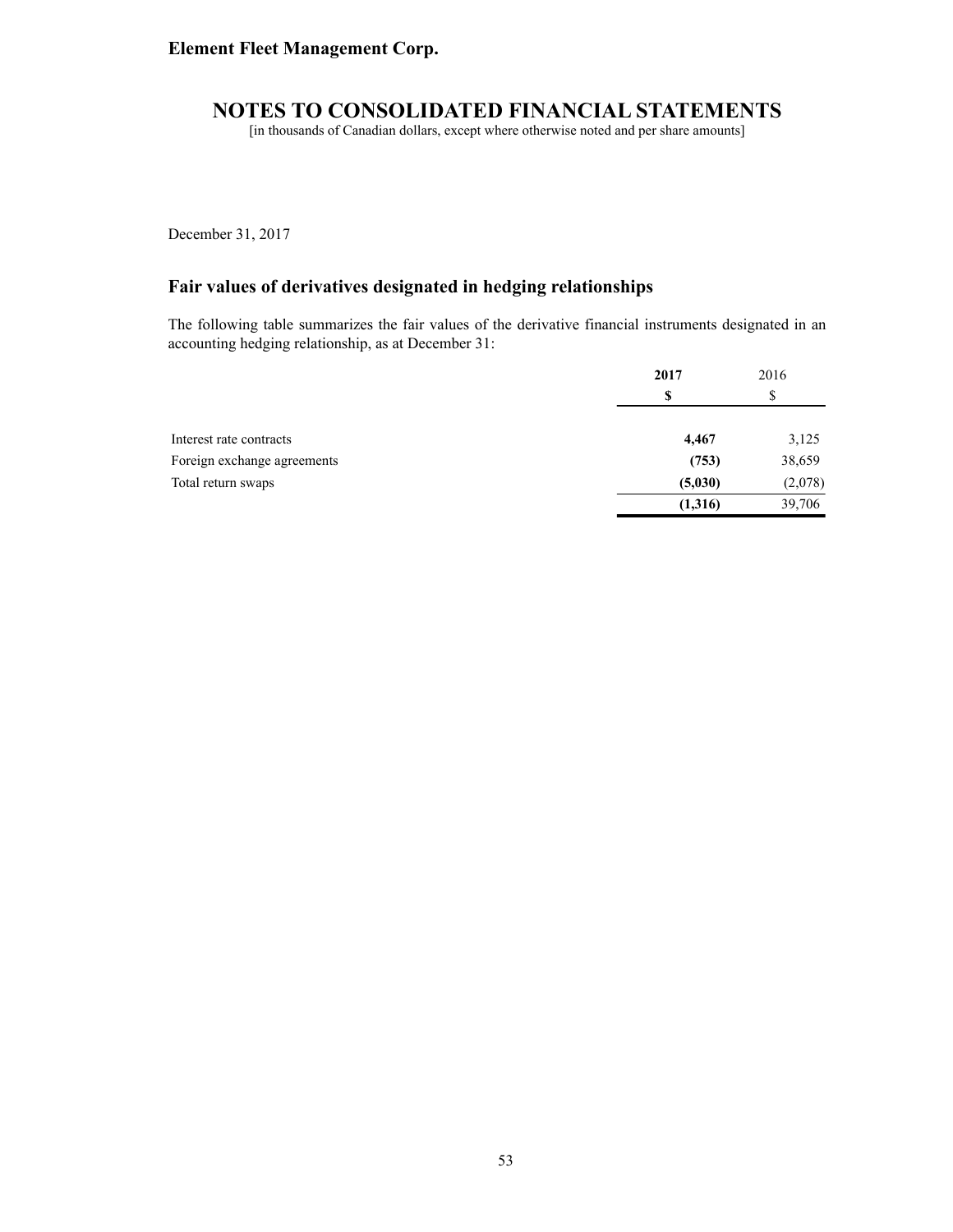December 31, 2017

## Fair values of derivatives designated in hedging relationships

The following table summarizes the fair values of the derivative financial instruments designated in an accounting hedging relationship, as at December 31:

| | **2017** | 2016 |
|---|---|---|
| | **$** | $ |
| Interest rate contracts | **4,467** | 3,125 |
| Foreign exchange agreements | **(753)** | 38,659 |
| Total return swaps | **(5,030)** | (2,078) |
| | **(1,316)** | 39,706 |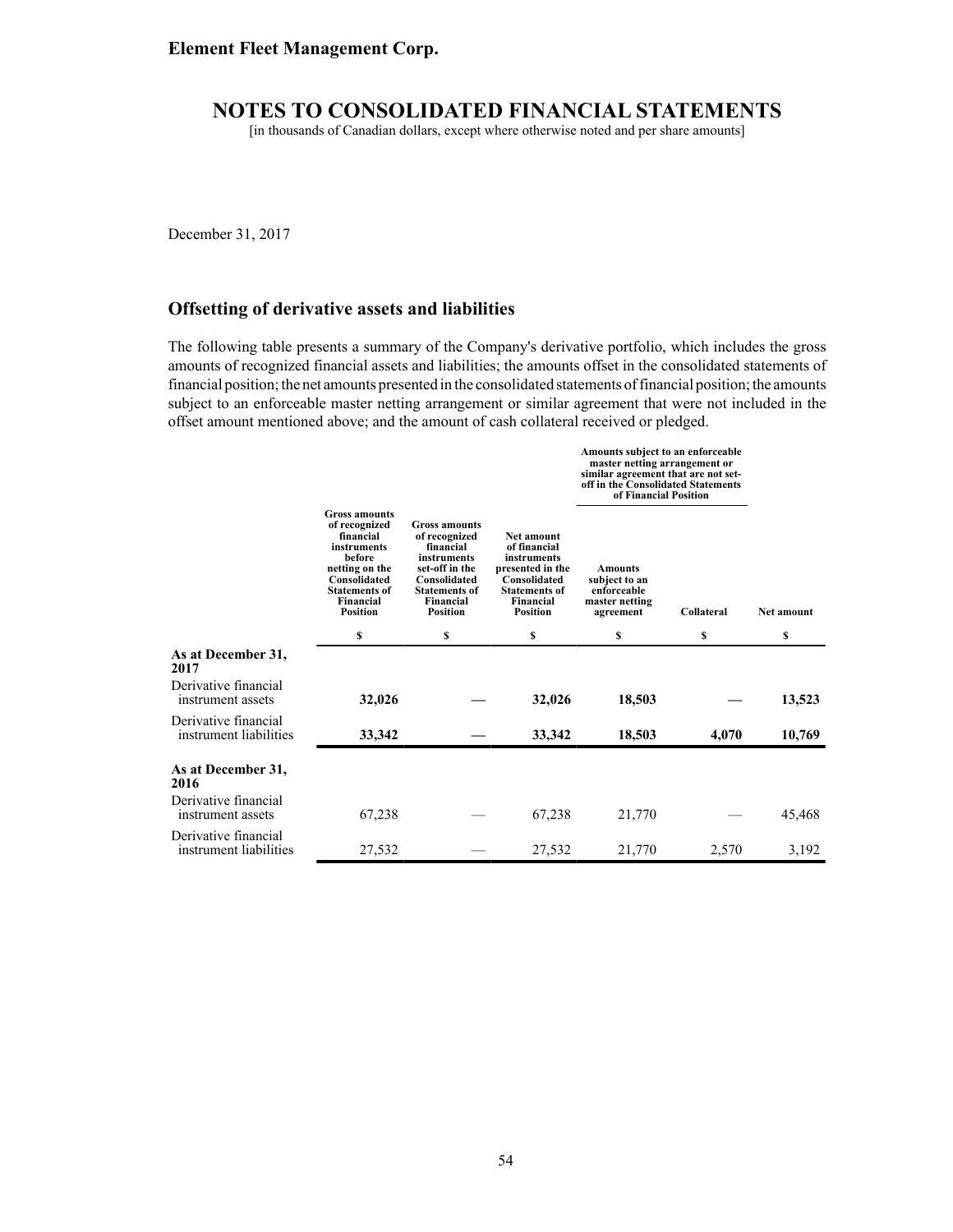December 31, 2017

## Offsetting of derivative assets and liabilities

The following table presents a summary of the Company's derivative portfolio, which includes the gross amounts of recognized financial assets and liabilities; the amounts offset in the consolidated statements of financial position; the net amounts presented in the consolidated statements of financial position; the amounts subject to an enforceable master netting arrangement or similar agreement that were not included in the offset amount mentioned above; and the amount of cash collateral received or pledged.

| | | | | Amounts subject to an enforceable master netting arrangement or similar agreement that are not set-off in the Consolidated Statements of Financial Position | | |
|---|---|---|---|---|---|---|
| | Gross amounts of recognized financial instruments before netting on the Consolidated Statements of Financial Position | Gross amounts of recognized financial instruments set-off in the Consolidated Statements of Financial Position | Net amount of financial instruments presented in the Consolidated Statements of Financial Position | Amounts subject to an enforceable master netting agreement | Collateral | Net amount |
| | $ | $ | $ | $ | $ | $ |
| **As at December 31, 2017** | | | | | | |
| Derivative financial instrument assets | **32,026** | **—** | **32,026** | **18,503** | **—** | **13,523** |
| Derivative financial instrument liabilities | **33,342** | **—** | **33,342** | **18,503** | **4,070** | **10,769** |
| **As at December 31, 2016** | | | | | | |
| Derivative financial instrument assets | 67,238 | — | 67,238 | 21,770 | — | 45,468 |
| Derivative financial instrument liabilities | 27,532 | — | 27,532 | 21,770 | 2,570 | 3,192 |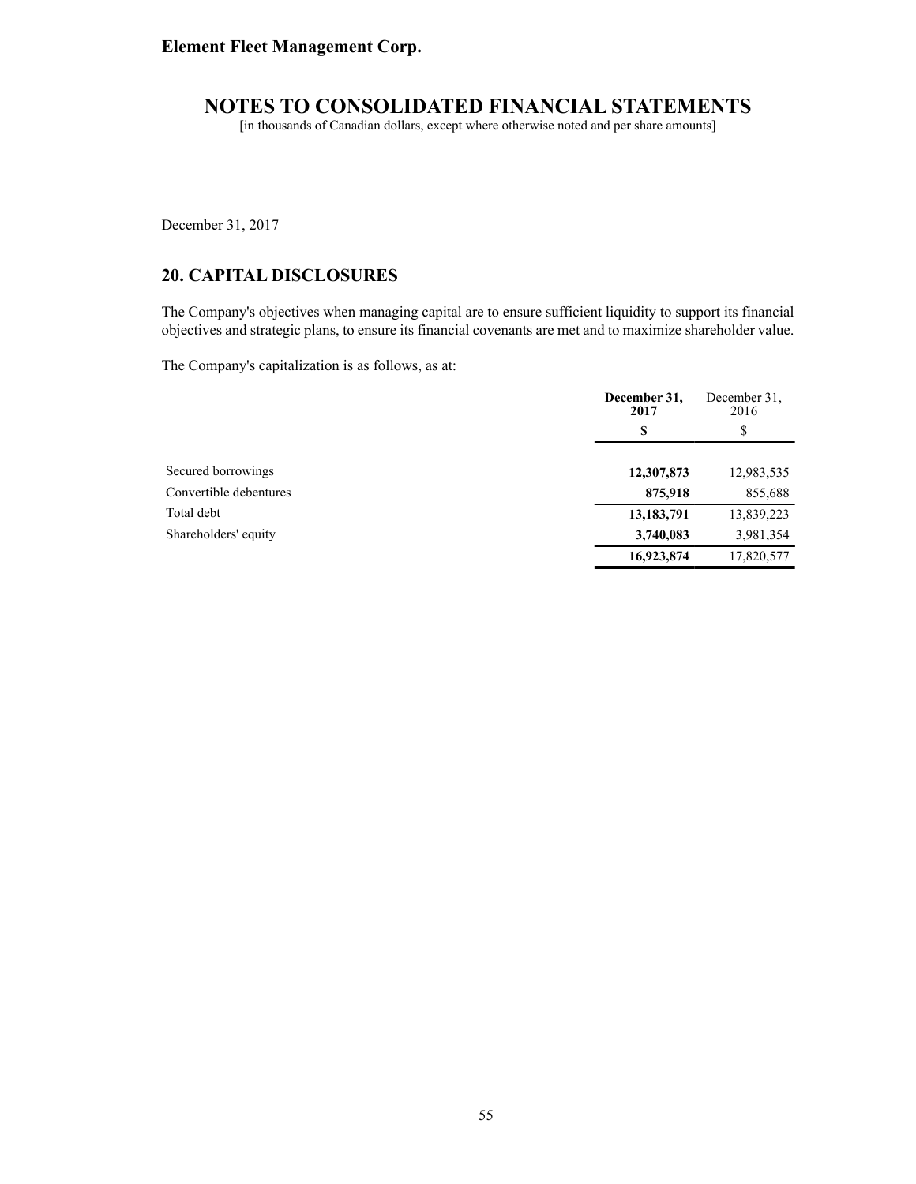Element Fleet Management Corp.

# NOTES TO CONSOLIDATED FINANCIAL STATEMENTS

[in thousands of Canadian dollars, except where otherwise noted and per share amounts]

December 31, 2017

## 20. CAPITAL DISCLOSURES

The Company's objectives when managing capital are to ensure sufficient liquidity to support its financial objectives and strategic plans, to ensure its financial covenants are met and to maximize shareholder value.

The Company's capitalization is as follows, as at:

| | **December 31, 2017** | December 31, 2016 |
|---|---|---|
| | **$** | $ |
| Secured borrowings | **12,307,873** | 12,983,535 |
| Convertible debentures | **875,918** | 855,688 |
| Total debt | **13,183,791** | 13,839,223 |
| Shareholders' equity | **3,740,083** | 3,981,354 |
| | **16,923,874** | 17,820,577 |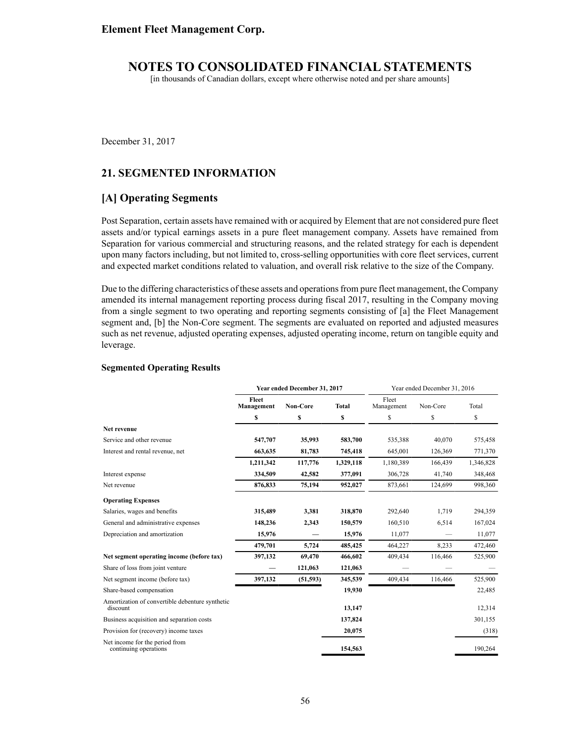Element Fleet Management Corp.

# NOTES TO CONSOLIDATED FINANCIAL STATEMENTS

[in thousands of Canadian dollars, except where otherwise noted and per share amounts]

December 31, 2017

## 21. SEGMENTED INFORMATION

### [A] Operating Segments

Post Separation, certain assets have remained with or acquired by Element that are not considered pure fleet assets and/or typical earnings assets in a pure fleet management company. Assets have remained from Separation for various commercial and structuring reasons, and the related strategy for each is dependent upon many factors including, but not limited to, cross-selling opportunities with core fleet services, current and expected market conditions related to valuation, and overall risk relative to the size of the Company.

Due to the differing characteristics of these assets and operations from pure fleet management, the Company amended its internal management reporting process during fiscal 2017, resulting in the Company moving from a single segment to two operating and reporting segments consisting of [a] the Fleet Management segment and, [b] the Non-Core segment. The segments are evaluated on reported and adjusted measures such as net revenue, adjusted operating expenses, adjusted operating income, return on tangible equity and leverage.

**Segmented Operating Results**

| | **Year ended December 31, 2017** | | | Year ended December 31, 2016 | | |
|---|---|---|---|---|---|---|
| | **Fleet Management** | **Non-Core** | **Total** | Fleet Management | Non-Core | Total |
| | **$** | **$** | **$** | $ | $ | $ |
| **Net revenue** | | | | | | |
| Service and other revenue | **547,707** | **35,993** | **583,700** | 535,388 | 40,070 | 575,458 |
| Interest and rental revenue, net | **663,635** | **81,783** | **745,418** | 645,001 | 126,369 | 771,370 |
| | **1,211,342** | **117,776** | **1,329,118** | 1,180,389 | 166,439 | 1,346,828 |
| Interest expense | **334,509** | **42,582** | **377,091** | 306,728 | 41,740 | 348,468 |
| Net revenue | **876,833** | **75,194** | **952,027** | 873,661 | 124,699 | 998,360 |
| **Operating Expenses** | | | | | | |
| Salaries, wages and benefits | **315,489** | **3,381** | **318,870** | 292,640 | 1,719 | 294,359 |
| General and administrative expenses | **148,236** | **2,343** | **150,579** | 160,510 | 6,514 | 167,024 |
| Depreciation and amortization | **15,976** | **—** | **15,976** | 11,077 | — | 11,077 |
| | **479,701** | **5,724** | **485,425** | 464,227 | 8,233 | 472,460 |
| **Net segment operating income (before tax)** | **397,132** | **69,470** | **466,602** | 409,434 | 116,466 | 525,900 |
| Share of loss from joint venture | **—** | **121,063** | **121,063** | — | — | — |
| Net segment income (before tax) | **397,132** | **(51,593)** | **345,539** | 409,434 | 116,466 | 525,900 |
| Share-based compensation | | | **19,930** | | | 22,485 |
| Amortization of convertible debenture synthetic discount | | | **13,147** | | | 12,314 |
| Business acquisition and separation costs | | | **137,824** | | | 301,155 |
| Provision for (recovery) income taxes | | | **20,075** | | | (318) |
| Net income for the period from continuing operations | | | **154,563** | | | 190,264 |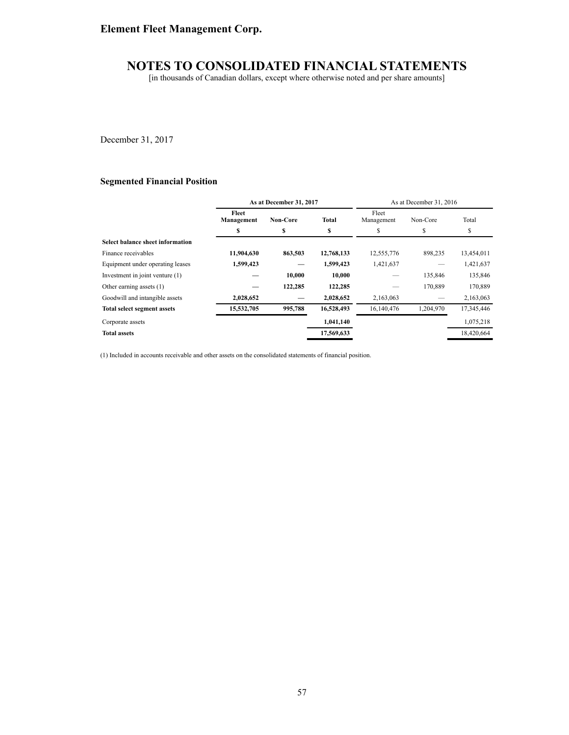December 31, 2017

### Segmented Financial Position

| | As at December 31, 2017 | | | As at December 31, 2016 | | |
|---|---|---|---|---|---|---|
| | **Fleet Management** | **Non-Core** | **Total** | Fleet Management | Non-Core | Total |
| | **$** | **$** | **$** | $ | $ | $ |
| **Select balance sheet information** | | | | | | |
| Finance receivables | **11,904,630** | **863,503** | **12,768,133** | 12,555,776 | 898,235 | 13,454,011 |
| Equipment under operating leases | **1,599,423** | **—** | **1,599,423** | 1,421,637 | — | 1,421,637 |
| Investment in joint venture (1) | **—** | **10,000** | **10,000** | — | 135,846 | 135,846 |
| Other earning assets (1) | **—** | **122,285** | **122,285** | — | 170,889 | 170,889 |
| Goodwill and intangible assets | **2,028,652** | **—** | **2,028,652** | 2,163,063 | — | 2,163,063 |
| **Total select segment assets** | **15,532,705** | **995,788** | **16,528,493** | 16,140,476 | 1,204,970 | 17,345,446 |
| Corporate assets | | | **1,041,140** | | | 1,075,218 |
| **Total assets** | | | **17,569,633** | | | 18,420,664 |

(1) Included in accounts receivable and other assets on the consolidated statements of financial position.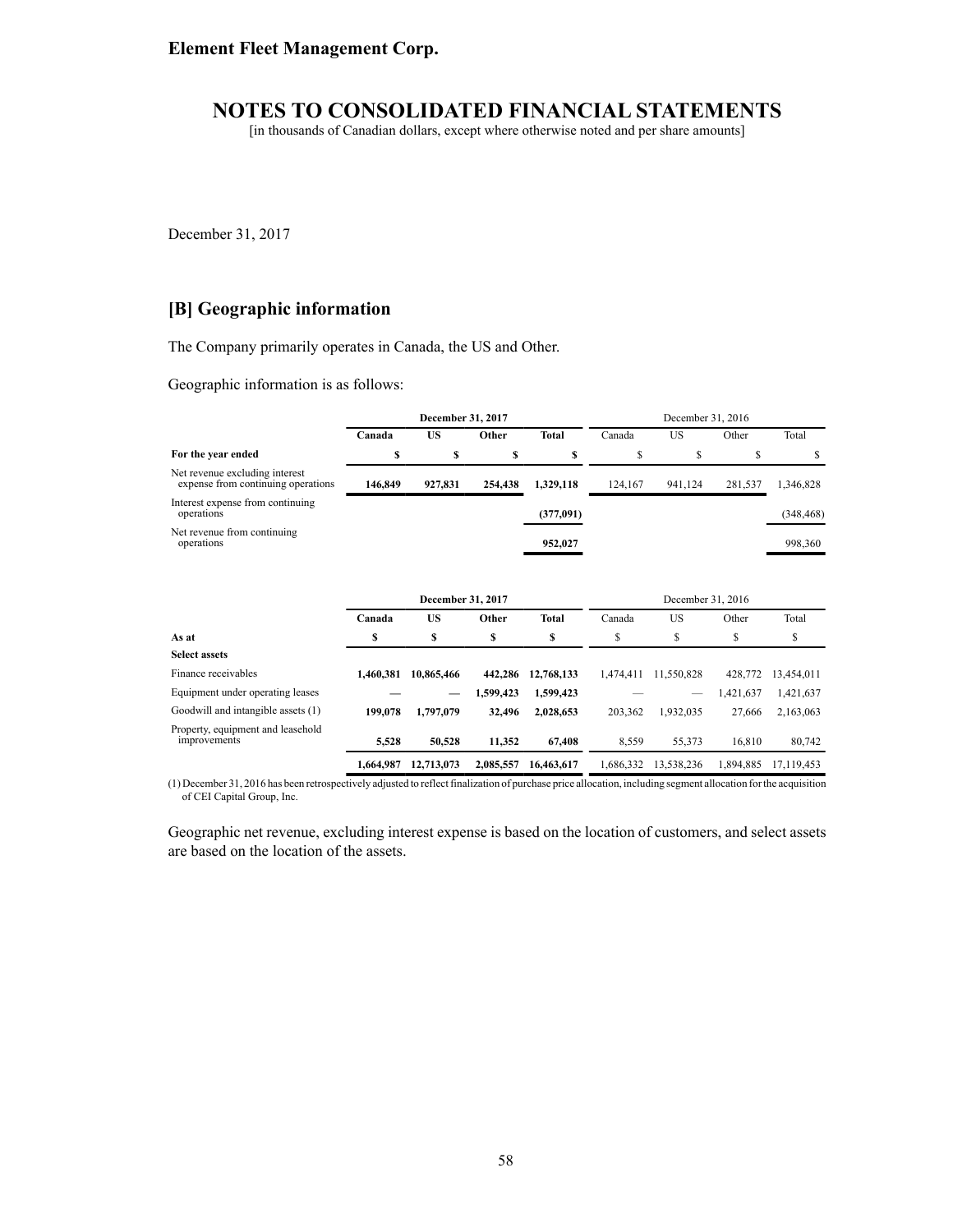December 31, 2017

## [B] Geographic information

The Company primarily operates in Canada, the US and Other.

Geographic information is as follows:

| | **December 31, 2017** | | | | December 31, 2016 | | | |
|---|---|---|---|---|---|---|---|---|
| | **Canada** | **US** | **Other** | **Total** | Canada | US | Other | Total |
| **For the year ended** | **$** | **$** | **$** | **$** | $ | $ | $ | $ |
| Net revenue excluding interest expense from continuing operations | **146,849** | **927,831** | **254,438** | **1,329,118** | 124,167 | 941,124 | 281,537 | 1,346,828 |
| Interest expense from continuing operations | | | | **(377,091)** | | | | (348,468) |
| Net revenue from continuing operations | | | | **952,027** | | | | 998,360 |

| | **December 31, 2017** | | | | December 31, 2016 | | | |
|---|---|---|---|---|---|---|---|---|
| | **Canada** | **US** | **Other** | **Total** | Canada | US | Other | Total |
| **As at** | **$** | **$** | **$** | **$** | $ | $ | $ | $ |
| **Select assets** | | | | | | | | |
| Finance receivables | **1,460,381** | **10,865,466** | **442,286** | **12,768,133** | 1,474,411 | 11,550,828 | 428,772 | 13,454,011 |
| Equipment under operating leases | **—** | **—** | **1,599,423** | **1,599,423** | — | — | 1,421,637 | 1,421,637 |
| Goodwill and intangible assets (1) | **199,078** | **1,797,079** | **32,496** | **2,028,653** | 203,362 | 1,932,035 | 27,666 | 2,163,063 |
| Property, equipment and leasehold improvements | **5,528** | **50,528** | **11,352** | **67,408** | 8,559 | 55,373 | 16,810 | 80,742 |
| | **1,664,987** | **12,713,073** | **2,085,557** | **16,463,617** | 1,686,332 | 13,538,236 | 1,894,885 | 17,119,453 |

(1) December 31, 2016 has been retrospectively adjusted to reflect finalization of purchase price allocation, including segment allocation for the acquisition of CEI Capital Group, Inc.

Geographic net revenue, excluding interest expense is based on the location of customers, and select assets are based on the location of the assets.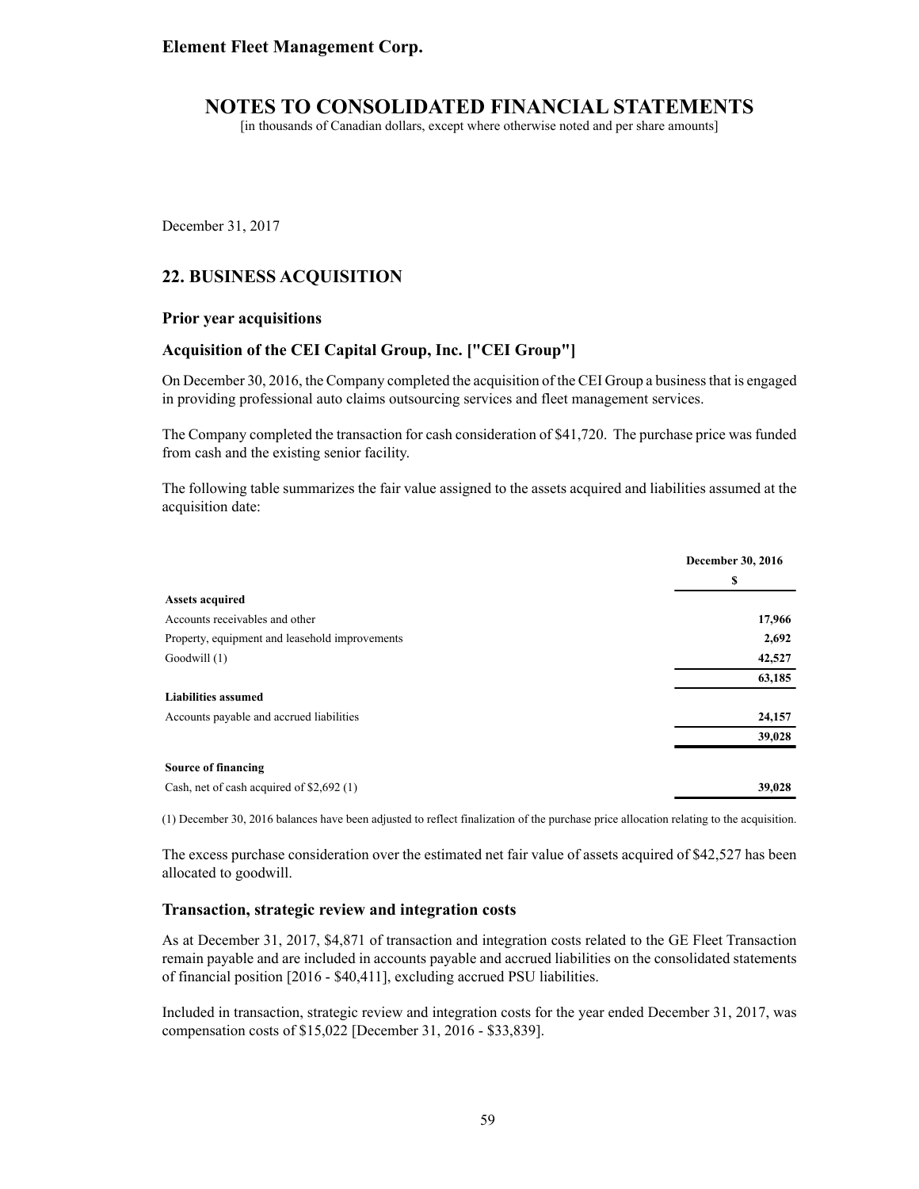December 31, 2017

## 22. BUSINESS ACQUISITION

### Prior year acquisitions

### Acquisition of the CEI Capital Group, Inc. ["CEI Group"]

On December 30, 2016, the Company completed the acquisition of the CEI Group a business that is engaged in providing professional auto claims outsourcing services and fleet management services.

The Company completed the transaction for cash consideration of $41,720. The purchase price was funded from cash and the existing senior facility.

The following table summarizes the fair value assigned to the assets acquired and liabilities assumed at the acquisition date:

| | December 30, 2016 |
|---|---|
| | $ |
| **Assets acquired** | |
| Accounts receivables and other | **17,966** |
| Property, equipment and leasehold improvements | **2,692** |
| Goodwill (1) | **42,527** |
| | **63,185** |
| **Liabilities assumed** | |
| Accounts payable and accrued liabilities | **24,157** |
| | **39,028** |
| **Source of financing** | |
| Cash, net of cash acquired of $2,692 (1) | **39,028** |

(1) December 30, 2016 balances have been adjusted to reflect finalization of the purchase price allocation relating to the acquisition.

The excess purchase consideration over the estimated net fair value of assets acquired of $42,527 has been allocated to goodwill.

### Transaction, strategic review and integration costs

As at December 31, 2017, $4,871 of transaction and integration costs related to the GE Fleet Transaction remain payable and are included in accounts payable and accrued liabilities on the consolidated statements of financial position [2016 - $40,411], excluding accrued PSU liabilities.

Included in transaction, strategic review and integration costs for the year ended December 31, 2017, was compensation costs of $15,022 [December 31, 2016 - $33,839].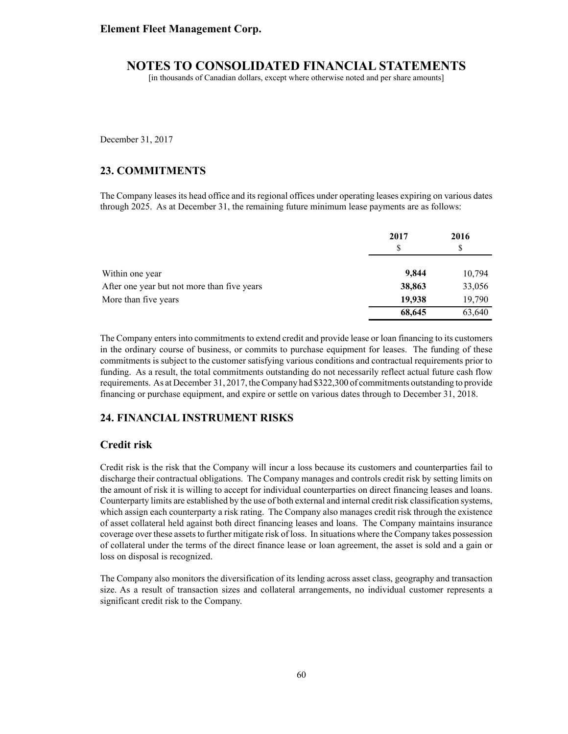December 31, 2017

## 23. COMMITMENTS

The Company leases its head office and its regional offices under operating leases expiring on various dates through 2025. As at December 31, the remaining future minimum lease payments are as follows:

| | 2017 | 2016 |
|---|---|---|
| | $ | $ |
| Within one year | **9,844** | 10,794 |
| After one year but not more than five years | **38,863** | 33,056 |
| More than five years | **19,938** | 19,790 |
| | **68,645** | 63,640 |

The Company enters into commitments to extend credit and provide lease or loan financing to its customers in the ordinary course of business, or commits to purchase equipment for leases. The funding of these commitments is subject to the customer satisfying various conditions and contractual requirements prior to funding. As a result, the total commitments outstanding do not necessarily reflect actual future cash flow requirements. As at December 31, 2017, the Company had $322,300 of commitments outstanding to provide financing or purchase equipment, and expire or settle on various dates through to December 31, 2018.

## 24. FINANCIAL INSTRUMENT RISKS

### Credit risk

Credit risk is the risk that the Company will incur a loss because its customers and counterparties fail to discharge their contractual obligations. The Company manages and controls credit risk by setting limits on the amount of risk it is willing to accept for individual counterparties on direct financing leases and loans. Counterparty limits are established by the use of both external and internal credit risk classification systems, which assign each counterparty a risk rating. The Company also manages credit risk through the existence of asset collateral held against both direct financing leases and loans. The Company maintains insurance coverage over these assets to further mitigate risk of loss. In situations where the Company takes possession of collateral under the terms of the direct finance lease or loan agreement, the asset is sold and a gain or loss on disposal is recognized.

The Company also monitors the diversification of its lending across asset class, geography and transaction size. As a result of transaction sizes and collateral arrangements, no individual customer represents a significant credit risk to the Company.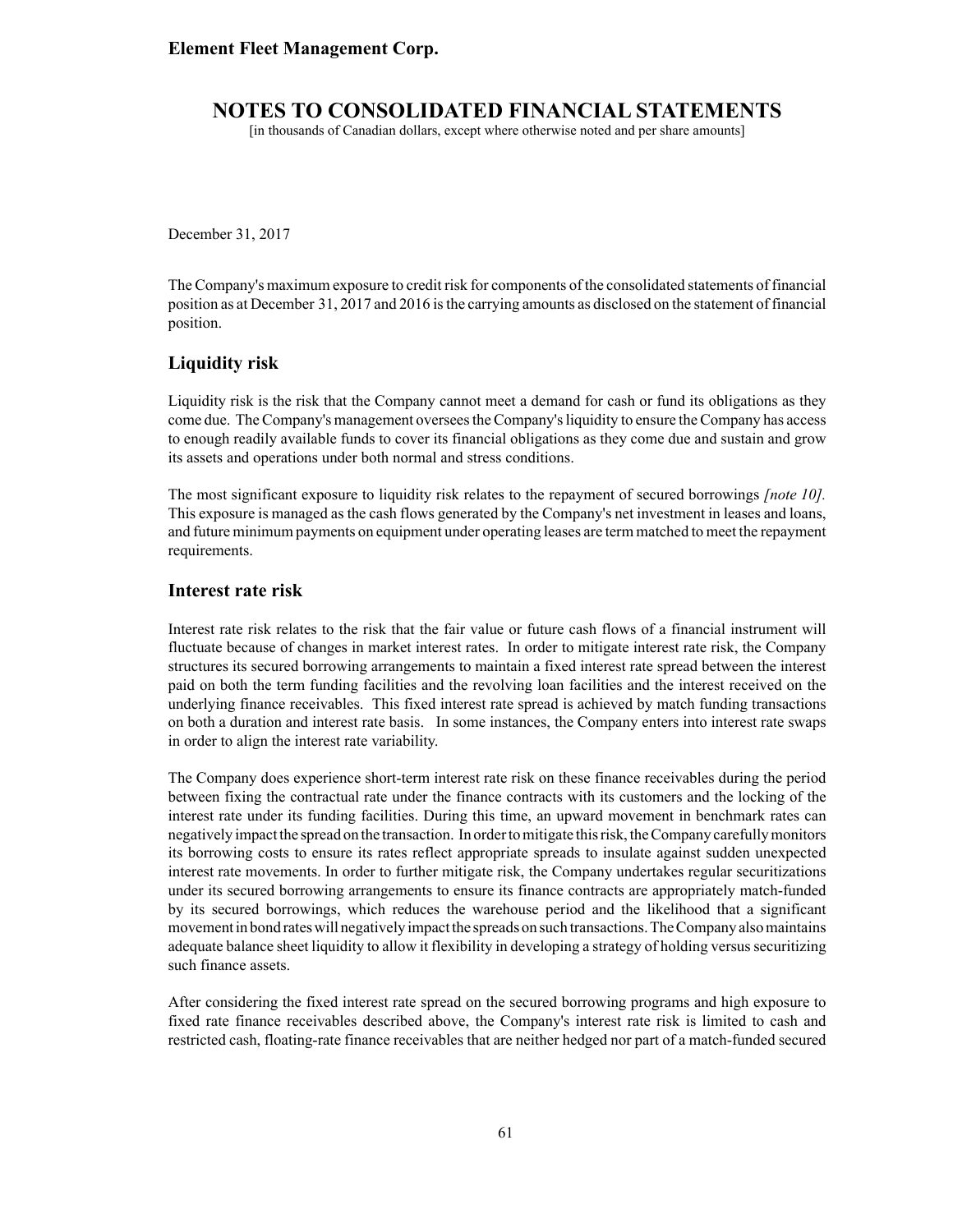December 31, 2017

The Company's maximum exposure to credit risk for components of the consolidated statements of financial position as at December 31, 2017 and 2016 is the carrying amounts as disclosed on the statement of financial position.

## Liquidity risk

Liquidity risk is the risk that the Company cannot meet a demand for cash or fund its obligations as they come due. The Company's management oversees the Company's liquidity to ensure the Company has access to enough readily available funds to cover its financial obligations as they come due and sustain and grow its assets and operations under both normal and stress conditions.

The most significant exposure to liquidity risk relates to the repayment of secured borrowings *[note 10].* This exposure is managed as the cash flows generated by the Company's net investment in leases and loans, and future minimum payments on equipment under operating leases are term matched to meet the repayment requirements.

## Interest rate risk

Interest rate risk relates to the risk that the fair value or future cash flows of a financial instrument will fluctuate because of changes in market interest rates. In order to mitigate interest rate risk, the Company structures its secured borrowing arrangements to maintain a fixed interest rate spread between the interest paid on both the term funding facilities and the revolving loan facilities and the interest received on the underlying finance receivables. This fixed interest rate spread is achieved by match funding transactions on both a duration and interest rate basis. In some instances, the Company enters into interest rate swaps in order to align the interest rate variability.

The Company does experience short-term interest rate risk on these finance receivables during the period between fixing the contractual rate under the finance contracts with its customers and the locking of the interest rate under its funding facilities. During this time, an upward movement in benchmark rates can negatively impact the spread on the transaction. In order to mitigate this risk, the Company carefully monitors its borrowing costs to ensure its rates reflect appropriate spreads to insulate against sudden unexpected interest rate movements. In order to further mitigate risk, the Company undertakes regular securitizations under its secured borrowing arrangements to ensure its finance contracts are appropriately match-funded by its secured borrowings, which reduces the warehouse period and the likelihood that a significant movement in bond rates will negatively impact the spreads on such transactions. The Company also maintains adequate balance sheet liquidity to allow it flexibility in developing a strategy of holding versus securitizing such finance assets.

After considering the fixed interest rate spread on the secured borrowing programs and high exposure to fixed rate finance receivables described above, the Company's interest rate risk is limited to cash and restricted cash, floating-rate finance receivables that are neither hedged nor part of a match-funded secured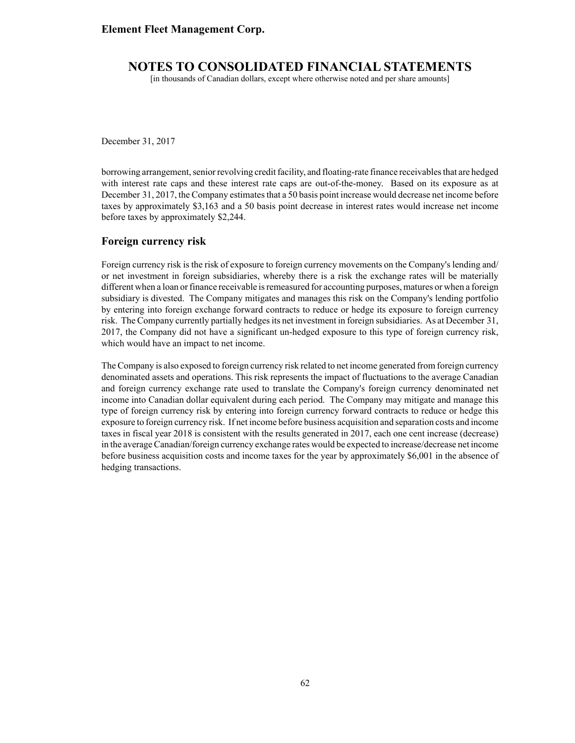December 31, 2017

borrowing arrangement, senior revolving credit facility, and floating-rate finance receivables that are hedged with interest rate caps and these interest rate caps are out-of-the-money. Based on its exposure as at December 31, 2017, the Company estimates that a 50 basis point increase would decrease net income before taxes by approximately $3,163 and a 50 basis point decrease in interest rates would increase net income before taxes by approximately $2,244.

## Foreign currency risk

Foreign currency risk is the risk of exposure to foreign currency movements on the Company's lending and/or net investment in foreign subsidiaries, whereby there is a risk the exchange rates will be materially different when a loan or finance receivable is remeasured for accounting purposes, matures or when a foreign subsidiary is divested. The Company mitigates and manages this risk on the Company's lending portfolio by entering into foreign exchange forward contracts to reduce or hedge its exposure to foreign currency risk. The Company currently partially hedges its net investment in foreign subsidiaries. As at December 31, 2017, the Company did not have a significant un-hedged exposure to this type of foreign currency risk, which would have an impact to net income.

The Company is also exposed to foreign currency risk related to net income generated from foreign currency denominated assets and operations. This risk represents the impact of fluctuations to the average Canadian and foreign currency exchange rate used to translate the Company's foreign currency denominated net income into Canadian dollar equivalent during each period. The Company may mitigate and manage this type of foreign currency risk by entering into foreign currency forward contracts to reduce or hedge this exposure to foreign currency risk. If net income before business acquisition and separation costs and income taxes in fiscal year 2018 is consistent with the results generated in 2017, each one cent increase (decrease) in the average Canadian/foreign currency exchange rates would be expected to increase/decrease net income before business acquisition costs and income taxes for the year by approximately $6,001 in the absence of hedging transactions.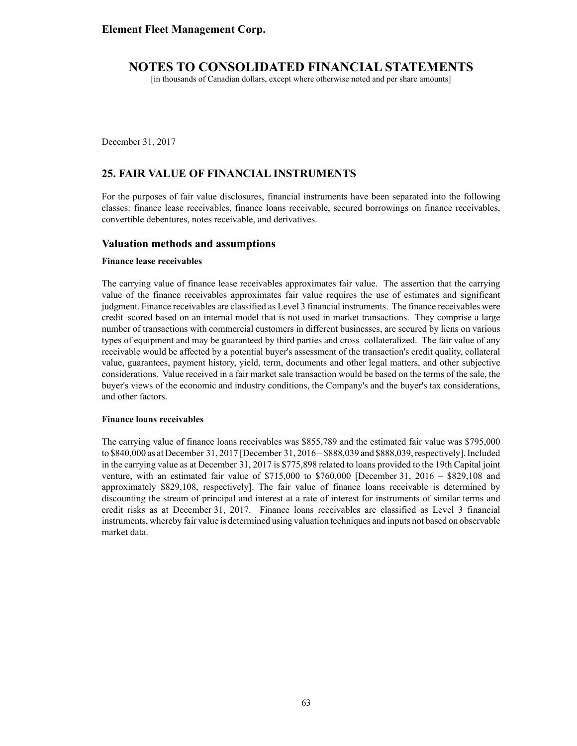December 31, 2017

## 25. FAIR VALUE OF FINANCIAL INSTRUMENTS

For the purposes of fair value disclosures, financial instruments have been separated into the following classes: finance lease receivables, finance loans receivable, secured borrowings on finance receivables, convertible debentures, notes receivable, and derivatives.

### Valuation methods and assumptions

**Finance lease receivables**

The carrying value of finance lease receivables approximates fair value. The assertion that the carrying value of the finance receivables approximates fair value requires the use of estimates and significant judgment. Finance receivables are classified as Level 3 financial instruments. The finance receivables were credit-scored based on an internal model that is not used in market transactions. They comprise a large number of transactions with commercial customers in different businesses, are secured by liens on various types of equipment and may be guaranteed by third parties and cross-collateralized. The fair value of any receivable would be affected by a potential buyer's assessment of the transaction's credit quality, collateral value, guarantees, payment history, yield, term, documents and other legal matters, and other subjective considerations. Value received in a fair market sale transaction would be based on the terms of the sale, the buyer's views of the economic and industry conditions, the Company's and the buyer's tax considerations, and other factors.

**Finance loans receivables**

The carrying value of finance loans receivables was $855,789 and the estimated fair value was $795,000 to $840,000 as at December 31, 2017 [December 31, 2016 – $888,039 and $888,039, respectively]. Included in the carrying value as at December 31, 2017 is $775,898 related to loans provided to the 19th Capital joint venture, with an estimated fair value of $715,000 to $760,000 [December 31, 2016 – $829,108 and approximately $829,108, respectively]. The fair value of finance loans receivable is determined by discounting the stream of principal and interest at a rate of interest for instruments of similar terms and credit risks as at December 31, 2017. Finance loans receivables are classified as Level 3 financial instruments, whereby fair value is determined using valuation techniques and inputs not based on observable market data.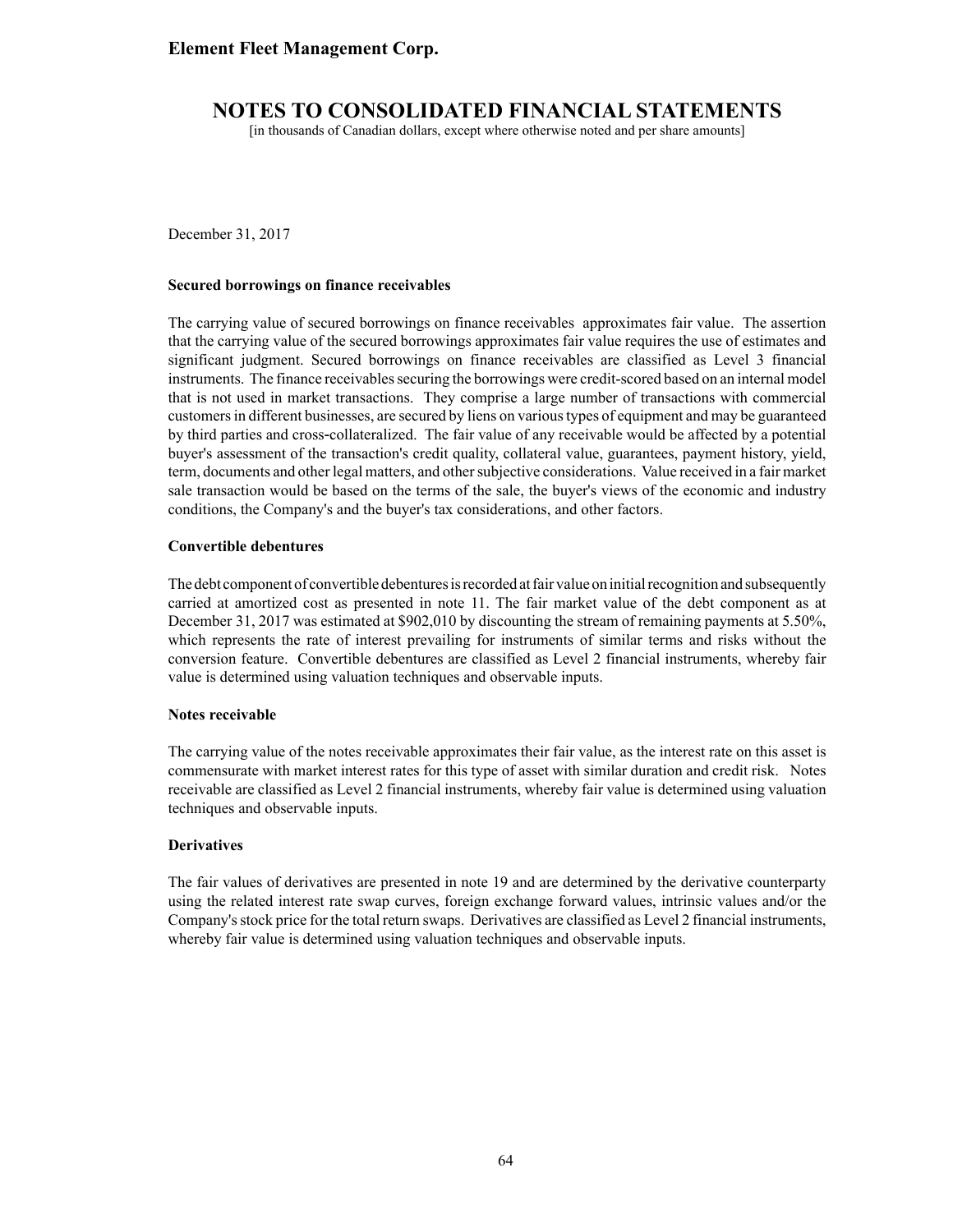December 31, 2017

**Secured borrowings on finance receivables**

The carrying value of secured borrowings on finance receivables approximates fair value. The assertion that the carrying value of the secured borrowings approximates fair value requires the use of estimates and significant judgment. Secured borrowings on finance receivables are classified as Level 3 financial instruments. The finance receivables securing the borrowings were credit-scored based on an internal model that is not used in market transactions. They comprise a large number of transactions with commercial customers in different businesses, are secured by liens on various types of equipment and may be guaranteed by third parties and cross-collateralized. The fair value of any receivable would be affected by a potential buyer's assessment of the transaction's credit quality, collateral value, guarantees, payment history, yield, term, documents and other legal matters, and other subjective considerations. Value received in a fair market sale transaction would be based on the terms of the sale, the buyer's views of the economic and industry conditions, the Company's and the buyer's tax considerations, and other factors.

**Convertible debentures**

The debt component of convertible debentures is recorded at fair value on initial recognition and subsequently carried at amortized cost as presented in note 11. The fair market value of the debt component as at December 31, 2017 was estimated at $902,010 by discounting the stream of remaining payments at 5.50%, which represents the rate of interest prevailing for instruments of similar terms and risks without the conversion feature. Convertible debentures are classified as Level 2 financial instruments, whereby fair value is determined using valuation techniques and observable inputs.

**Notes receivable**

The carrying value of the notes receivable approximates their fair value, as the interest rate on this asset is commensurate with market interest rates for this type of asset with similar duration and credit risk. Notes receivable are classified as Level 2 financial instruments, whereby fair value is determined using valuation techniques and observable inputs.

**Derivatives**

The fair values of derivatives are presented in note 19 and are determined by the derivative counterparty using the related interest rate swap curves, foreign exchange forward values, intrinsic values and/or the Company's stock price for the total return swaps. Derivatives are classified as Level 2 financial instruments, whereby fair value is determined using valuation techniques and observable inputs.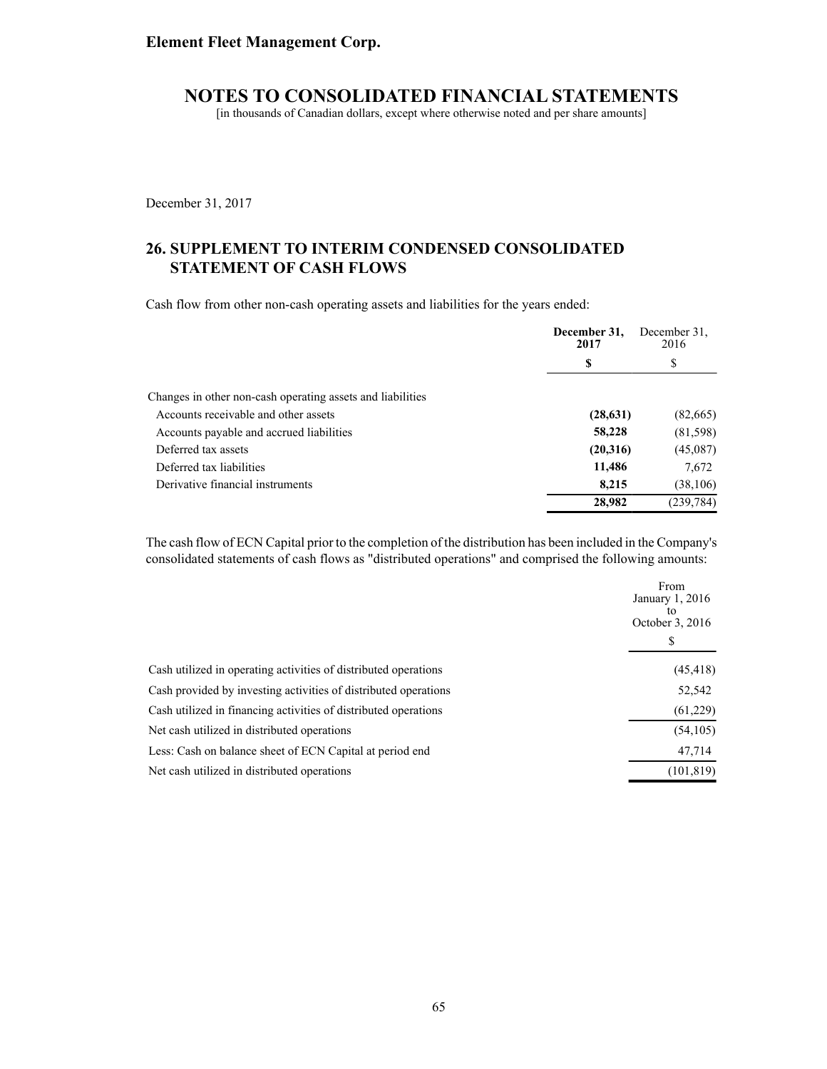December 31, 2017

## 26. SUPPLEMENT TO INTERIM CONDENSED CONSOLIDATED STATEMENT OF CASH FLOWS

Cash flow from other non-cash operating assets and liabilities for the years ended:

| | **December 31, 2017** | December 31, 2016 |
|---|---|---|
| | **$** | $ |
| Changes in other non-cash operating assets and liabilities | | |
| Accounts receivable and other assets | **(28,631)** | (82,665) |
| Accounts payable and accrued liabilities | **58,228** | (81,598) |
| Deferred tax assets | **(20,316)** | (45,087) |
| Deferred tax liabilities | **11,486** | 7,672 |
| Derivative financial instruments | **8,215** | (38,106) |
| | **28,982** | (239,784) |

The cash flow of ECN Capital prior to the completion of the distribution has been included in the Company's consolidated statements of cash flows as "distributed operations" and comprised the following amounts:

| | From January 1, 2016 to October 3, 2016 |
|---|---|
| | $ |
| Cash utilized in operating activities of distributed operations | (45,418) |
| Cash provided by investing activities of distributed operations | 52,542 |
| Cash utilized in financing activities of distributed operations | (61,229) |
| Net cash utilized in distributed operations | (54,105) |
| Less: Cash on balance sheet of ECN Capital at period end | 47,714 |
| Net cash utilized in distributed operations | (101,819) |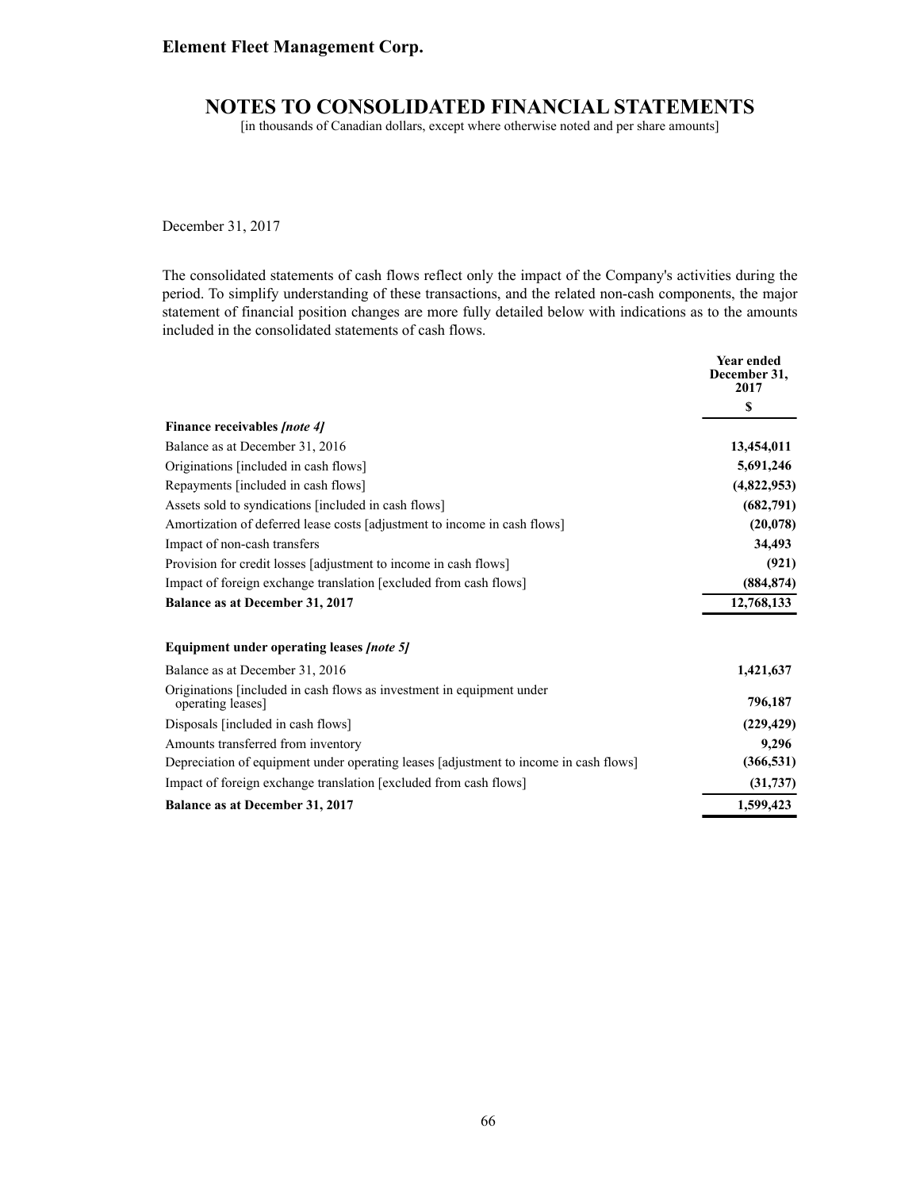# NOTES TO CONSOLIDATED FINANCIAL STATEMENTS

[in thousands of Canadian dollars, except where otherwise noted and per share amounts]

December 31, 2017

The consolidated statements of cash flows reflect only the impact of the Company's activities during the period. To simplify understanding of these transactions, and the related non-cash components, the major statement of financial position changes are more fully detailed below with indications as to the amounts included in the consolidated statements of cash flows.

| | Year ended December 31, 2017 |
|---|---|
| | $ |
| **Finance receivables *[note 4]*** | |
| Balance as at December 31, 2016 | **13,454,011** |
| Originations [included in cash flows] | **5,691,246** |
| Repayments [included in cash flows] | **(4,822,953)** |
| Assets sold to syndications [included in cash flows] | **(682,791)** |
| Amortization of deferred lease costs [adjustment to income in cash flows] | **(20,078)** |
| Impact of non-cash transfers | **34,493** |
| Provision for credit losses [adjustment to income in cash flows] | **(921)** |
| Impact of foreign exchange translation [excluded from cash flows] | **(884,874)** |
| **Balance as at December 31, 2017** | **12,768,133** |
| | |
| **Equipment under operating leases *[note 5]*** | |
| Balance as at December 31, 2016 | **1,421,637** |
| Originations [included in cash flows as investment in equipment under operating leases] | **796,187** |
| Disposals [included in cash flows] | **(229,429)** |
| Amounts transferred from inventory | **9,296** |
| Depreciation of equipment under operating leases [adjustment to income in cash flows] | **(366,531)** |
| Impact of foreign exchange translation [excluded from cash flows] | **(31,737)** |
| **Balance as at December 31, 2017** | **1,599,423** |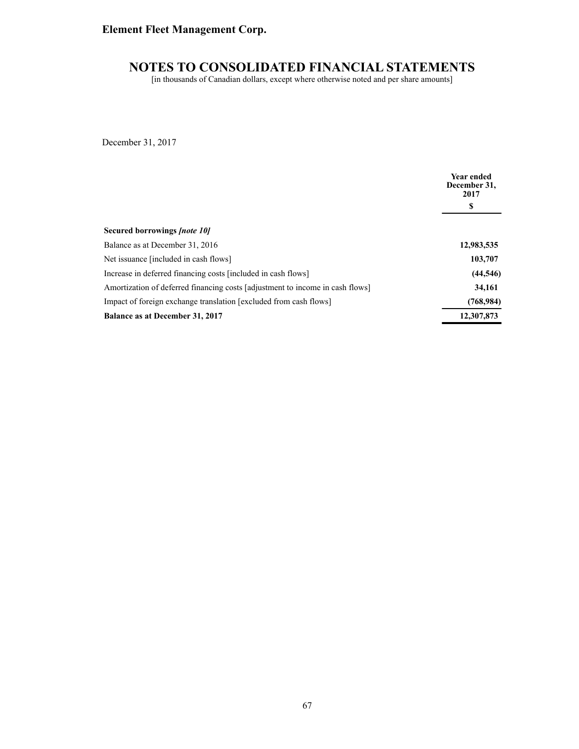December 31, 2017

| | Year ended December 31, 2017 |
|---|---|
| | $ |
| **Secured borrowings *[note 10]*** | |
| Balance as at December 31, 2016 | **12,983,535** |
| Net issuance [included in cash flows] | **103,707** |
| Increase in deferred financing costs [included in cash flows] | **(44,546)** |
| Amortization of deferred financing costs [adjustment to income in cash flows] | **34,161** |
| Impact of foreign exchange translation [excluded from cash flows] | **(768,984)** |
| **Balance as at December 31, 2017** | **12,307,873** |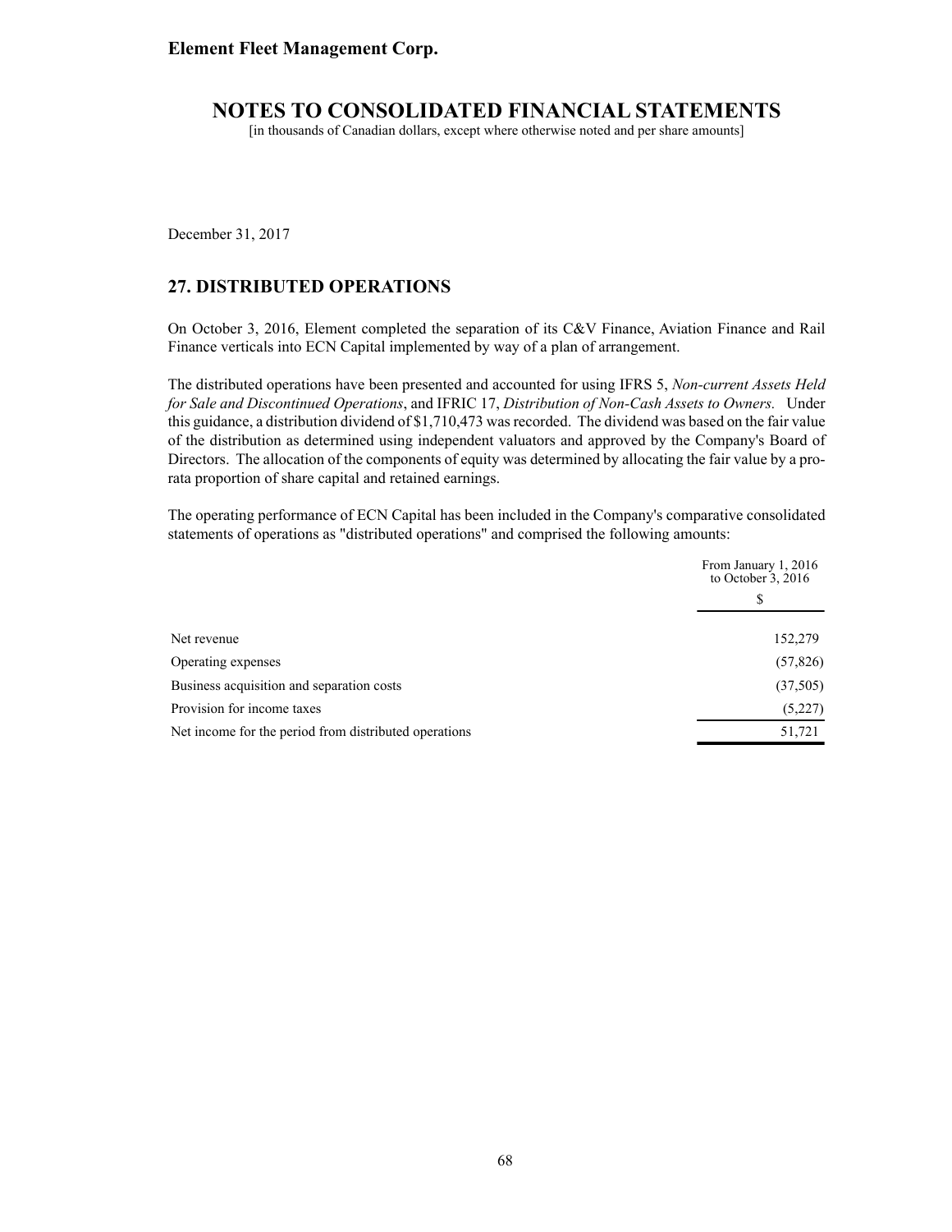December 31, 2017

## 27. DISTRIBUTED OPERATIONS

On October 3, 2016, Element completed the separation of its C&V Finance, Aviation Finance and Rail Finance verticals into ECN Capital implemented by way of a plan of arrangement.

The distributed operations have been presented and accounted for using IFRS 5, *Non-current Assets Held for Sale and Discontinued Operations*, and IFRIC 17, *Distribution of Non-Cash Assets to Owners.* Under this guidance, a distribution dividend of $1,710,473 was recorded. The dividend was based on the fair value of the distribution as determined using independent valuators and approved by the Company's Board of Directors. The allocation of the components of equity was determined by allocating the fair value by a pro-rata proportion of share capital and retained earnings.

The operating performance of ECN Capital has been included in the Company's comparative consolidated statements of operations as "distributed operations" and comprised the following amounts:

| | From January 1, 2016 to October 3, 2016 |
|---|---|
| | $ |
| Net revenue | 152,279 |
| Operating expenses | (57,826) |
| Business acquisition and separation costs | (37,505) |
| Provision for income taxes | (5,227) |
| Net income for the period from distributed operations | 51,721 |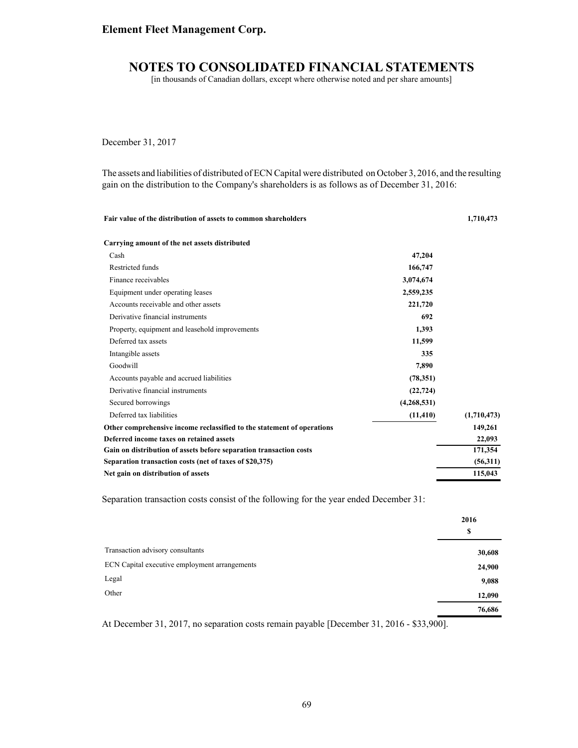December 31, 2017

The assets and liabilities of distributed of ECN Capital were distributed on October 3, 2016, and the resulting gain on the distribution to the Company's shareholders is as follows as of December 31, 2016:

| | | |
|---|---|---|
| **Fair value of the distribution of assets to common shareholders** | | **1,710,473** |
| **Carrying amount of the net assets distributed** | | |
| Cash | **47,204** | |
| Restricted funds | **166,747** | |
| Finance receivables | **3,074,674** | |
| Equipment under operating leases | **2,559,235** | |
| Accounts receivable and other assets | **221,720** | |
| Derivative financial instruments | **692** | |
| Property, equipment and leasehold improvements | **1,393** | |
| Deferred tax assets | **11,599** | |
| Intangible assets | **335** | |
| Goodwill | **7,890** | |
| Accounts payable and accrued liabilities | **(78,351)** | |
| Derivative financial instruments | **(22,724)** | |
| Secured borrowings | **(4,268,531)** | |
| Deferred tax liabilities | **(11,410)** | **(1,710,473)** |
| **Other comprehensive income reclassified to the statement of operations** | | **149,261** |
| **Deferred income taxes on retained assets** | | **22,093** |
| **Gain on distribution of assets before separation transaction costs** | | **171,354** |
| **Separation transaction costs (net of taxes of $20,375)** | | **(56,311)** |
| **Net gain on distribution of assets** | | **115,043** |

Separation transaction costs consist of the following for the year ended December 31:

| | **2016** |
|---|---|
| | **$** |
| Transaction advisory consultants | **30,608** |
| ECN Capital executive employment arrangements | **24,900** |
| Legal | **9,088** |
| Other | **12,090** |
| | **76,686** |

At December 31, 2017, no separation costs remain payable [December 31, 2016 - $33,900].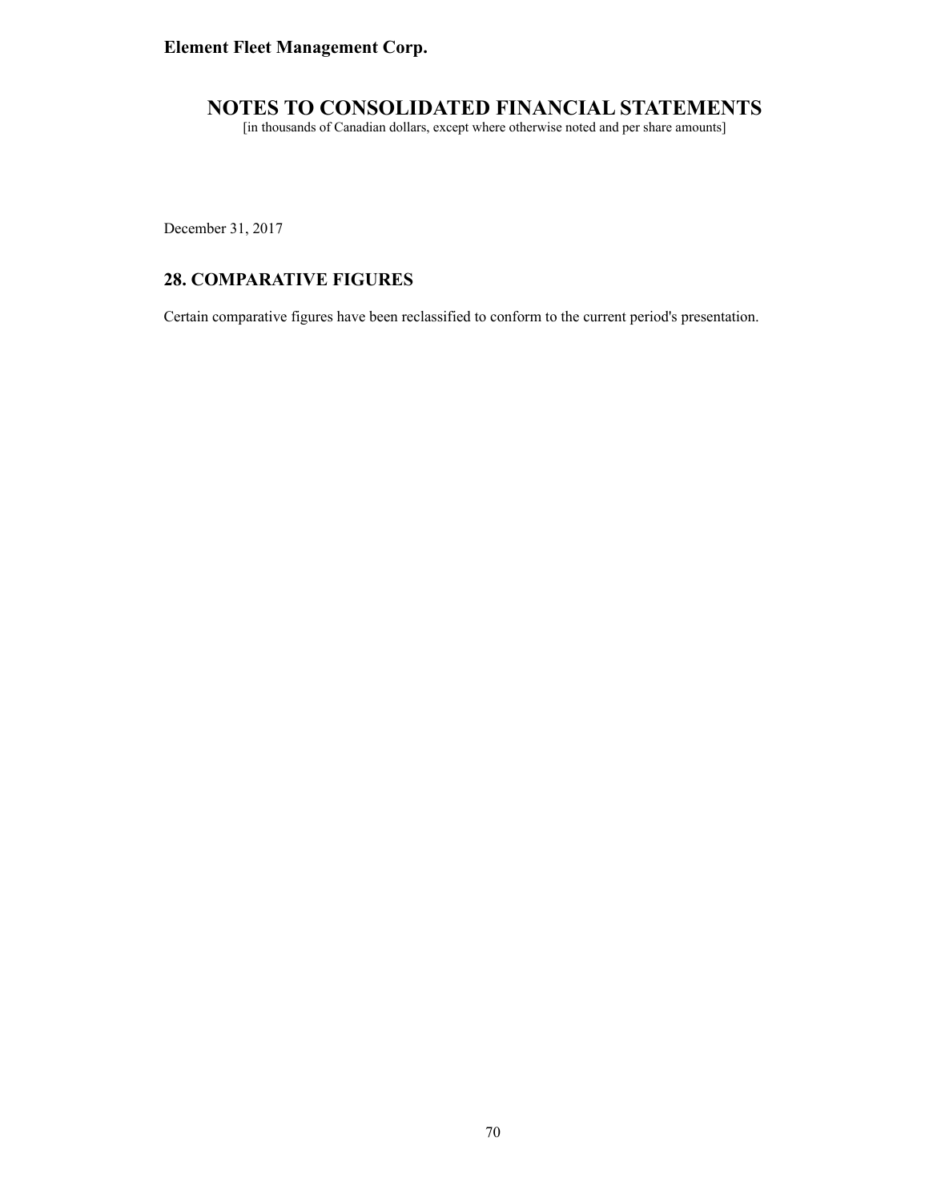December 31, 2017

## 28. COMPARATIVE FIGURES

Certain comparative figures have been reclassified to conform to the current period's presentation.